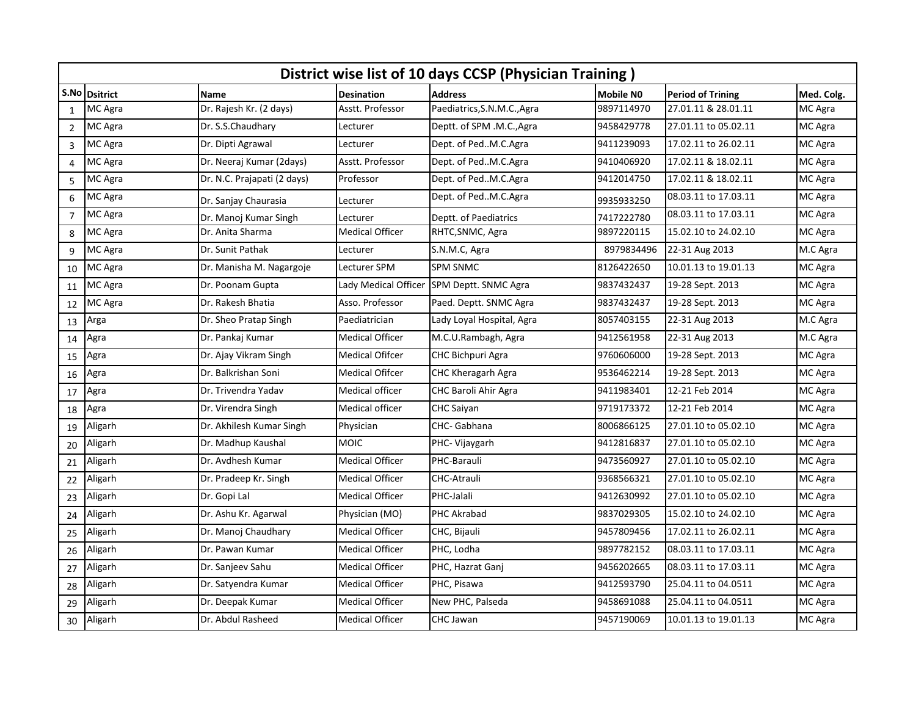# District wise list of 10 days CCSP (Physician Training )

| S.No | Dsitrict | Name | Desination | Address | Mobile N0 | Period of Trining | Med. Colg. |
|---|---|---|---|---|---|---|---|
| 1 | MC Agra | Dr. Rajesh Kr. (2 days) | Asstt. Professor | Paediatrics,S.N.M.C.,Agra | 9897114970 | 27.01.11 & 28.01.11 | MC Agra |
| 2 | MC Agra | Dr. S.S.Chaudhary | Lecturer | Deptt. of SPM .M.C.,Agra | 9458429778 | 27.01.11 to 05.02.11 | MC Agra |
| 3 | MC Agra | Dr. Dipti Agrawal | Lecturer | Dept. of Ped..M.C.Agra | 9411239093 | 17.02.11 to 26.02.11 | MC Agra |
| 4 | MC Agra | Dr. Neeraj Kumar (2days) | Asstt. Professor | Dept. of Ped..M.C.Agra | 9410406920 | 17.02.11 & 18.02.11 | MC Agra |
| 5 | MC Agra | Dr. N.C. Prajapati (2 days) | Professor | Dept. of Ped..M.C.Agra | 9412014750 | 17.02.11 & 18.02.11 | MC Agra |
| 6 | MC Agra | Dr. Sanjay Chaurasia | Lecturer | Dept. of Ped..M.C.Agra | 9935933250 | 08.03.11 to 17.03.11 | MC Agra |
| 7 | MC Agra | Dr. Manoj Kumar Singh | Lecturer | Deptt. of Paediatrics | 7417222780 | 08.03.11 to 17.03.11 | MC Agra |
| 8 | MC Agra | Dr. Anita Sharma | Medical Officer | RHTC,SNMC, Agra | 9897220115 | 15.02.10 to 24.02.10 | MC Agra |
| 9 | MC Agra | Dr. Sunit Pathak | Lecturer | S.N.M.C, Agra | 8979834496 | 22-31 Aug 2013 | M.C Agra |
| 10 | MC Agra | Dr. Manisha M. Nagargoje | Lecturer SPM | SPM SNMC | 8126422650 | 10.01.13 to 19.01.13 | MC Agra |
| 11 | MC Agra | Dr. Poonam Gupta | Lady Medical Officer | SPM Deptt. SNMC Agra | 9837432437 | 19-28 Sept. 2013 | MC Agra |
| 12 | MC Agra | Dr. Rakesh Bhatia | Asso. Professor | Paed. Deptt. SNMC Agra | 9837432437 | 19-28 Sept. 2013 | MC Agra |
| 13 | Arga | Dr. Sheo Pratap Singh | Paediatrician | Lady Loyal Hospital, Agra | 8057403155 | 22-31 Aug 2013 | M.C Agra |
| 14 | Agra | Dr. Pankaj Kumar | Medical Officer | M.C.U.Rambagh, Agra | 9412561958 | 22-31 Aug 2013 | M.C Agra |
| 15 | Agra | Dr. Ajay Vikram Singh | Medical Ofifcer | CHC Bichpuri Agra | 9760606000 | 19-28 Sept. 2013 | MC Agra |
| 16 | Agra | Dr. Balkrishan Soni | Medical Ofifcer | CHC Kheragarh Agra | 9536462214 | 19-28 Sept. 2013 | MC Agra |
| 17 | Agra | Dr. Trivendra Yadav | Medical officer | CHC Baroli Ahir Agra | 9411983401 | 12-21 Feb 2014 | MC Agra |
| 18 | Agra | Dr. Virendra Singh | Medical officer | CHC Saiyan | 9719173372 | 12-21 Feb 2014 | MC Agra |
| 19 | Aligarh | Dr. Akhilesh Kumar Singh | Physician | CHC- Gabhana | 8006866125 | 27.01.10 to 05.02.10 | MC Agra |
| 20 | Aligarh | Dr. Madhup Kaushal | MOIC | PHC- Vijaygarh | 9412816837 | 27.01.10 to 05.02.10 | MC Agra |
| 21 | Aligarh | Dr. Avdhesh Kumar | Medical Officer | PHC-Barauli | 9473560927 | 27.01.10 to 05.02.10 | MC Agra |
| 22 | Aligarh | Dr. Pradeep Kr. Singh | Medical Officer | CHC-Atrauli | 9368566321 | 27.01.10 to 05.02.10 | MC Agra |
| 23 | Aligarh | Dr. Gopi Lal | Medical Officer | PHC-Jalali | 9412630992 | 27.01.10 to 05.02.10 | MC Agra |
| 24 | Aligarh | Dr. Ashu Kr. Agarwal | Physician (MO) | PHC Akrabad | 9837029305 | 15.02.10 to 24.02.10 | MC Agra |
| 25 | Aligarh | Dr. Manoj Chaudhary | Medical Officer | CHC, Bijauli | 9457809456 | 17.02.11 to 26.02.11 | MC Agra |
| 26 | Aligarh | Dr. Pawan Kumar | Medical Officer | PHC, Lodha | 9897782152 | 08.03.11 to 17.03.11 | MC Agra |
| 27 | Aligarh | Dr. Sanjeev Sahu | Medical Officer | PHC, Hazrat Ganj | 9456202665 | 08.03.11 to 17.03.11 | MC Agra |
| 28 | Aligarh | Dr. Satyendra Kumar | Medical Officer | PHC, Pisawa | 9412593790 | 25.04.11 to 04.0511 | MC Agra |
| 29 | Aligarh | Dr. Deepak Kumar | Medical Officer | New PHC, Palseda | 9458691088 | 25.04.11 to 04.0511 | MC Agra |
| 30 | Aligarh | Dr. Abdul Rasheed | Medical Officer | CHC Jawan | 9457190069 | 10.01.13 to 19.01.13 | MC Agra |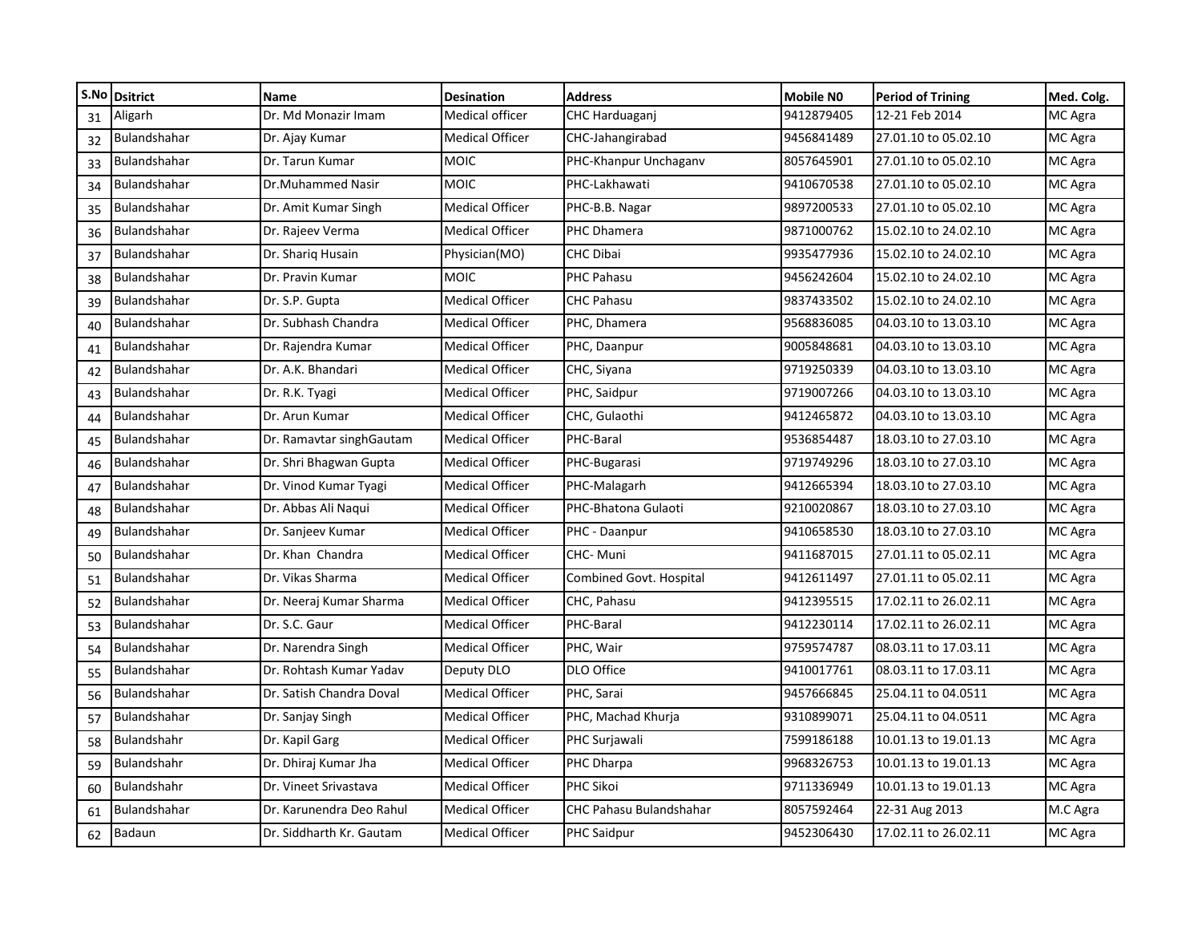| S.No | Dsitrict | Name | Desination | Address | Mobile N0 | Period of Trining | Med. Colg. |
|---|---|---|---|---|---|---|---|
| 31 | Aligarh | Dr. Md Monazir Imam | Medical officer | CHC Harduaganj | 9412879405 | 12-21 Feb 2014 | MC Agra |
| 32 | Bulandshahar | Dr. Ajay Kumar | Medical Officer | CHC-Jahangirabad | 9456841489 | 27.01.10 to 05.02.10 | MC Agra |
| 33 | Bulandshahar | Dr. Tarun Kumar | MOIC | PHC-Khanpur Unchaganv | 8057645901 | 27.01.10 to 05.02.10 | MC Agra |
| 34 | Bulandshahar | Dr.Muhammed Nasir | MOIC | PHC-Lakhawati | 9410670538 | 27.01.10 to 05.02.10 | MC Agra |
| 35 | Bulandshahar | Dr. Amit Kumar Singh | Medical Officer | PHC-B.B. Nagar | 9897200533 | 27.01.10 to 05.02.10 | MC Agra |
| 36 | Bulandshahar | Dr. Rajeev Verma | Medical Officer | PHC Dhamera | 9871000762 | 15.02.10 to 24.02.10 | MC Agra |
| 37 | Bulandshahar | Dr. Shariq Husain | Physician(MO) | CHC Dibai | 9935477936 | 15.02.10 to 24.02.10 | MC Agra |
| 38 | Bulandshahar | Dr. Pravin Kumar | MOIC | PHC Pahasu | 9456242604 | 15.02.10 to 24.02.10 | MC Agra |
| 39 | Bulandshahar | Dr. S.P. Gupta | Medical Officer | CHC Pahasu | 9837433502 | 15.02.10 to 24.02.10 | MC Agra |
| 40 | Bulandshahar | Dr. Subhash Chandra | Medical Officer | PHC, Dhamera | 9568836085 | 04.03.10 to 13.03.10 | MC Agra |
| 41 | Bulandshahar | Dr. Rajendra Kumar | Medical Officer | PHC, Daanpur | 9005848681 | 04.03.10 to 13.03.10 | MC Agra |
| 42 | Bulandshahar | Dr. A.K. Bhandari | Medical Officer | CHC, Siyana | 9719250339 | 04.03.10 to 13.03.10 | MC Agra |
| 43 | Bulandshahar | Dr. R.K. Tyagi | Medical Officer | PHC, Saidpur | 9719007266 | 04.03.10 to 13.03.10 | MC Agra |
| 44 | Bulandshahar | Dr. Arun Kumar | Medical Officer | CHC, Gulaothi | 9412465872 | 04.03.10 to 13.03.10 | MC Agra |
| 45 | Bulandshahar | Dr. Ramavtar singhGautam | Medical Officer | PHC-Baral | 9536854487 | 18.03.10 to 27.03.10 | MC Agra |
| 46 | Bulandshahar | Dr. Shri Bhagwan Gupta | Medical Officer | PHC-Bugarasi | 9719749296 | 18.03.10 to 27.03.10 | MC Agra |
| 47 | Bulandshahar | Dr. Vinod Kumar Tyagi | Medical Officer | PHC-Malagarh | 9412665394 | 18.03.10 to 27.03.10 | MC Agra |
| 48 | Bulandshahar | Dr. Abbas Ali Naqui | Medical Officer | PHC-Bhatona Gulaoti | 9210020867 | 18.03.10 to 27.03.10 | MC Agra |
| 49 | Bulandshahar | Dr. Sanjeev Kumar | Medical Officer | PHC - Daanpur | 9410658530 | 18.03.10 to 27.03.10 | MC Agra |
| 50 | Bulandshahar | Dr. Khan Chandra | Medical Officer | CHC- Muni | 9411687015 | 27.01.11 to 05.02.11 | MC Agra |
| 51 | Bulandshahar | Dr. Vikas Sharma | Medical Officer | Combined Govt. Hospital | 9412611497 | 27.01.11 to 05.02.11 | MC Agra |
| 52 | Bulandshahar | Dr. Neeraj Kumar Sharma | Medical Officer | CHC, Pahasu | 9412395515 | 17.02.11 to 26.02.11 | MC Agra |
| 53 | Bulandshahar | Dr. S.C. Gaur | Medical Officer | PHC-Baral | 9412230114 | 17.02.11 to 26.02.11 | MC Agra |
| 54 | Bulandshahar | Dr. Narendra Singh | Medical Officer | PHC, Wair | 9759574787 | 08.03.11 to 17.03.11 | MC Agra |
| 55 | Bulandshahar | Dr. Rohtash Kumar Yadav | Deputy DLO | DLO Office | 9410017761 | 08.03.11 to 17.03.11 | MC Agra |
| 56 | Bulandshahar | Dr. Satish Chandra Doval | Medical Officer | PHC, Sarai | 9457666845 | 25.04.11 to 04.0511 | MC Agra |
| 57 | Bulandshahar | Dr. Sanjay Singh | Medical Officer | PHC, Machad Khurja | 9310899071 | 25.04.11 to 04.0511 | MC Agra |
| 58 | Bulandshahr | Dr. Kapil Garg | Medical Officer | PHC Surjawali | 7599186188 | 10.01.13 to 19.01.13 | MC Agra |
| 59 | Bulandshahr | Dr. Dhiraj Kumar Jha | Medical Officer | PHC Dharpa | 9968326753 | 10.01.13 to 19.01.13 | MC Agra |
| 60 | Bulandshahr | Dr. Vineet Srivastava | Medical Officer | PHC Sikoi | 9711336949 | 10.01.13 to 19.01.13 | MC Agra |
| 61 | Bulandshahar | Dr. Karunendra Deo Rahul | Medical Officer | CHC Pahasu Bulandshahar | 8057592464 | 22-31 Aug 2013 | M.C Agra |
| 62 | Badaun | Dr. Siddharth Kr. Gautam | Medical Officer | PHC Saidpur | 9452306430 | 17.02.11 to 26.02.11 | MC Agra |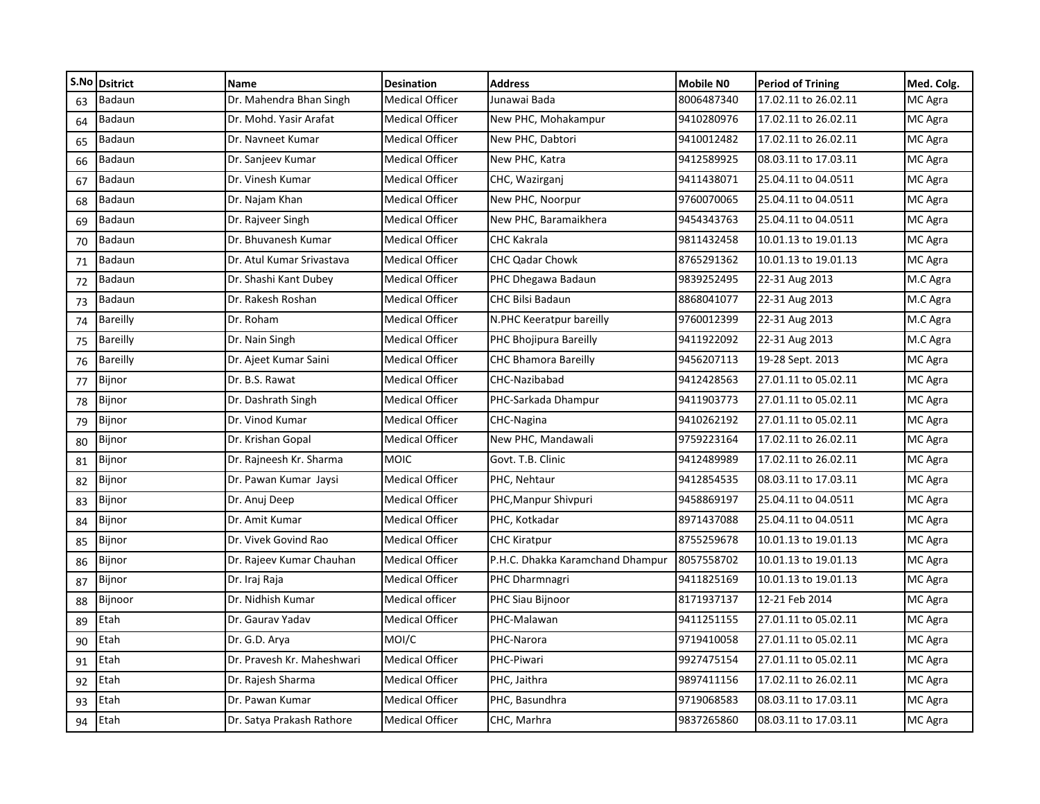| S.No | Dsitrict | Name | Desination | Address | Mobile N0 | Period of Trining | Med. Colg. |
|---|---|---|---|---|---|---|---|
| 63 | Badaun | Dr. Mahendra Bhan Singh | Medical Officer | Junawai Bada | 8006487340 | 17.02.11 to 26.02.11 | MC Agra |
| 64 | Badaun | Dr. Mohd. Yasir Arafat | Medical Officer | New PHC, Mohakampur | 9410280976 | 17.02.11 to 26.02.11 | MC Agra |
| 65 | Badaun | Dr. Navneet Kumar | Medical Officer | New PHC, Dabtori | 9410012482 | 17.02.11 to 26.02.11 | MC Agra |
| 66 | Badaun | Dr. Sanjeev Kumar | Medical Officer | New PHC, Katra | 9412589925 | 08.03.11 to 17.03.11 | MC Agra |
| 67 | Badaun | Dr. Vinesh Kumar | Medical Officer | CHC, Wazirganj | 9411438071 | 25.04.11 to 04.0511 | MC Agra |
| 68 | Badaun | Dr. Najam Khan | Medical Officer | New PHC, Noorpur | 9760070065 | 25.04.11 to 04.0511 | MC Agra |
| 69 | Badaun | Dr. Rajveer Singh | Medical Officer | New PHC, Baramaikhera | 9454343763 | 25.04.11 to 04.0511 | MC Agra |
| 70 | Badaun | Dr. Bhuvanesh Kumar | Medical Officer | CHC Kakrala | 9811432458 | 10.01.13 to 19.01.13 | MC Agra |
| 71 | Badaun | Dr. Atul Kumar Srivastava | Medical Officer | CHC Qadar Chowk | 8765291362 | 10.01.13 to 19.01.13 | MC Agra |
| 72 | Badaun | Dr. Shashi Kant Dubey | Medical Officer | PHC Dhegawa Badaun | 9839252495 | 22-31 Aug 2013 | M.C Agra |
| 73 | Badaun | Dr. Rakesh Roshan | Medical Officer | CHC Bilsi Badaun | 8868041077 | 22-31 Aug 2013 | M.C Agra |
| 74 | Bareilly | Dr. Roham | Medical Officer | N.PHC Keeratpur bareilly | 9760012399 | 22-31 Aug 2013 | M.C Agra |
| 75 | Bareilly | Dr. Nain Singh | Medical Officer | PHC Bhojipura Bareilly | 9411922092 | 22-31 Aug 2013 | M.C Agra |
| 76 | Bareilly | Dr. Ajeet Kumar Saini | Medical Officer | CHC Bhamora Bareilly | 9456207113 | 19-28 Sept. 2013 | MC Agra |
| 77 | Bijnor | Dr. B.S. Rawat | Medical Officer | CHC-Nazibabad | 9412428563 | 27.01.11 to 05.02.11 | MC Agra |
| 78 | Bijnor | Dr. Dashrath Singh | Medical Officer | PHC-Sarkada Dhampur | 9411903773 | 27.01.11 to 05.02.11 | MC Agra |
| 79 | Bijnor | Dr. Vinod Kumar | Medical Officer | CHC-Nagina | 9410262192 | 27.01.11 to 05.02.11 | MC Agra |
| 80 | Bijnor | Dr. Krishan Gopal | Medical Officer | New PHC, Mandawali | 9759223164 | 17.02.11 to 26.02.11 | MC Agra |
| 81 | Bijnor | Dr. Rajneesh Kr. Sharma | MOIC | Govt. T.B. Clinic | 9412489989 | 17.02.11 to 26.02.11 | MC Agra |
| 82 | Bijnor | Dr. Pawan Kumar Jaysi | Medical Officer | PHC, Nehtaur | 9412854535 | 08.03.11 to 17.03.11 | MC Agra |
| 83 | Bijnor | Dr. Anuj Deep | Medical Officer | PHC,Manpur Shivpuri | 9458869197 | 25.04.11 to 04.0511 | MC Agra |
| 84 | Bijnor | Dr. Amit Kumar | Medical Officer | PHC, Kotkadar | 8971437088 | 25.04.11 to 04.0511 | MC Agra |
| 85 | Bijnor | Dr. Vivek Govind Rao | Medical Officer | CHC Kiratpur | 8755259678 | 10.01.13 to 19.01.13 | MC Agra |
| 86 | Bijnor | Dr. Rajeev Kumar Chauhan | Medical Officer | P.H.C. Dhakka Karamchand Dhampur | 8057558702 | 10.01.13 to 19.01.13 | MC Agra |
| 87 | Bijnor | Dr. Iraj Raja | Medical Officer | PHC Dharmnagri | 9411825169 | 10.01.13 to 19.01.13 | MC Agra |
| 88 | Bijnoor | Dr. Nidhish Kumar | Medical officer | PHC Siau Bijnoor | 8171937137 | 12-21 Feb 2014 | MC Agra |
| 89 | Etah | Dr. Gaurav Yadav | Medical Officer | PHC-Malawan | 9411251155 | 27.01.11 to 05.02.11 | MC Agra |
| 90 | Etah | Dr. G.D. Arya | MOI/C | PHC-Narora | 9719410058 | 27.01.11 to 05.02.11 | MC Agra |
| 91 | Etah | Dr. Pravesh Kr. Maheshwari | Medical Officer | PHC-Piwari | 9927475154 | 27.01.11 to 05.02.11 | MC Agra |
| 92 | Etah | Dr. Rajesh Sharma | Medical Officer | PHC, Jaithra | 9897411156 | 17.02.11 to 26.02.11 | MC Agra |
| 93 | Etah | Dr. Pawan Kumar | Medical Officer | PHC, Basundhra | 9719068583 | 08.03.11 to 17.03.11 | MC Agra |
| 94 | Etah | Dr. Satya Prakash Rathore | Medical Officer | CHC, Marhra | 9837265860 | 08.03.11 to 17.03.11 | MC Agra |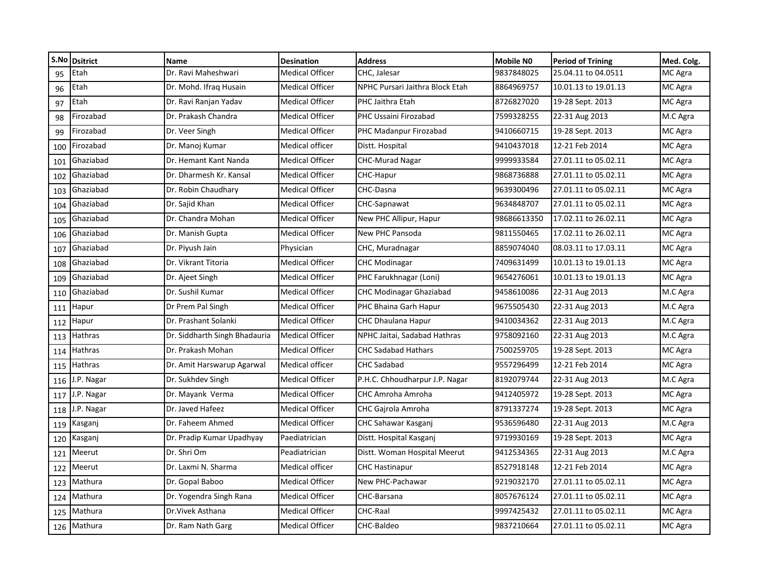| S.No | Dsitrict | Name | Desination | Address | Mobile N0 | Period of Trining | Med. Colg. |
|---|---|---|---|---|---|---|---|
| 95 | Etah | Dr. Ravi Maheshwari | Medical Officer | CHC, Jalesar | 9837848025 | 25.04.11 to 04.0511 | MC Agra |
| 96 | Etah | Dr. Mohd. Ifraq Husain | Medical Officer | NPHC Pursari Jaithra Block Etah | 8864969757 | 10.01.13 to 19.01.13 | MC Agra |
| 97 | Etah | Dr. Ravi Ranjan Yadav | Medical Officer | PHC Jaithra Etah | 8726827020 | 19-28 Sept. 2013 | MC Agra |
| 98 | Firozabad | Dr. Prakash Chandra | Medical Officer | PHC Ussaini Firozabad | 7599328255 | 22-31 Aug 2013 | M.C Agra |
| 99 | Firozabad | Dr. Veer Singh | Medical Officer | PHC Madanpur Firozabad | 9410660715 | 19-28 Sept. 2013 | MC Agra |
| 100 | Firozabad | Dr. Manoj Kumar | Medical officer | Distt. Hospital | 9410437018 | 12-21 Feb 2014 | MC Agra |
| 101 | Ghaziabad | Dr. Hemant Kant Nanda | Medical Officer | CHC-Murad Nagar | 9999933584 | 27.01.11 to 05.02.11 | MC Agra |
| 102 | Ghaziabad | Dr. Dharmesh Kr. Kansal | Medical Officer | CHC-Hapur | 9868736888 | 27.01.11 to 05.02.11 | MC Agra |
| 103 | Ghaziabad | Dr. Robin Chaudhary | Medical Officer | CHC-Dasna | 9639300496 | 27.01.11 to 05.02.11 | MC Agra |
| 104 | Ghaziabad | Dr. Sajid Khan | Medical Officer | CHC-Sapnawat | 9634848707 | 27.01.11 to 05.02.11 | MC Agra |
| 105 | Ghaziabad | Dr. Chandra Mohan | Medical Officer | New PHC Allipur, Hapur | 98686613350 | 17.02.11 to 26.02.11 | MC Agra |
| 106 | Ghaziabad | Dr. Manish Gupta | Medical Officer | New PHC Pansoda | 9811550465 | 17.02.11 to 26.02.11 | MC Agra |
| 107 | Ghaziabad | Dr. Piyush Jain | Physician | CHC, Muradnagar | 8859074040 | 08.03.11 to 17.03.11 | MC Agra |
| 108 | Ghaziabad | Dr. Vikrant Titoria | Medical Officer | CHC Modinagar | 7409631499 | 10.01.13 to 19.01.13 | MC Agra |
| 109 | Ghaziabad | Dr. Ajeet Singh | Medical Officer | PHC Farukhnagar (Loni) | 9654276061 | 10.01.13 to 19.01.13 | MC Agra |
| 110 | Ghaziabad | Dr. Sushil Kumar | Medical Officer | CHC Modinagar Ghaziabad | 9458610086 | 22-31 Aug 2013 | M.C Agra |
| 111 | Hapur | Dr Prem Pal Singh | Medical Officer | PHC Bhaina Garh Hapur | 9675505430 | 22-31 Aug 2013 | M.C Agra |
| 112 | Hapur | Dr. Prashant Solanki | Medical Officer | CHC Dhaulana Hapur | 9410034362 | 22-31 Aug 2013 | M.C Agra |
| 113 | Hathras | Dr. Siddharth Singh Bhadauria | Medical Officer | NPHC Jaitai, Sadabad Hathras | 9758092160 | 22-31 Aug 2013 | M.C Agra |
| 114 | Hathras | Dr. Prakash Mohan | Medical Officer | CHC Sadabad Hathars | 7500259705 | 19-28 Sept. 2013 | MC Agra |
| 115 | Hathras | Dr. Amit Harswarup Agarwal | Medical officer | CHC Sadabad | 9557296499 | 12-21 Feb 2014 | MC Agra |
| 116 | J.P. Nagar | Dr. Sukhdev Singh | Medical Officer | P.H.C. Chhoudharpur J.P. Nagar | 8192079744 | 22-31 Aug 2013 | M.C Agra |
| 117 | J.P. Nagar | Dr. Mayank Verma | Medical Officer | CHC Amroha Amroha | 9412405972 | 19-28 Sept. 2013 | MC Agra |
| 118 | J.P. Nagar | Dr. Javed Hafeez | Medical Officer | CHC Gajrola Amroha | 8791337274 | 19-28 Sept. 2013 | MC Agra |
| 119 | Kasganj | Dr. Faheem Ahmed | Medical Officer | CHC Sahawar Kasganj | 9536596480 | 22-31 Aug 2013 | M.C Agra |
| 120 | Kasganj | Dr. Pradip Kumar Upadhyay | Paediatrician | Distt. Hospital Kasganj | 9719930169 | 19-28 Sept. 2013 | MC Agra |
| 121 | Meerut | Dr. Shri Om | Peadiatrician | Distt. Woman Hospital Meerut | 9412534365 | 22-31 Aug 2013 | M.C Agra |
| 122 | Meerut | Dr. Laxmi N. Sharma | Medical officer | CHC Hastinapur | 8527918148 | 12-21 Feb 2014 | MC Agra |
| 123 | Mathura | Dr. Gopal Baboo | Medical Officer | New PHC-Pachawar | 9219032170 | 27.01.11 to 05.02.11 | MC Agra |
| 124 | Mathura | Dr. Yogendra Singh Rana | Medical Officer | CHC-Barsana | 8057676124 | 27.01.11 to 05.02.11 | MC Agra |
| 125 | Mathura | Dr.Vivek Asthana | Medical Officer | CHC-Raal | 9997425432 | 27.01.11 to 05.02.11 | MC Agra |
| 126 | Mathura | Dr. Ram Nath Garg | Medical Officer | CHC-Baldeo | 9837210664 | 27.01.11 to 05.02.11 | MC Agra |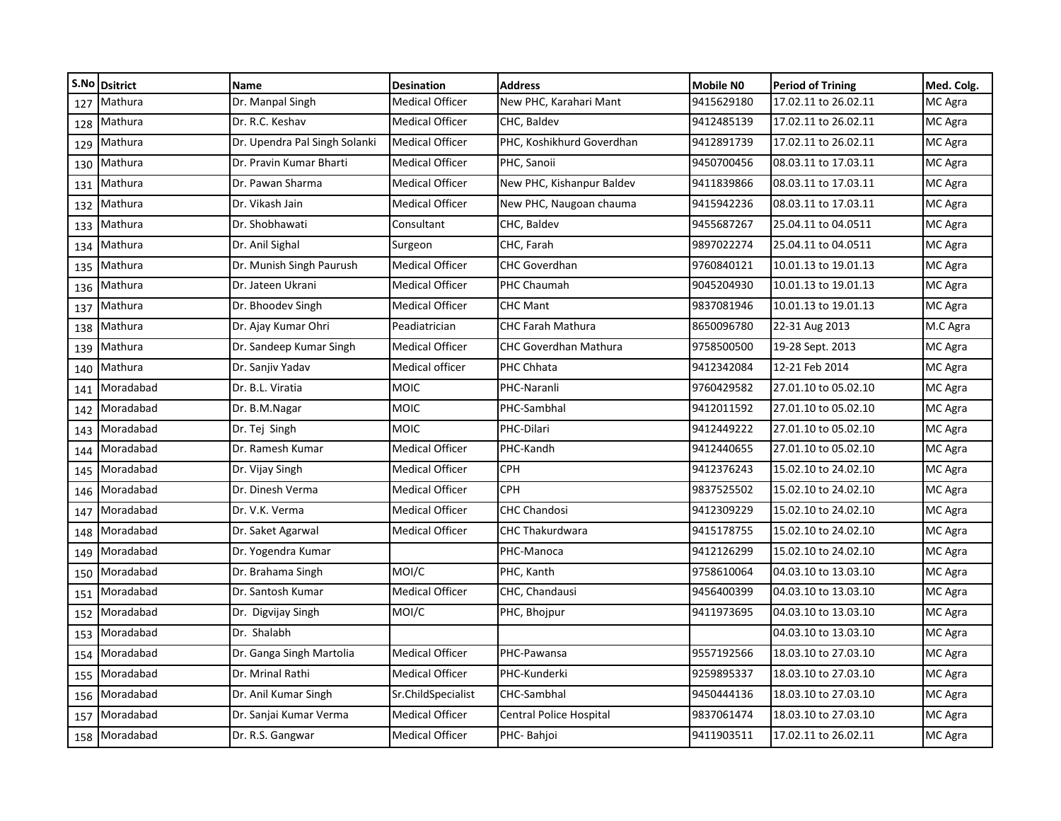| S.No | Dsitrict | Name | Desination | Address | Mobile N0 | Period of Trining | Med. Colg. |
|---|---|---|---|---|---|---|---|
| 127 | Mathura | Dr. Manpal Singh | Medical Officer | New PHC, Karahari Mant | 9415629180 | 17.02.11 to 26.02.11 | MC Agra |
| 128 | Mathura | Dr. R.C. Keshav | Medical Officer | CHC, Baldev | 9412485139 | 17.02.11 to 26.02.11 | MC Agra |
| 129 | Mathura | Dr. Upendra Pal Singh Solanki | Medical Officer | PHC, Koshikhurd Goverdhan | 9412891739 | 17.02.11 to 26.02.11 | MC Agra |
| 130 | Mathura | Dr. Pravin Kumar Bharti | Medical Officer | PHC, Sanoii | 9450700456 | 08.03.11 to 17.03.11 | MC Agra |
| 131 | Mathura | Dr. Pawan Sharma | Medical Officer | New PHC, Kishanpur Baldev | 9411839866 | 08.03.11 to 17.03.11 | MC Agra |
| 132 | Mathura | Dr. Vikash Jain | Medical Officer | New PHC, Naugoan chauma | 9415942236 | 08.03.11 to 17.03.11 | MC Agra |
| 133 | Mathura | Dr. Shobhawati | Consultant | CHC, Baldev | 9455687267 | 25.04.11 to 04.0511 | MC Agra |
| 134 | Mathura | Dr. Anil Sighal | Surgeon | CHC, Farah | 9897022274 | 25.04.11 to 04.0511 | MC Agra |
| 135 | Mathura | Dr. Munish Singh Paurush | Medical Officer | CHC Goverdhan | 9760840121 | 10.01.13 to 19.01.13 | MC Agra |
| 136 | Mathura | Dr. Jateen Ukrani | Medical Officer | PHC Chaumah | 9045204930 | 10.01.13 to 19.01.13 | MC Agra |
| 137 | Mathura | Dr. Bhoodev Singh | Medical Officer | CHC Mant | 9837081946 | 10.01.13 to 19.01.13 | MC Agra |
| 138 | Mathura | Dr. Ajay Kumar Ohri | Peadiatrician | CHC Farah Mathura | 8650096780 | 22-31 Aug 2013 | M.C Agra |
| 139 | Mathura | Dr. Sandeep Kumar Singh | Medical Officer | CHC Goverdhan Mathura | 9758500500 | 19-28 Sept. 2013 | MC Agra |
| 140 | Mathura | Dr. Sanjiv Yadav | Medical officer | PHC Chhata | 9412342084 | 12-21 Feb 2014 | MC Agra |
| 141 | Moradabad | Dr. B.L. Viratia | MOIC | PHC-Naranli | 9760429582 | 27.01.10 to 05.02.10 | MC Agra |
| 142 | Moradabad | Dr. B.M.Nagar | MOIC | PHC-Sambhal | 9412011592 | 27.01.10 to 05.02.10 | MC Agra |
| 143 | Moradabad | Dr. Tej Singh | MOIC | PHC-Dilari | 9412449222 | 27.01.10 to 05.02.10 | MC Agra |
| 144 | Moradabad | Dr. Ramesh Kumar | Medical Officer | PHC-Kandh | 9412440655 | 27.01.10 to 05.02.10 | MC Agra |
| 145 | Moradabad | Dr. Vijay Singh | Medical Officer | CPH | 9412376243 | 15.02.10 to 24.02.10 | MC Agra |
| 146 | Moradabad | Dr. Dinesh Verma | Medical Officer | CPH | 9837525502 | 15.02.10 to 24.02.10 | MC Agra |
| 147 | Moradabad | Dr. V.K. Verma | Medical Officer | CHC Chandosi | 9412309229 | 15.02.10 to 24.02.10 | MC Agra |
| 148 | Moradabad | Dr. Saket Agarwal | Medical Officer | CHC Thakurdwara | 9415178755 | 15.02.10 to 24.02.10 | MC Agra |
| 149 | Moradabad | Dr. Yogendra Kumar | | PHC-Manoca | 9412126299 | 15.02.10 to 24.02.10 | MC Agra |
| 150 | Moradabad | Dr. Brahama Singh | MOI/C | PHC, Kanth | 9758610064 | 04.03.10 to 13.03.10 | MC Agra |
| 151 | Moradabad | Dr. Santosh Kumar | Medical Officer | CHC, Chandausi | 9456400399 | 04.03.10 to 13.03.10 | MC Agra |
| 152 | Moradabad | Dr. Digvijay Singh | MOI/C | PHC, Bhojpur | 9411973695 | 04.03.10 to 13.03.10 | MC Agra |
| 153 | Moradabad | Dr. Shalabh | | | | 04.03.10 to 13.03.10 | MC Agra |
| 154 | Moradabad | Dr. Ganga Singh Martolia | Medical Officer | PHC-Pawansa | 9557192566 | 18.03.10 to 27.03.10 | MC Agra |
| 155 | Moradabad | Dr. Mrinal Rathi | Medical Officer | PHC-Kunderki | 9259895337 | 18.03.10 to 27.03.10 | MC Agra |
| 156 | Moradabad | Dr. Anil Kumar Singh | Sr.ChildSpecialist | CHC-Sambhal | 9450444136 | 18.03.10 to 27.03.10 | MC Agra |
| 157 | Moradabad | Dr. Sanjai Kumar Verma | Medical Officer | Central Police Hospital | 9837061474 | 18.03.10 to 27.03.10 | MC Agra |
| 158 | Moradabad | Dr. R.S. Gangwar | Medical Officer | PHC- Bahjoi | 9411903511 | 17.02.11 to 26.02.11 | MC Agra |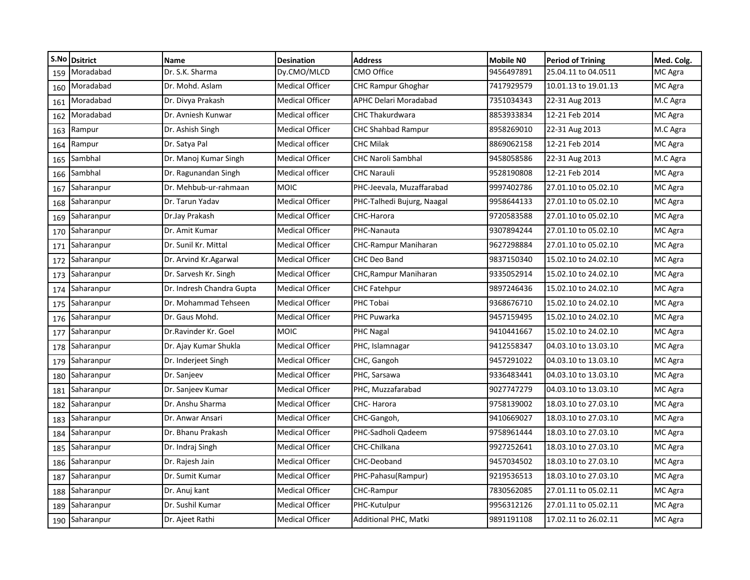| S.No | Dsitrict | Name | Desination | Address | Mobile N0 | Period of Trining | Med. Colg. |
|---|---|---|---|---|---|---|---|
| 159 | Moradabad | Dr. S.K. Sharma | Dy.CMO/MLCD | CMO Office | 9456497891 | 25.04.11 to 04.0511 | MC Agra |
| 160 | Moradabad | Dr. Mohd. Aslam | Medical Officer | CHC Rampur Ghoghar | 7417929579 | 10.01.13 to 19.01.13 | MC Agra |
| 161 | Moradabad | Dr. Divya Prakash | Medical Officer | APHC Delari Moradabad | 7351034343 | 22-31 Aug 2013 | M.C Agra |
| 162 | Moradabad | Dr. Avniesh Kunwar | Medical officer | CHC Thakurdwara | 8853933834 | 12-21 Feb 2014 | MC Agra |
| 163 | Rampur | Dr. Ashish Singh | Medical Officer | CHC Shahbad Rampur | 8958269010 | 22-31 Aug 2013 | M.C Agra |
| 164 | Rampur | Dr. Satya Pal | Medical officer | CHC Milak | 8869062158 | 12-21 Feb 2014 | MC Agra |
| 165 | Sambhal | Dr. Manoj Kumar Singh | Medical Officer | CHC Naroli Sambhal | 9458058586 | 22-31 Aug 2013 | M.C Agra |
| 166 | Sambhal | Dr. Ragunandan Singh | Medical officer | CHC Narauli | 9528190808 | 12-21 Feb 2014 | MC Agra |
| 167 | Saharanpur | Dr. Mehbub-ur-rahmaan | MOIC | PHC-Jeevala, Muzaffarabad | 9997402786 | 27.01.10 to 05.02.10 | MC Agra |
| 168 | Saharanpur | Dr. Tarun Yadav | Medical Officer | PHC-Talhedi Bujurg, Naagal | 9958644133 | 27.01.10 to 05.02.10 | MC Agra |
| 169 | Saharanpur | Dr.Jay Prakash | Medical Officer | CHC-Harora | 9720583588 | 27.01.10 to 05.02.10 | MC Agra |
| 170 | Saharanpur | Dr. Amit Kumar | Medical Officer | PHC-Nanauta | 9307894244 | 27.01.10 to 05.02.10 | MC Agra |
| 171 | Saharanpur | Dr. Sunil Kr. Mittal | Medical Officer | CHC-Rampur Maniharan | 9627298884 | 27.01.10 to 05.02.10 | MC Agra |
| 172 | Saharanpur | Dr. Arvind Kr.Agarwal | Medical Officer | CHC Deo Band | 9837150340 | 15.02.10 to 24.02.10 | MC Agra |
| 173 | Saharanpur | Dr. Sarvesh Kr. Singh | Medical Officer | CHC,Rampur Maniharan | 9335052914 | 15.02.10 to 24.02.10 | MC Agra |
| 174 | Saharanpur | Dr. Indresh Chandra Gupta | Medical Officer | CHC Fatehpur | 9897246436 | 15.02.10 to 24.02.10 | MC Agra |
| 175 | Saharanpur | Dr. Mohammad Tehseen | Medical Officer | PHC Tobai | 9368676710 | 15.02.10 to 24.02.10 | MC Agra |
| 176 | Saharanpur | Dr. Gaus Mohd. | Medical Officer | PHC Puwarka | 9457159495 | 15.02.10 to 24.02.10 | MC Agra |
| 177 | Saharanpur | Dr.Ravinder Kr. Goel | MOIC | PHC Nagal | 9410441667 | 15.02.10 to 24.02.10 | MC Agra |
| 178 | Saharanpur | Dr. Ajay Kumar Shukla | Medical Officer | PHC, Islamnagar | 9412558347 | 04.03.10 to 13.03.10 | MC Agra |
| 179 | Saharanpur | Dr. Inderjeet Singh | Medical Officer | CHC, Gangoh | 9457291022 | 04.03.10 to 13.03.10 | MC Agra |
| 180 | Saharanpur | Dr. Sanjeev | Medical Officer | PHC, Sarsawa | 9336483441 | 04.03.10 to 13.03.10 | MC Agra |
| 181 | Saharanpur | Dr. Sanjeev Kumar | Medical Officer | PHC, Muzzafarabad | 9027747279 | 04.03.10 to 13.03.10 | MC Agra |
| 182 | Saharanpur | Dr. Anshu Sharma | Medical Officer | CHC- Harora | 9758139002 | 18.03.10 to 27.03.10 | MC Agra |
| 183 | Saharanpur | Dr. Anwar Ansari | Medical Officer | CHC-Gangoh, | 9410669027 | 18.03.10 to 27.03.10 | MC Agra |
| 184 | Saharanpur | Dr. Bhanu Prakash | Medical Officer | PHC-Sadholi Qadeem | 9758961444 | 18.03.10 to 27.03.10 | MC Agra |
| 185 | Saharanpur | Dr. Indraj Singh | Medical Officer | CHC-Chilkana | 9927252641 | 18.03.10 to 27.03.10 | MC Agra |
| 186 | Saharanpur | Dr. Rajesh Jain | Medical Officer | CHC-Deoband | 9457034502 | 18.03.10 to 27.03.10 | MC Agra |
| 187 | Saharanpur | Dr. Sumit Kumar | Medical Officer | PHC-Pahasu(Rampur) | 9219536513 | 18.03.10 to 27.03.10 | MC Agra |
| 188 | Saharanpur | Dr. Anuj kant | Medical Officer | CHC-Rampur | 7830562085 | 27.01.11 to 05.02.11 | MC Agra |
| 189 | Saharanpur | Dr. Sushil Kumar | Medical Officer | PHC-Kutulpur | 9956312126 | 27.01.11 to 05.02.11 | MC Agra |
| 190 | Saharanpur | Dr. Ajeet Rathi | Medical Officer | Additional PHC, Matki | 9891191108 | 17.02.11 to 26.02.11 | MC Agra |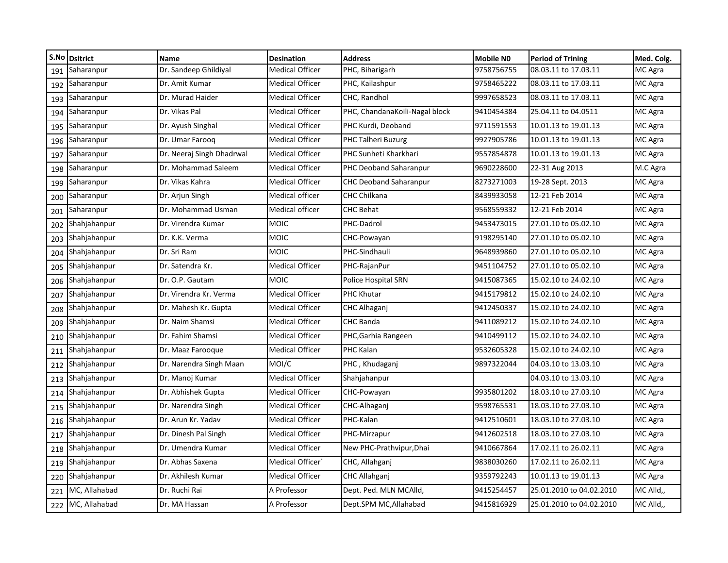| S.No | Dsitrict | Name | Desination | Address | Mobile N0 | Period of Trining | Med. Colg. |
|---|---|---|---|---|---|---|---|
| 191 | Saharanpur | Dr. Sandeep Ghildiyal | Medical Officer | PHC, Biharigarh | 9758756755 | 08.03.11 to 17.03.11 | MC Agra |
| 192 | Saharanpur | Dr. Amit Kumar | Medical Officer | PHC, Kailashpur | 9758465222 | 08.03.11 to 17.03.11 | MC Agra |
| 193 | Saharanpur | Dr. Murad Haider | Medical Officer | CHC, Randhol | 9997658523 | 08.03.11 to 17.03.11 | MC Agra |
| 194 | Saharanpur | Dr. Vikas Pal | Medical Officer | PHC, ChandanaKoili-Nagal block | 9410454384 | 25.04.11 to 04.0511 | MC Agra |
| 195 | Saharanpur | Dr. Ayush Singhal | Medical Officer | PHC Kurdi, Deoband | 9711591553 | 10.01.13 to 19.01.13 | MC Agra |
| 196 | Saharanpur | Dr. Umar Farooq | Medical Officer | PHC Talheri Buzurg | 9927905786 | 10.01.13 to 19.01.13 | MC Agra |
| 197 | Saharanpur | Dr. Neeraj Singh Dhadrwal | Medical Officer | PHC Sunheti Kharkhari | 9557854878 | 10.01.13 to 19.01.13 | MC Agra |
| 198 | Saharanpur | Dr. Mohammad Saleem | Medical Officer | PHC Deoband Saharanpur | 9690228600 | 22-31 Aug 2013 | M.C Agra |
| 199 | Saharanpur | Dr. Vikas Kahra | Medical Officer | CHC Deoband Saharanpur | 8273271003 | 19-28 Sept. 2013 | MC Agra |
| 200 | Saharanpur | Dr. Arjun Singh | Medical officer | CHC Chilkana | 8439933058 | 12-21 Feb 2014 | MC Agra |
| 201 | Saharanpur | Dr. Mohammad Usman | Medical officer | CHC Behat | 9568559332 | 12-21 Feb 2014 | MC Agra |
| 202 | Shahjahanpur | Dr. Virendra Kumar | MOIC | PHC-Dadrol | 9453473015 | 27.01.10 to 05.02.10 | MC Agra |
| 203 | Shahjahanpur | Dr. K.K. Verma | MOIC | CHC-Powayan | 9198295140 | 27.01.10 to 05.02.10 | MC Agra |
| 204 | Shahjahanpur | Dr. Sri Ram | MOIC | PHC-Sindhauli | 9648939860 | 27.01.10 to 05.02.10 | MC Agra |
| 205 | Shahjahanpur | Dr. Satendra Kr. | Medical Officer | PHC-RajanPur | 9451104752 | 27.01.10 to 05.02.10 | MC Agra |
| 206 | Shahjahanpur | Dr. O.P. Gautam | MOIC | Police Hospital SRN | 9415087365 | 15.02.10 to 24.02.10 | MC Agra |
| 207 | Shahjahanpur | Dr. Virendra Kr. Verma | Medical Officer | PHC Khutar | 9415179812 | 15.02.10 to 24.02.10 | MC Agra |
| 208 | Shahjahanpur | Dr. Mahesh Kr. Gupta | Medical Officer | CHC Alhaganj | 9412450337 | 15.02.10 to 24.02.10 | MC Agra |
| 209 | Shahjahanpur | Dr. Naim Shamsi | Medical Officer | CHC Banda | 9411089212 | 15.02.10 to 24.02.10 | MC Agra |
| 210 | Shahjahanpur | Dr. Fahim Shamsi | Medical Officer | PHC,Garhia Rangeen | 9410499112 | 15.02.10 to 24.02.10 | MC Agra |
| 211 | Shahjahanpur | Dr. Maaz Farooque | Medical Officer | PHC Kalan | 9532605328 | 15.02.10 to 24.02.10 | MC Agra |
| 212 | Shahjahanpur | Dr. Narendra Singh Maan | MOI/C | PHC , Khudaganj | 9897322044 | 04.03.10 to 13.03.10 | MC Agra |
| 213 | Shahjahanpur | Dr. Manoj Kumar | Medical Officer | Shahjahanpur | | 04.03.10 to 13.03.10 | MC Agra |
| 214 | Shahjahanpur | Dr. Abhishek Gupta | Medical Officer | CHC-Powayan | 9935801202 | 18.03.10 to 27.03.10 | MC Agra |
| 215 | Shahjahanpur | Dr. Narendra Singh | Medical Officer | CHC-Alhaganj | 9598765531 | 18.03.10 to 27.03.10 | MC Agra |
| 216 | Shahjahanpur | Dr. Arun Kr. Yadav | Medical Officer | PHC-Kalan | 9412510601 | 18.03.10 to 27.03.10 | MC Agra |
| 217 | Shahjahanpur | Dr. Dinesh Pal Singh | Medical Officer | PHC-Mirzapur | 9412602518 | 18.03.10 to 27.03.10 | MC Agra |
| 218 | Shahjahanpur | Dr. Umendra Kumar | Medical Officer | New PHC-Prathvipur,Dhai | 9410667864 | 17.02.11 to 26.02.11 | MC Agra |
| 219 | Shahjahanpur | Dr. Abhas Saxena | Medical Officer` | CHC, Allahganj | 9838030260 | 17.02.11 to 26.02.11 | MC Agra |
| 220 | Shahjahanpur | Dr. Akhilesh Kumar | Medical Officer | CHC Allahganj | 9359792243 | 10.01.13 to 19.01.13 | MC Agra |
| 221 | MC, Allahabad | Dr. Ruchi Rai | A Professor | Dept. Ped. MLN MCAlld, | 9415254457 | 25.01.2010 to 04.02.2010 | MC Alld,, |
| 222 | MC, Allahabad | Dr. MA Hassan | A Professor | Dept.SPM MC,Allahabad | 9415816929 | 25.01.2010 to 04.02.2010 | MC Alld,, |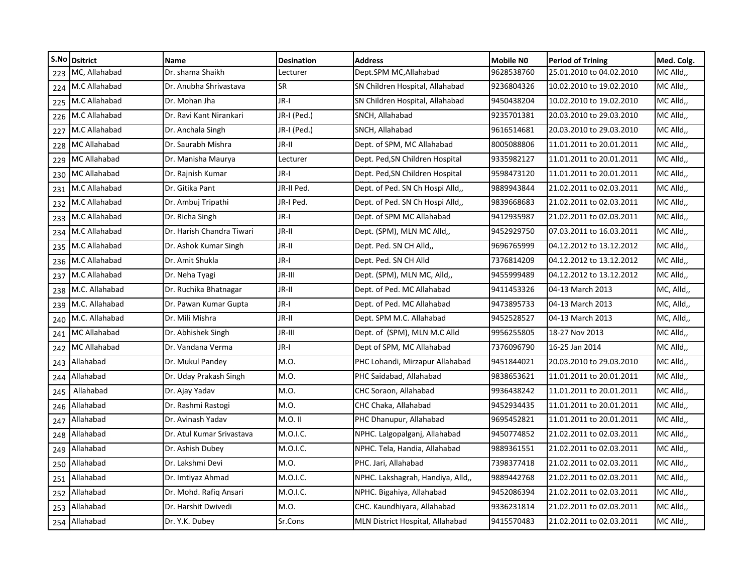| S.No | Dsitrict | Name | Desination | Address | Mobile N0 | Period of Trining | Med. Colg. |
|---|---|---|---|---|---|---|---|
| 223 | MC, Allahabad | Dr. shama Shaikh | Lecturer | Dept.SPM MC,Allahabad | 9628538760 | 25.01.2010 to 04.02.2010 | MC Alld,, |
| 224 | M.C Allahabad | Dr. Anubha Shrivastava | SR | SN Children Hospital, Allahabad | 9236804326 | 10.02.2010 to 19.02.2010 | MC Alld,, |
| 225 | M.C Allahabad | Dr. Mohan Jha | JR-I | SN Children Hospital, Allahabad | 9450438204 | 10.02.2010 to 19.02.2010 | MC Alld,, |
| 226 | M.C Allahabad | Dr. Ravi Kant Nirankari | JR-I (Ped.) | SNCH, Allahabad | 9235701381 | 20.03.2010 to 29.03.2010 | MC Alld,, |
| 227 | M.C Allahabad | Dr. Anchala Singh | JR-I (Ped.) | SNCH, Allahabad | 9616514681 | 20.03.2010 to 29.03.2010 | MC Alld,, |
| 228 | MC Allahabad | Dr. Saurabh Mishra | JR-II | Dept. of SPM, MC Allahabad | 8005088806 | 11.01.2011 to 20.01.2011 | MC Alld,, |
| 229 | MC Allahabad | Dr. Manisha Maurya | Lecturer | Dept. Ped,SN Children Hospital | 9335982127 | 11.01.2011 to 20.01.2011 | MC Alld,, |
| 230 | MC Allahabad | Dr. Rajnish Kumar | JR-I | Dept. Ped,SN Children Hospital | 9598473120 | 11.01.2011 to 20.01.2011 | MC Alld,, |
| 231 | M.C Allahabad | Dr. Gitika Pant | JR-II Ped. | Dept. of Ped. SN Ch Hospi Alld,, | 9889943844 | 21.02.2011 to 02.03.2011 | MC Alld,, |
| 232 | M.C Allahabad | Dr. Ambuj Tripathi | JR-I Ped. | Dept. of Ped. SN Ch Hospi Alld,, | 9839668683 | 21.02.2011 to 02.03.2011 | MC Alld,, |
| 233 | M.C Allahabad | Dr. Richa Singh | JR-I | Dept. of SPM MC Allahabad | 9412935987 | 21.02.2011 to 02.03.2011 | MC Alld,, |
| 234 | M.C Allahabad | Dr. Harish Chandra Tiwari | JR-II | Dept. (SPM), MLN MC Alld,, | 9452929750 | 07.03.2011 to 16.03.2011 | MC Alld,, |
| 235 | M.C Allahabad | Dr. Ashok Kumar Singh | JR-II | Dept. Ped. SN CH Alld,, | 9696765999 | 04.12.2012 to 13.12.2012 | MC Alld,, |
| 236 | M.C Allahabad | Dr. Amit Shukla | JR-I | Dept. Ped. SN CH Alld | 7376814209 | 04.12.2012 to 13.12.2012 | MC Alld,, |
| 237 | M.C Allahabad | Dr. Neha Tyagi | JR-III | Dept. (SPM), MLN MC, Alld,, | 9455999489 | 04.12.2012 to 13.12.2012 | MC Alld,, |
| 238 | M.C. Allahabad | Dr. Ruchika Bhatnagar | JR-II | Dept. of Ped. MC Allahabad | 9411453326 | 04-13 March 2013 | MC, Alld,, |
| 239 | M.C. Allahabad | Dr. Pawan Kumar Gupta | JR-I | Dept. of Ped. MC Allahabad | 9473895733 | 04-13 March 2013 | MC, Alld,, |
| 240 | M.C. Allahabad | Dr. Mili Mishra | JR-II | Dept. SPM M.C. Allahabad | 9452528527 | 04-13 March 2013 | MC, Alld,, |
| 241 | MC Allahabad | Dr. Abhishek Singh | JR-III | Dept. of (SPM), MLN M.C Alld | 9956255805 | 18-27 Nov 2013 | MC Alld,, |
| 242 | MC Allahabad | Dr. Vandana Verma | JR-I | Dept of SPM, MC Allahabad | 7376096790 | 16-25 Jan 2014 | MC Alld,, |
| 243 | Allahabad | Dr. Mukul Pandey | M.O. | PHC Lohandi, Mirzapur Allahabad | 9451844021 | 20.03.2010 to 29.03.2010 | MC Alld,, |
| 244 | Allahabad | Dr. Uday Prakash Singh | M.O. | PHC Saidabad, Allahabad | 9838653621 | 11.01.2011 to 20.01.2011 | MC Alld,, |
| 245 | Allahabad | Dr. Ajay Yadav | M.O. | CHC Soraon, Allahabad | 9936438242 | 11.01.2011 to 20.01.2011 | MC Alld,, |
| 246 | Allahabad | Dr. Rashmi Rastogi | M.O. | CHC Chaka, Allahabad | 9452934435 | 11.01.2011 to 20.01.2011 | MC Alld,, |
| 247 | Allahabad | Dr. Avinash Yadav | M.O. II | PHC Dhanupur, Allahabad | 9695452821 | 11.01.2011 to 20.01.2011 | MC Alld,, |
| 248 | Allahabad | Dr. Atul Kumar Srivastava | M.O.I.C. | NPHC. Lalgopalganj, Allahabad | 9450774852 | 21.02.2011 to 02.03.2011 | MC Alld,, |
| 249 | Allahabad | Dr. Ashish Dubey | M.O.I.C. | NPHC. Tela, Handia, Allahabad | 9889361551 | 21.02.2011 to 02.03.2011 | MC Alld,, |
| 250 | Allahabad | Dr. Lakshmi Devi | M.O. | PHC. Jari, Allahabad | 7398377418 | 21.02.2011 to 02.03.2011 | MC Alld,, |
| 251 | Allahabad | Dr. Imtiyaz Ahmad | M.O.I.C. | NPHC. Lakshagrah, Handiya, Alld,, | 9889442768 | 21.02.2011 to 02.03.2011 | MC Alld,, |
| 252 | Allahabad | Dr. Mohd. Rafiq Ansari | M.O.I.C. | NPHC. Bigahiya, Allahabad | 9452086394 | 21.02.2011 to 02.03.2011 | MC Alld,, |
| 253 | Allahabad | Dr. Harshit Dwivedi | M.O. | CHC. Kaundhiyara, Allahabad | 9336231814 | 21.02.2011 to 02.03.2011 | MC Alld,, |
| 254 | Allahabad | Dr. Y.K. Dubey | Sr.Cons | MLN District Hospital, Allahabad | 9415570483 | 21.02.2011 to 02.03.2011 | MC Alld,, |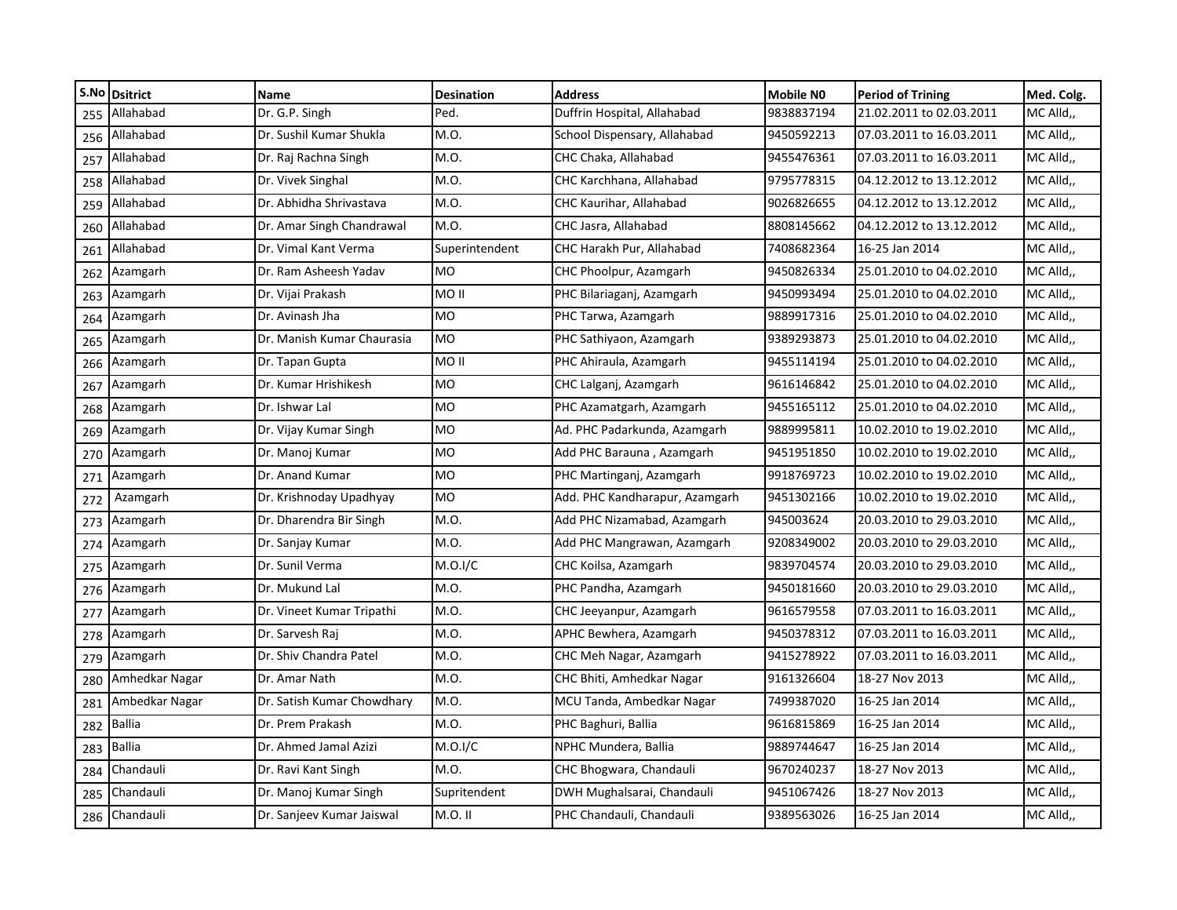| S.No | Dsitrict | Name | Desination | Address | Mobile N0 | Period of Trining | Med. Colg. |
|---|---|---|---|---|---|---|---|
| 255 | Allahabad | Dr. G.P. Singh | Ped. | Duffrin Hospital, Allahabad | 9838837194 | 21.02.2011 to 02.03.2011 | MC Alld,, |
| 256 | Allahabad | Dr. Sushil Kumar Shukla | M.O. | School Dispensary, Allahabad | 9450592213 | 07.03.2011 to 16.03.2011 | MC Alld,, |
| 257 | Allahabad | Dr. Raj Rachna Singh | M.O. | CHC Chaka, Allahabad | 9455476361 | 07.03.2011 to 16.03.2011 | MC Alld,, |
| 258 | Allahabad | Dr. Vivek Singhal | M.O. | CHC Karchhana, Allahabad | 9795778315 | 04.12.2012 to 13.12.2012 | MC Alld,, |
| 259 | Allahabad | Dr. Abhidha Shrivastava | M.O. | CHC Kaurihar, Allahabad | 9026826655 | 04.12.2012 to 13.12.2012 | MC Alld,, |
| 260 | Allahabad | Dr. Amar Singh Chandrawal | M.O. | CHC Jasra, Allahabad | 8808145662 | 04.12.2012 to 13.12.2012 | MC Alld,, |
| 261 | Allahabad | Dr. Vimal Kant Verma | Superintendent | CHC Harakh Pur, Allahabad | 7408682364 | 16-25 Jan 2014 | MC Alld,, |
| 262 | Azamgarh | Dr. Ram Asheesh Yadav | MO | CHC Phoolpur, Azamgarh | 9450826334 | 25.01.2010 to 04.02.2010 | MC Alld,, |
| 263 | Azamgarh | Dr. Vijai Prakash | MO II | PHC Bilariaganj, Azamgarh | 9450993494 | 25.01.2010 to 04.02.2010 | MC Alld,, |
| 264 | Azamgarh | Dr. Avinash Jha | MO | PHC Tarwa, Azamgarh | 9889917316 | 25.01.2010 to 04.02.2010 | MC Alld,, |
| 265 | Azamgarh | Dr. Manish Kumar Chaurasia | MO | PHC Sathiyaon, Azamgarh | 9389293873 | 25.01.2010 to 04.02.2010 | MC Alld,, |
| 266 | Azamgarh | Dr. Tapan Gupta | MO II | PHC Ahiraula, Azamgarh | 9455114194 | 25.01.2010 to 04.02.2010 | MC Alld,, |
| 267 | Azamgarh | Dr. Kumar Hrishikesh | MO | CHC Lalganj, Azamgarh | 9616146842 | 25.01.2010 to 04.02.2010 | MC Alld,, |
| 268 | Azamgarh | Dr. Ishwar Lal | MO | PHC Azamatgarh, Azamgarh | 9455165112 | 25.01.2010 to 04.02.2010 | MC Alld,, |
| 269 | Azamgarh | Dr. Vijay Kumar Singh | MO | Ad. PHC Padarkunda, Azamgarh | 9889995811 | 10.02.2010 to 19.02.2010 | MC Alld,, |
| 270 | Azamgarh | Dr. Manoj Kumar | MO | Add PHC Barauna , Azamgarh | 9451951850 | 10.02.2010 to 19.02.2010 | MC Alld,, |
| 271 | Azamgarh | Dr. Anand Kumar | MO | PHC Martinganj, Azamgarh | 9918769723 | 10.02.2010 to 19.02.2010 | MC Alld,, |
| 272 | Azamgarh | Dr. Krishnoday Upadhyay | MO | Add. PHC Kandharapur, Azamgarh | 9451302166 | 10.02.2010 to 19.02.2010 | MC Alld,, |
| 273 | Azamgarh | Dr. Dharendra Bir Singh | M.O. | Add PHC Nizamabad, Azamgarh | 945003624 | 20.03.2010 to 29.03.2010 | MC Alld,, |
| 274 | Azamgarh | Dr. Sanjay Kumar | M.O. | Add PHC Mangrawan, Azamgarh | 9208349002 | 20.03.2010 to 29.03.2010 | MC Alld,, |
| 275 | Azamgarh | Dr. Sunil Verma | M.O.I/C | CHC Koilsa, Azamgarh | 9839704574 | 20.03.2010 to 29.03.2010 | MC Alld,, |
| 276 | Azamgarh | Dr. Mukund Lal | M.O. | PHC Pandha, Azamgarh | 9450181660 | 20.03.2010 to 29.03.2010 | MC Alld,, |
| 277 | Azamgarh | Dr. Vineet Kumar Tripathi | M.O. | CHC Jeeyanpur, Azamgarh | 9616579558 | 07.03.2011 to 16.03.2011 | MC Alld,, |
| 278 | Azamgarh | Dr. Sarvesh Raj | M.O. | APHC Bewhera, Azamgarh | 9450378312 | 07.03.2011 to 16.03.2011 | MC Alld,, |
| 279 | Azamgarh | Dr. Shiv Chandra Patel | M.O. | CHC Meh Nagar, Azamgarh | 9415278922 | 07.03.2011 to 16.03.2011 | MC Alld,, |
| 280 | Amhedkar Nagar | Dr. Amar Nath | M.O. | CHC Bhiti, Amhedkar Nagar | 9161326604 | 18-27 Nov 2013 | MC Alld,, |
| 281 | Ambedkar Nagar | Dr. Satish Kumar Chowdhary | M.O. | MCU Tanda, Ambedkar Nagar | 7499387020 | 16-25 Jan 2014 | MC Alld,, |
| 282 | Ballia | Dr. Prem Prakash | M.O. | PHC Baghuri, Ballia | 9616815869 | 16-25 Jan 2014 | MC Alld,, |
| 283 | Ballia | Dr. Ahmed Jamal Azizi | M.O.I/C | NPHC Mundera, Ballia | 9889744647 | 16-25 Jan 2014 | MC Alld,, |
| 284 | Chandauli | Dr. Ravi Kant Singh | M.O. | CHC Bhogwara, Chandauli | 9670240237 | 18-27 Nov 2013 | MC Alld,, |
| 285 | Chandauli | Dr. Manoj Kumar Singh | Supritendent | DWH Mughalsarai, Chandauli | 9451067426 | 18-27 Nov 2013 | MC Alld,, |
| 286 | Chandauli | Dr. Sanjeev Kumar Jaiswal | M.O. II | PHC Chandauli, Chandauli | 9389563026 | 16-25 Jan 2014 | MC Alld,, |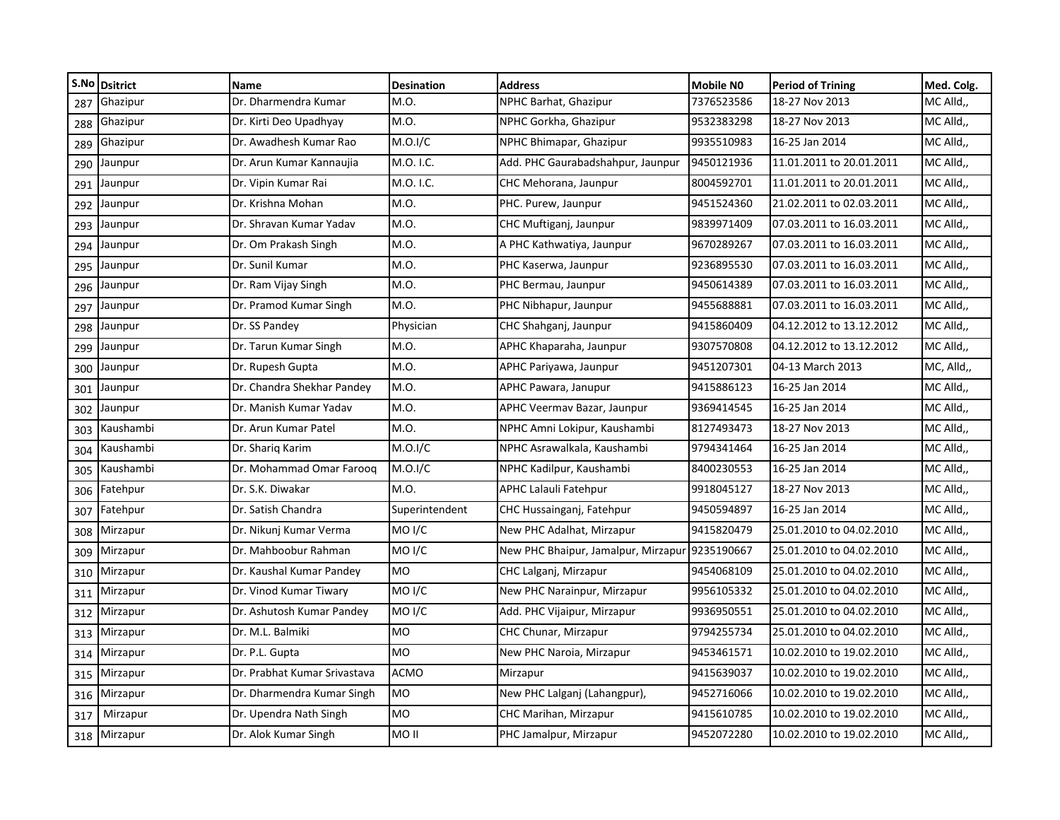| S.No | Dsitrict | Name | Desination | Address | Mobile N0 | Period of Trining | Med. Colg. |
|---|---|---|---|---|---|---|---|
| 287 | Ghazipur | Dr. Dharmendra Kumar | M.O. | NPHC Barhat, Ghazipur | 7376523586 | 18-27 Nov 2013 | MC Alld,, |
| 288 | Ghazipur | Dr. Kirti Deo Upadhyay | M.O. | NPHC Gorkha, Ghazipur | 9532383298 | 18-27 Nov 2013 | MC Alld,, |
| 289 | Ghazipur | Dr. Awadhesh Kumar Rao | M.O.I/C | NPHC Bhimapar, Ghazipur | 9935510983 | 16-25 Jan 2014 | MC Alld,, |
| 290 | Jaunpur | Dr. Arun Kumar Kannaujia | M.O. I.C. | Add. PHC Gaurabadshahpur, Jaunpur | 9450121936 | 11.01.2011 to 20.01.2011 | MC Alld,, |
| 291 | Jaunpur | Dr. Vipin Kumar Rai | M.O. I.C. | CHC Mehorana, Jaunpur | 8004592701 | 11.01.2011 to 20.01.2011 | MC Alld,, |
| 292 | Jaunpur | Dr. Krishna Mohan | M.O. | PHC. Purew, Jaunpur | 9451524360 | 21.02.2011 to 02.03.2011 | MC Alld,, |
| 293 | Jaunpur | Dr. Shravan Kumar Yadav | M.O. | CHC Muftiganj, Jaunpur | 9839971409 | 07.03.2011 to 16.03.2011 | MC Alld,, |
| 294 | Jaunpur | Dr. Om Prakash Singh | M.O. | A PHC Kathwatiya, Jaunpur | 9670289267 | 07.03.2011 to 16.03.2011 | MC Alld,, |
| 295 | Jaunpur | Dr. Sunil Kumar | M.O. | PHC Kaserwa, Jaunpur | 9236895530 | 07.03.2011 to 16.03.2011 | MC Alld,, |
| 296 | Jaunpur | Dr. Ram Vijay Singh | M.O. | PHC Bermau, Jaunpur | 9450614389 | 07.03.2011 to 16.03.2011 | MC Alld,, |
| 297 | Jaunpur | Dr. Pramod Kumar Singh | M.O. | PHC Nibhapur, Jaunpur | 9455688881 | 07.03.2011 to 16.03.2011 | MC Alld,, |
| 298 | Jaunpur | Dr. SS Pandey | Physician | CHC Shahganj, Jaunpur | 9415860409 | 04.12.2012 to 13.12.2012 | MC Alld,, |
| 299 | Jaunpur | Dr. Tarun Kumar Singh | M.O. | APHC Khaparaha, Jaunpur | 9307570808 | 04.12.2012 to 13.12.2012 | MC Alld,, |
| 300 | Jaunpur | Dr. Rupesh Gupta | M.O. | APHC Pariyawa, Jaunpur | 9451207301 | 04-13 March 2013 | MC, Alld,, |
| 301 | Jaunpur | Dr. Chandra Shekhar Pandey | M.O. | APHC Pawara, Janupur | 9415886123 | 16-25 Jan 2014 | MC Alld,, |
| 302 | Jaunpur | Dr. Manish Kumar Yadav | M.O. | APHC Veermav Bazar, Jaunpur | 9369414545 | 16-25 Jan 2014 | MC Alld,, |
| 303 | Kaushambi | Dr. Arun Kumar Patel | M.O. | NPHC Amni Lokipur, Kaushambi | 8127493473 | 18-27 Nov 2013 | MC Alld,, |
| 304 | Kaushambi | Dr. Shariq Karim | M.O.I/C | NPHC Asrawalkala, Kaushambi | 9794341464 | 16-25 Jan 2014 | MC Alld,, |
| 305 | Kaushambi | Dr. Mohammad Omar Farooq | M.O.I/C | NPHC Kadilpur, Kaushambi | 8400230553 | 16-25 Jan 2014 | MC Alld,, |
| 306 | Fatehpur | Dr. S.K. Diwakar | M.O. | APHC Lalauli Fatehpur | 9918045127 | 18-27 Nov 2013 | MC Alld,, |
| 307 | Fatehpur | Dr. Satish Chandra | Superintendent | CHC Hussainganj, Fatehpur | 9450594897 | 16-25 Jan 2014 | MC Alld,, |
| 308 | Mirzapur | Dr. Nikunj Kumar Verma | MO I/C | New PHC Adalhat, Mirzapur | 9415820479 | 25.01.2010 to 04.02.2010 | MC Alld,, |
| 309 | Mirzapur | Dr. Mahboobur Rahman | MO I/C | New PHC Bhaipur, Jamalpur, Mirzapur | 9235190667 | 25.01.2010 to 04.02.2010 | MC Alld,, |
| 310 | Mirzapur | Dr. Kaushal Kumar Pandey | MO | CHC Lalganj, Mirzapur | 9454068109 | 25.01.2010 to 04.02.2010 | MC Alld,, |
| 311 | Mirzapur | Dr. Vinod Kumar Tiwary | MO I/C | New PHC Narainpur, Mirzapur | 9956105332 | 25.01.2010 to 04.02.2010 | MC Alld,, |
| 312 | Mirzapur | Dr. Ashutosh Kumar Pandey | MO I/C | Add. PHC Vijaipur, Mirzapur | 9936950551 | 25.01.2010 to 04.02.2010 | MC Alld,, |
| 313 | Mirzapur | Dr. M.L. Balmiki | MO | CHC Chunar, Mirzapur | 9794255734 | 25.01.2010 to 04.02.2010 | MC Alld,, |
| 314 | Mirzapur | Dr. P.L. Gupta | MO | New PHC Naroia, Mirzapur | 9453461571 | 10.02.2010 to 19.02.2010 | MC Alld,, |
| 315 | Mirzapur | Dr. Prabhat Kumar Srivastava | ACMO | Mirzapur | 9415639037 | 10.02.2010 to 19.02.2010 | MC Alld,, |
| 316 | Mirzapur | Dr. Dharmendra Kumar Singh | MO | New PHC Lalganj (Lahangpur), | 9452716066 | 10.02.2010 to 19.02.2010 | MC Alld,, |
| 317 | Mirzapur | Dr. Upendra Nath Singh | MO | CHC Marihan, Mirzapur | 9415610785 | 10.02.2010 to 19.02.2010 | MC Alld,, |
| 318 | Mirzapur | Dr. Alok Kumar Singh | MO II | PHC Jamalpur, Mirzapur | 9452072280 | 10.02.2010 to 19.02.2010 | MC Alld,, |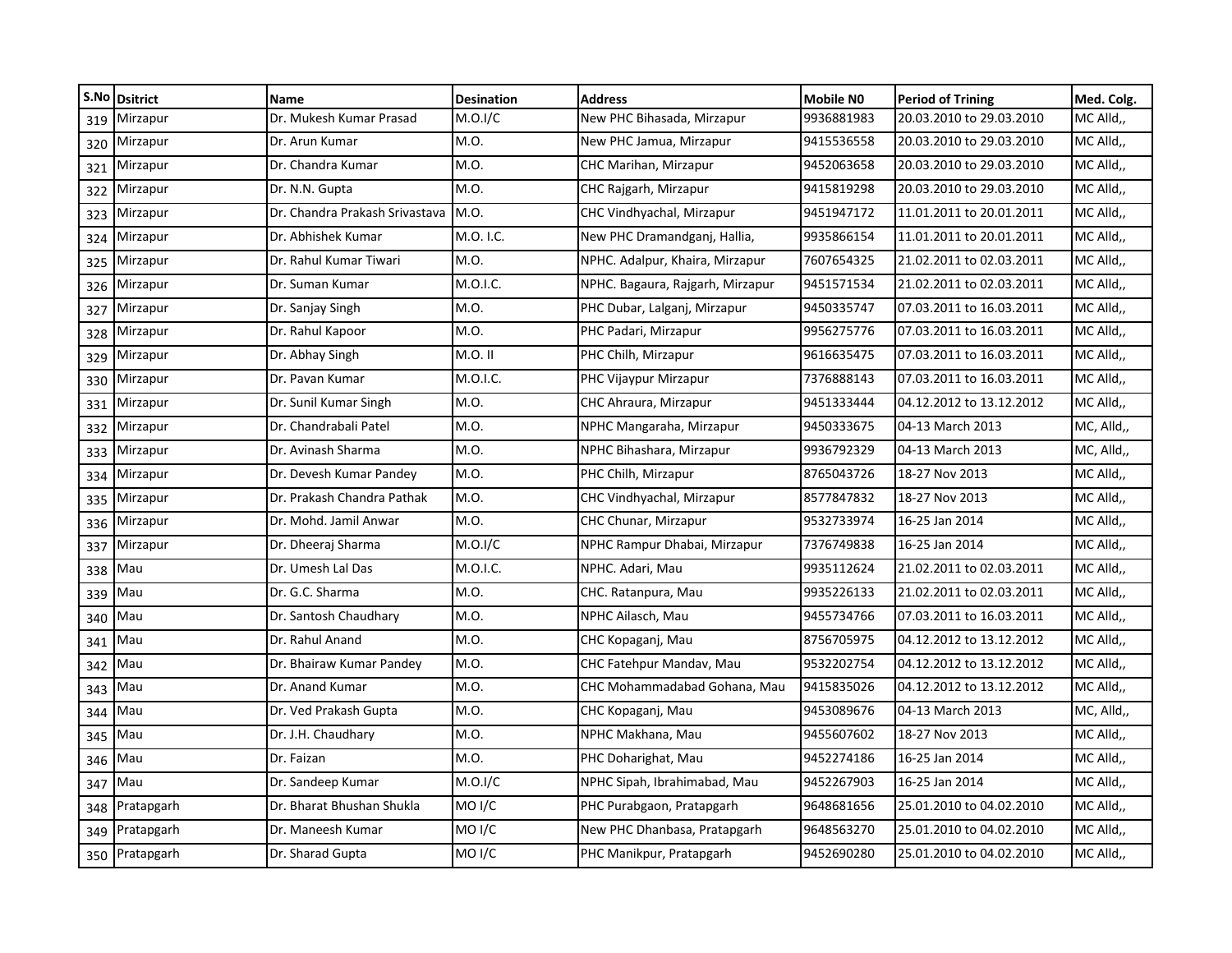| S.No | Dsitrict | Name | Desination | Address | Mobile N0 | Period of Trining | Med. Colg. |
|---|---|---|---|---|---|---|---|
| 319 | Mirzapur | Dr. Mukesh Kumar Prasad | M.O.I/C | New PHC Bihasada, Mirzapur | 9936881983 | 20.03.2010 to 29.03.2010 | MC Alld,, |
| 320 | Mirzapur | Dr. Arun Kumar | M.O. | New PHC Jamua, Mirzapur | 9415536558 | 20.03.2010 to 29.03.2010 | MC Alld,, |
| 321 | Mirzapur | Dr. Chandra Kumar | M.O. | CHC Marihan, Mirzapur | 9452063658 | 20.03.2010 to 29.03.2010 | MC Alld,, |
| 322 | Mirzapur | Dr. N.N. Gupta | M.O. | CHC Rajgarh, Mirzapur | 9415819298 | 20.03.2010 to 29.03.2010 | MC Alld,, |
| 323 | Mirzapur | Dr. Chandra Prakash Srivastava | M.O. | CHC Vindhyachal, Mirzapur | 9451947172 | 11.01.2011 to 20.01.2011 | MC Alld,, |
| 324 | Mirzapur | Dr. Abhishek Kumar | M.O. I.C. | New PHC Dramandganj, Hallia, | 9935866154 | 11.01.2011 to 20.01.2011 | MC Alld,, |
| 325 | Mirzapur | Dr. Rahul Kumar Tiwari | M.O. | NPHC. Adalpur, Khaira, Mirzapur | 7607654325 | 21.02.2011 to 02.03.2011 | MC Alld,, |
| 326 | Mirzapur | Dr. Suman Kumar | M.O.I.C. | NPHC. Bagaura, Rajgarh, Mirzapur | 9451571534 | 21.02.2011 to 02.03.2011 | MC Alld,, |
| 327 | Mirzapur | Dr. Sanjay Singh | M.O. | PHC Dubar, Lalganj, Mirzapur | 9450335747 | 07.03.2011 to 16.03.2011 | MC Alld,, |
| 328 | Mirzapur | Dr. Rahul Kapoor | M.O. | PHC Padari, Mirzapur | 9956275776 | 07.03.2011 to 16.03.2011 | MC Alld,, |
| 329 | Mirzapur | Dr. Abhay Singh | M.O. II | PHC Chilh, Mirzapur | 9616635475 | 07.03.2011 to 16.03.2011 | MC Alld,, |
| 330 | Mirzapur | Dr. Pavan Kumar | M.O.I.C. | PHC Vijaypur Mirzapur | 7376888143 | 07.03.2011 to 16.03.2011 | MC Alld,, |
| 331 | Mirzapur | Dr. Sunil Kumar Singh | M.O. | CHC Ahraura, Mirzapur | 9451333444 | 04.12.2012 to 13.12.2012 | MC Alld,, |
| 332 | Mirzapur | Dr. Chandrabali Patel | M.O. | NPHC Mangaraha, Mirzapur | 9450333675 | 04-13 March 2013 | MC, Alld,, |
| 333 | Mirzapur | Dr. Avinash Sharma | M.O. | NPHC Bihashara, Mirzapur | 9936792329 | 04-13 March 2013 | MC, Alld,, |
| 334 | Mirzapur | Dr. Devesh Kumar Pandey | M.O. | PHC Chilh, Mirzapur | 8765043726 | 18-27 Nov 2013 | MC Alld,, |
| 335 | Mirzapur | Dr. Prakash Chandra Pathak | M.O. | CHC Vindhyachal, Mirzapur | 8577847832 | 18-27 Nov 2013 | MC Alld,, |
| 336 | Mirzapur | Dr. Mohd. Jamil Anwar | M.O. | CHC Chunar, Mirzapur | 9532733974 | 16-25 Jan 2014 | MC Alld,, |
| 337 | Mirzapur | Dr. Dheeraj Sharma | M.O.I/C | NPHC Rampur Dhabai, Mirzapur | 7376749838 | 16-25 Jan 2014 | MC Alld,, |
| 338 | Mau | Dr. Umesh Lal Das | M.O.I.C. | NPHC. Adari, Mau | 9935112624 | 21.02.2011 to 02.03.2011 | MC Alld,, |
| 339 | Mau | Dr. G.C. Sharma | M.O. | CHC. Ratanpura, Mau | 9935226133 | 21.02.2011 to 02.03.2011 | MC Alld,, |
| 340 | Mau | Dr. Santosh Chaudhary | M.O. | NPHC Ailasch, Mau | 9455734766 | 07.03.2011 to 16.03.2011 | MC Alld,, |
| 341 | Mau | Dr. Rahul Anand | M.O. | CHC Kopaganj, Mau | 8756705975 | 04.12.2012 to 13.12.2012 | MC Alld,, |
| 342 | Mau | Dr. Bhairaw Kumar Pandey | M.O. | CHC Fatehpur Mandav, Mau | 9532202754 | 04.12.2012 to 13.12.2012 | MC Alld,, |
| 343 | Mau | Dr. Anand Kumar | M.O. | CHC Mohammadabad Gohana, Mau | 9415835026 | 04.12.2012 to 13.12.2012 | MC Alld,, |
| 344 | Mau | Dr. Ved Prakash Gupta | M.O. | CHC Kopaganj, Mau | 9453089676 | 04-13 March 2013 | MC, Alld,, |
| 345 | Mau | Dr. J.H. Chaudhary | M.O. | NPHC Makhana, Mau | 9455607602 | 18-27 Nov 2013 | MC Alld,, |
| 346 | Mau | Dr. Faizan | M.O. | PHC Doharighat, Mau | 9452274186 | 16-25 Jan 2014 | MC Alld,, |
| 347 | Mau | Dr. Sandeep Kumar | M.O.I/C | NPHC Sipah, Ibrahimabad, Mau | 9452267903 | 16-25 Jan 2014 | MC Alld,, |
| 348 | Pratapgarh | Dr. Bharat Bhushan Shukla | MO I/C | PHC Purabgaon, Pratapgarh | 9648681656 | 25.01.2010 to 04.02.2010 | MC Alld,, |
| 349 | Pratapgarh | Dr. Maneesh Kumar | MO I/C | New PHC Dhanbasa, Pratapgarh | 9648563270 | 25.01.2010 to 04.02.2010 | MC Alld,, |
| 350 | Pratapgarh | Dr. Sharad Gupta | MO I/C | PHC Manikpur, Pratapgarh | 9452690280 | 25.01.2010 to 04.02.2010 | MC Alld,, |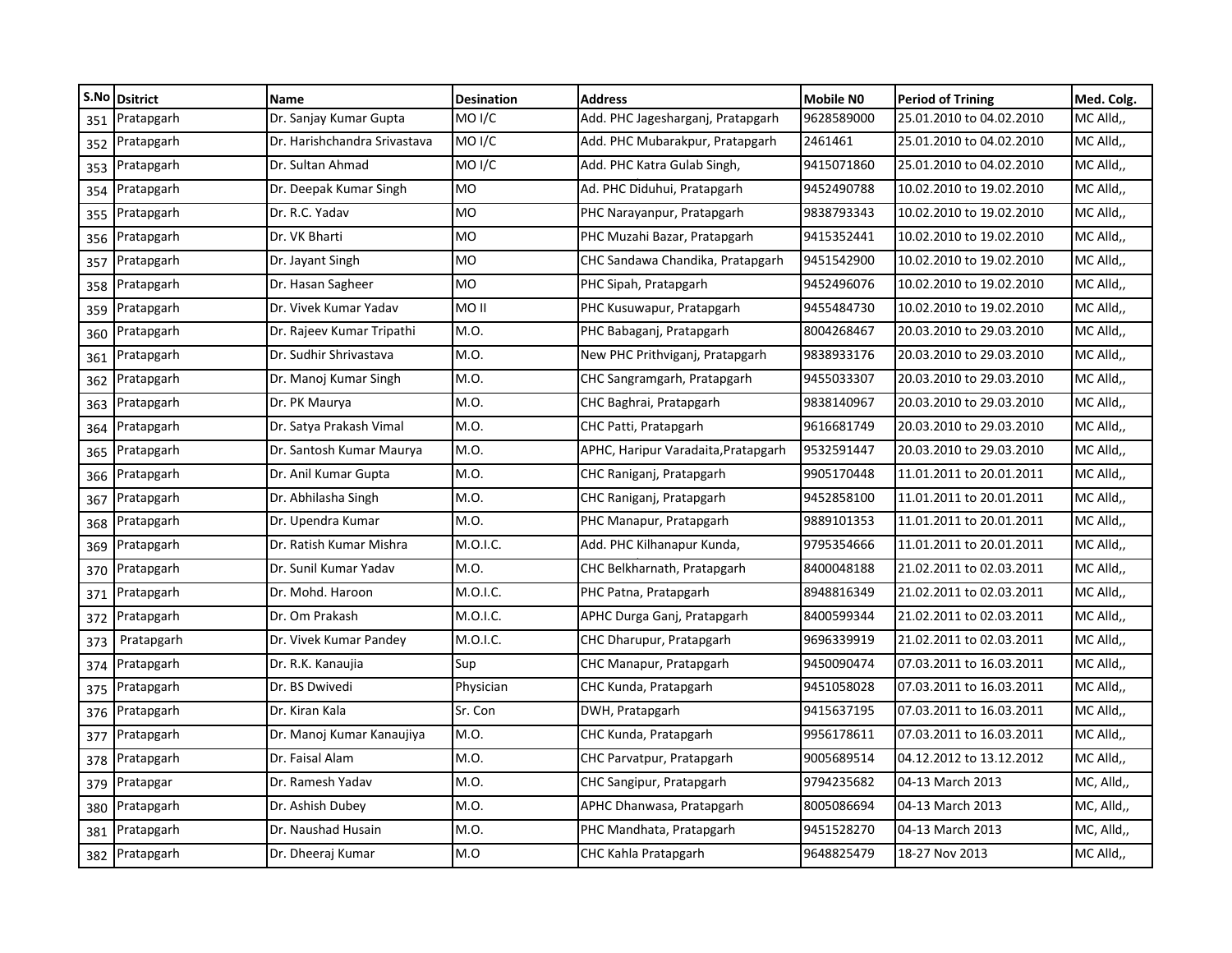| S.No | Dsitrict | Name | Desination | Address | Mobile N0 | Period of Trining | Med. Colg. |
|---|---|---|---|---|---|---|---|
| 351 | Pratapgarh | Dr. Sanjay Kumar Gupta | MO I/C | Add. PHC Jagesharganj, Pratapgarh | 9628589000 | 25.01.2010 to 04.02.2010 | MC Alld,, |
| 352 | Pratapgarh | Dr. Harishchandra Srivastava | MO I/C | Add. PHC Mubarakpur, Pratapgarh | 2461461 | 25.01.2010 to 04.02.2010 | MC Alld,, |
| 353 | Pratapgarh | Dr. Sultan Ahmad | MO I/C | Add. PHC Katra Gulab Singh, | 9415071860 | 25.01.2010 to 04.02.2010 | MC Alld,, |
| 354 | Pratapgarh | Dr. Deepak Kumar Singh | MO | Ad. PHC Diduhui, Pratapgarh | 9452490788 | 10.02.2010 to 19.02.2010 | MC Alld,, |
| 355 | Pratapgarh | Dr. R.C. Yadav | MO | PHC Narayanpur, Pratapgarh | 9838793343 | 10.02.2010 to 19.02.2010 | MC Alld,, |
| 356 | Pratapgarh | Dr. VK Bharti | MO | PHC Muzahi Bazar, Pratapgarh | 9415352441 | 10.02.2010 to 19.02.2010 | MC Alld,, |
| 357 | Pratapgarh | Dr. Jayant Singh | MO | CHC Sandawa Chandika, Pratapgarh | 9451542900 | 10.02.2010 to 19.02.2010 | MC Alld,, |
| 358 | Pratapgarh | Dr. Hasan Sagheer | MO | PHC Sipah, Pratapgarh | 9452496076 | 10.02.2010 to 19.02.2010 | MC Alld,, |
| 359 | Pratapgarh | Dr. Vivek Kumar Yadav | MO II | PHC Kusuwapur, Pratapgarh | 9455484730 | 10.02.2010 to 19.02.2010 | MC Alld,, |
| 360 | Pratapgarh | Dr. Rajeev Kumar Tripathi | M.O. | PHC Babaganj, Pratapgarh | 8004268467 | 20.03.2010 to 29.03.2010 | MC Alld,, |
| 361 | Pratapgarh | Dr. Sudhir Shrivastava | M.O. | New PHC Prithviganj, Pratapgarh | 9838933176 | 20.03.2010 to 29.03.2010 | MC Alld,, |
| 362 | Pratapgarh | Dr. Manoj Kumar Singh | M.O. | CHC Sangramgarh, Pratapgarh | 9455033307 | 20.03.2010 to 29.03.2010 | MC Alld,, |
| 363 | Pratapgarh | Dr. PK Maurya | M.O. | CHC Baghrai, Pratapgarh | 9838140967 | 20.03.2010 to 29.03.2010 | MC Alld,, |
| 364 | Pratapgarh | Dr. Satya Prakash Vimal | M.O. | CHC Patti, Pratapgarh | 9616681749 | 20.03.2010 to 29.03.2010 | MC Alld,, |
| 365 | Pratapgarh | Dr. Santosh Kumar Maurya | M.O. | APHC, Haripur Varadaita,Pratapgarh | 9532591447 | 20.03.2010 to 29.03.2010 | MC Alld,, |
| 366 | Pratapgarh | Dr. Anil Kumar Gupta | M.O. | CHC Raniganj, Pratapgarh | 9905170448 | 11.01.2011 to 20.01.2011 | MC Alld,, |
| 367 | Pratapgarh | Dr. Abhilasha Singh | M.O. | CHC Raniganj, Pratapgarh | 9452858100 | 11.01.2011 to 20.01.2011 | MC Alld,, |
| 368 | Pratapgarh | Dr. Upendra Kumar | M.O. | PHC Manapur, Pratapgarh | 9889101353 | 11.01.2011 to 20.01.2011 | MC Alld,, |
| 369 | Pratapgarh | Dr. Ratish Kumar Mishra | M.O.I.C. | Add. PHC Kilhanapur Kunda, | 9795354666 | 11.01.2011 to 20.01.2011 | MC Alld,, |
| 370 | Pratapgarh | Dr. Sunil Kumar Yadav | M.O. | CHC Belkharnath, Pratapgarh | 8400048188 | 21.02.2011 to 02.03.2011 | MC Alld,, |
| 371 | Pratapgarh | Dr. Mohd. Haroon | M.O.I.C. | PHC Patna, Pratapgarh | 8948816349 | 21.02.2011 to 02.03.2011 | MC Alld,, |
| 372 | Pratapgarh | Dr. Om Prakash | M.O.I.C. | APHC Durga Ganj, Pratapgarh | 8400599344 | 21.02.2011 to 02.03.2011 | MC Alld,, |
| 373 | Pratapgarh | Dr. Vivek Kumar Pandey | M.O.I.C. | CHC Dharupur, Pratapgarh | 9696339919 | 21.02.2011 to 02.03.2011 | MC Alld,, |
| 374 | Pratapgarh | Dr. R.K. Kanaujia | Sup | CHC Manapur, Pratapgarh | 9450090474 | 07.03.2011 to 16.03.2011 | MC Alld,, |
| 375 | Pratapgarh | Dr. BS Dwivedi | Physician | CHC Kunda, Pratapgarh | 9451058028 | 07.03.2011 to 16.03.2011 | MC Alld,, |
| 376 | Pratapgarh | Dr. Kiran Kala | Sr. Con | DWH, Pratapgarh | 9415637195 | 07.03.2011 to 16.03.2011 | MC Alld,, |
| 377 | Pratapgarh | Dr. Manoj Kumar Kanaujiya | M.O. | CHC Kunda, Pratapgarh | 9956178611 | 07.03.2011 to 16.03.2011 | MC Alld,, |
| 378 | Pratapgarh | Dr. Faisal Alam | M.O. | CHC Parvatpur, Pratapgarh | 9005689514 | 04.12.2012 to 13.12.2012 | MC Alld,, |
| 379 | Pratapgar | Dr. Ramesh Yadav | M.O. | CHC Sangipur, Pratapgarh | 9794235682 | 04-13 March 2013 | MC, Alld,, |
| 380 | Pratapgarh | Dr. Ashish Dubey | M.O. | APHC Dhanwasa, Pratapgarh | 8005086694 | 04-13 March 2013 | MC, Alld,, |
| 381 | Pratapgarh | Dr. Naushad Husain | M.O. | PHC Mandhata, Pratapgarh | 9451528270 | 04-13 March 2013 | MC, Alld,, |
| 382 | Pratapgarh | Dr. Dheeraj Kumar | M.O | CHC Kahla Pratapgarh | 9648825479 | 18-27 Nov 2013 | MC Alld,, |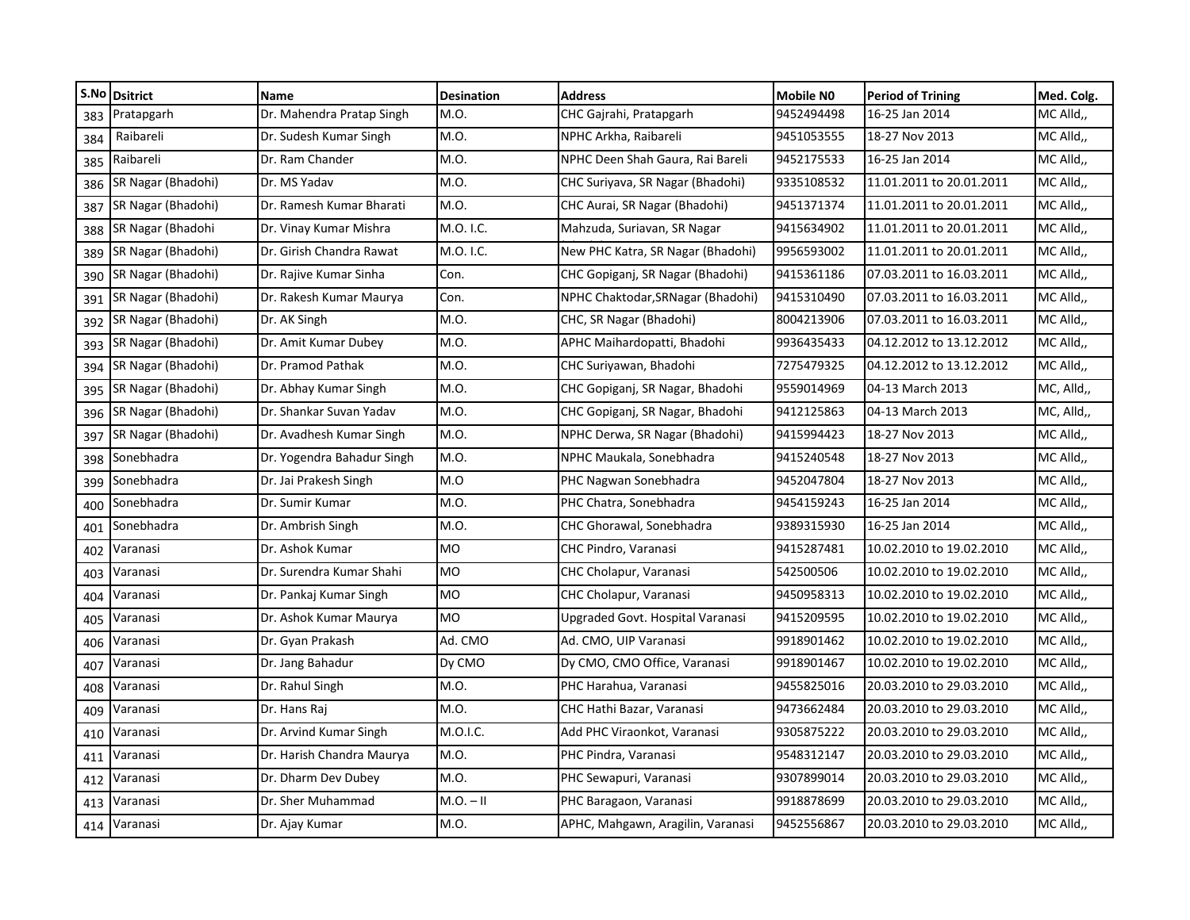| S.No | Dsitrict | Name | Desination | Address | Mobile N0 | Period of Trining | Med. Colg. |
|---|---|---|---|---|---|---|---|
| 383 | Pratapgarh | Dr. Mahendra Pratap Singh | M.O. | CHC Gajrahi, Pratapgarh | 9452494498 | 16-25 Jan 2014 | MC Alld,, |
| 384 | Raibareli | Dr. Sudesh Kumar Singh | M.O. | NPHC Arkha, Raibareli | 9451053555 | 18-27 Nov 2013 | MC Alld,, |
| 385 | Raibareli | Dr. Ram Chander | M.O. | NPHC Deen Shah Gaura, Rai Bareli | 9452175533 | 16-25 Jan 2014 | MC Alld,, |
| 386 | SR Nagar (Bhadohi) | Dr. MS Yadav | M.O. | CHC Suriyava, SR Nagar (Bhadohi) | 9335108532 | 11.01.2011 to 20.01.2011 | MC Alld,, |
| 387 | SR Nagar (Bhadohi) | Dr. Ramesh Kumar Bharati | M.O. | CHC Aurai, SR Nagar (Bhadohi) | 9451371374 | 11.01.2011 to 20.01.2011 | MC Alld,, |
| 388 | SR Nagar (Bhadohi | Dr. Vinay Kumar Mishra | M.O. I.C. | Mahzuda, Suriavan, SR Nagar | 9415634902 | 11.01.2011 to 20.01.2011 | MC Alld,, |
| 389 | SR Nagar (Bhadohi) | Dr. Girish Chandra Rawat | M.O. I.C. | New PHC Katra, SR Nagar (Bhadohi) | 9956593002 | 11.01.2011 to 20.01.2011 | MC Alld,, |
| 390 | SR Nagar (Bhadohi) | Dr. Rajive Kumar Sinha | Con. | CHC Gopiganj, SR Nagar (Bhadohi) | 9415361186 | 07.03.2011 to 16.03.2011 | MC Alld,, |
| 391 | SR Nagar (Bhadohi) | Dr. Rakesh Kumar Maurya | Con. | NPHC Chaktodar,SRNagar (Bhadohi) | 9415310490 | 07.03.2011 to 16.03.2011 | MC Alld,, |
| 392 | SR Nagar (Bhadohi) | Dr. AK Singh | M.O. | CHC, SR Nagar (Bhadohi) | 8004213906 | 07.03.2011 to 16.03.2011 | MC Alld,, |
| 393 | SR Nagar (Bhadohi) | Dr. Amit Kumar Dubey | M.O. | APHC Maihardopatti, Bhadohi | 9936435433 | 04.12.2012 to 13.12.2012 | MC Alld,, |
| 394 | SR Nagar (Bhadohi) | Dr. Pramod Pathak | M.O. | CHC Suriyawan, Bhadohi | 7275479325 | 04.12.2012 to 13.12.2012 | MC Alld,, |
| 395 | SR Nagar (Bhadohi) | Dr. Abhay Kumar Singh | M.O. | CHC Gopiganj, SR Nagar, Bhadohi | 9559014969 | 04-13 March 2013 | MC, Alld,, |
| 396 | SR Nagar (Bhadohi) | Dr. Shankar Suvan Yadav | M.O. | CHC Gopiganj, SR Nagar, Bhadohi | 9412125863 | 04-13 March 2013 | MC, Alld,, |
| 397 | SR Nagar (Bhadohi) | Dr. Avadhesh Kumar Singh | M.O. | NPHC Derwa, SR Nagar (Bhadohi) | 9415994423 | 18-27 Nov 2013 | MC Alld,, |
| 398 | Sonebhadra | Dr. Yogendra Bahadur Singh | M.O. | NPHC Maukala, Sonebhadra | 9415240548 | 18-27 Nov 2013 | MC Alld,, |
| 399 | Sonebhadra | Dr. Jai Prakesh Singh | M.O | PHC Nagwan Sonebhadra | 9452047804 | 18-27 Nov 2013 | MC Alld,, |
| 400 | Sonebhadra | Dr. Sumir Kumar | M.O. | PHC Chatra, Sonebhadra | 9454159243 | 16-25 Jan 2014 | MC Alld,, |
| 401 | Sonebhadra | Dr. Ambrish Singh | M.O. | CHC Ghorawal, Sonebhadra | 9389315930 | 16-25 Jan 2014 | MC Alld,, |
| 402 | Varanasi | Dr. Ashok Kumar | MO | CHC Pindro, Varanasi | 9415287481 | 10.02.2010 to 19.02.2010 | MC Alld,, |
| 403 | Varanasi | Dr. Surendra Kumar Shahi | MO | CHC Cholapur, Varanasi | 542500506 | 10.02.2010 to 19.02.2010 | MC Alld,, |
| 404 | Varanasi | Dr. Pankaj Kumar Singh | MO | CHC Cholapur, Varanasi | 9450958313 | 10.02.2010 to 19.02.2010 | MC Alld,, |
| 405 | Varanasi | Dr. Ashok Kumar Maurya | MO | Upgraded Govt. Hospital Varanasi | 9415209595 | 10.02.2010 to 19.02.2010 | MC Alld,, |
| 406 | Varanasi | Dr. Gyan Prakash | Ad. CMO | Ad. CMO, UIP Varanasi | 9918901462 | 10.02.2010 to 19.02.2010 | MC Alld,, |
| 407 | Varanasi | Dr. Jang Bahadur | Dy CMO | Dy CMO, CMO Office, Varanasi | 9918901467 | 10.02.2010 to 19.02.2010 | MC Alld,, |
| 408 | Varanasi | Dr. Rahul Singh | M.O. | PHC Harahua, Varanasi | 9455825016 | 20.03.2010 to 29.03.2010 | MC Alld,, |
| 409 | Varanasi | Dr. Hans Raj | M.O. | CHC Hathi Bazar, Varanasi | 9473662484 | 20.03.2010 to 29.03.2010 | MC Alld,, |
| 410 | Varanasi | Dr. Arvind Kumar Singh | M.O.I.C. | Add PHC Viraonkot, Varanasi | 9305875222 | 20.03.2010 to 29.03.2010 | MC Alld,, |
| 411 | Varanasi | Dr. Harish Chandra Maurya | M.O. | PHC Pindra, Varanasi | 9548312147 | 20.03.2010 to 29.03.2010 | MC Alld,, |
| 412 | Varanasi | Dr. Dharm Dev Dubey | M.O. | PHC Sewapuri, Varanasi | 9307899014 | 20.03.2010 to 29.03.2010 | MC Alld,, |
| 413 | Varanasi | Dr. Sher Muhammad | M.O. – II | PHC Baragaon, Varanasi | 9918878699 | 20.03.2010 to 29.03.2010 | MC Alld,, |
| 414 | Varanasi | Dr. Ajay Kumar | M.O. | APHC, Mahgawn, Aragilin, Varanasi | 9452556867 | 20.03.2010 to 29.03.2010 | MC Alld,, |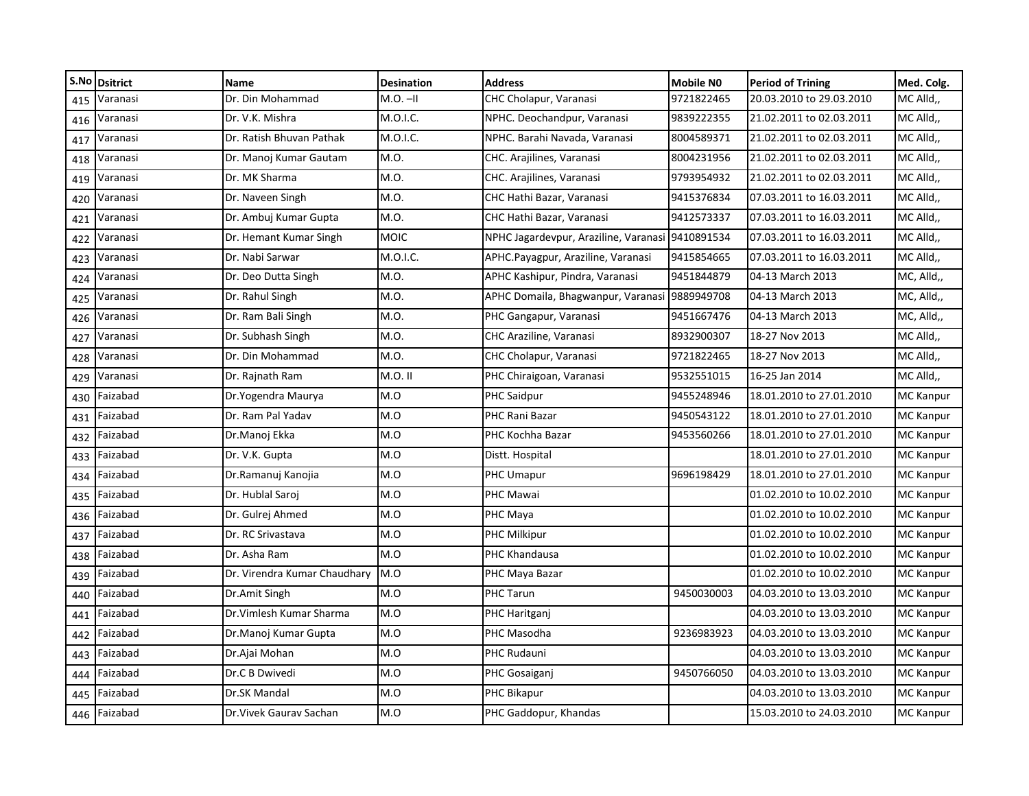| S.No | Dsitrict | Name | Desination | Address | Mobile N0 | Period of Trining | Med. Colg. |
|---|---|---|---|---|---|---|---|
| 415 | Varanasi | Dr. Din Mohammad | M.O. –II | CHC Cholapur, Varanasi | 9721822465 | 20.03.2010 to 29.03.2010 | MC Alld,, |
| 416 | Varanasi | Dr. V.K. Mishra | M.O.I.C. | NPHC. Deochandpur, Varanasi | 9839222355 | 21.02.2011 to 02.03.2011 | MC Alld,, |
| 417 | Varanasi | Dr. Ratish Bhuvan Pathak | M.O.I.C. | NPHC. Barahi Navada, Varanasi | 8004589371 | 21.02.2011 to 02.03.2011 | MC Alld,, |
| 418 | Varanasi | Dr. Manoj Kumar Gautam | M.O. | CHC. Arajilines, Varanasi | 8004231956 | 21.02.2011 to 02.03.2011 | MC Alld,, |
| 419 | Varanasi | Dr. MK Sharma | M.O. | CHC. Arajilines, Varanasi | 9793954932 | 21.02.2011 to 02.03.2011 | MC Alld,, |
| 420 | Varanasi | Dr. Naveen Singh | M.O. | CHC Hathi Bazar, Varanasi | 9415376834 | 07.03.2011 to 16.03.2011 | MC Alld,, |
| 421 | Varanasi | Dr. Ambuj Kumar Gupta | M.O. | CHC Hathi Bazar, Varanasi | 9412573337 | 07.03.2011 to 16.03.2011 | MC Alld,, |
| 422 | Varanasi | Dr. Hemant Kumar Singh | MOIC | NPHC Jagardevpur, Araziline, Varanasi | 9410891534 | 07.03.2011 to 16.03.2011 | MC Alld,, |
| 423 | Varanasi | Dr. Nabi Sarwar | M.O.I.C. | APHC.Payagpur, Araziline, Varanasi | 9415854665 | 07.03.2011 to 16.03.2011 | MC Alld,, |
| 424 | Varanasi | Dr. Deo Dutta Singh | M.O. | APHC Kashipur, Pindra, Varanasi | 9451844879 | 04-13 March 2013 | MC, Alld,, |
| 425 | Varanasi | Dr. Rahul Singh | M.O. | APHC Domaila, Bhagwanpur, Varanasi | 9889949708 | 04-13 March 2013 | MC, Alld,, |
| 426 | Varanasi | Dr. Ram Bali Singh | M.O. | PHC Gangapur, Varanasi | 9451667476 | 04-13 March 2013 | MC, Alld,, |
| 427 | Varanasi | Dr. Subhash Singh | M.O. | CHC Araziline, Varanasi | 8932900307 | 18-27 Nov 2013 | MC Alld,, |
| 428 | Varanasi | Dr. Din Mohammad | M.O. | CHC Cholapur, Varanasi | 9721822465 | 18-27 Nov 2013 | MC Alld,, |
| 429 | Varanasi | Dr. Rajnath Ram | M.O. II | PHC Chiraigoan, Varanasi | 9532551015 | 16-25 Jan 2014 | MC Alld,, |
| 430 | Faizabad | Dr.Yogendra Maurya | M.O | PHC Saidpur | 9455248946 | 18.01.2010 to 27.01.2010 | MC Kanpur |
| 431 | Faizabad | Dr. Ram Pal Yadav | M.O | PHC Rani Bazar | 9450543122 | 18.01.2010 to 27.01.2010 | MC Kanpur |
| 432 | Faizabad | Dr.Manoj Ekka | M.O | PHC Kochha Bazar | 9453560266 | 18.01.2010 to 27.01.2010 | MC Kanpur |
| 433 | Faizabad | Dr. V.K. Gupta | M.O | Distt. Hospital | | 18.01.2010 to 27.01.2010 | MC Kanpur |
| 434 | Faizabad | Dr.Ramanuj Kanojia | M.O | PHC Umapur | 9696198429 | 18.01.2010 to 27.01.2010 | MC Kanpur |
| 435 | Faizabad | Dr. Hublal Saroj | M.O | PHC Mawai | | 01.02.2010 to 10.02.2010 | MC Kanpur |
| 436 | Faizabad | Dr. Gulrej Ahmed | M.O | PHC Maya | | 01.02.2010 to 10.02.2010 | MC Kanpur |
| 437 | Faizabad | Dr. RC Srivastava | M.O | PHC Milkipur | | 01.02.2010 to 10.02.2010 | MC Kanpur |
| 438 | Faizabad | Dr. Asha Ram | M.O | PHC Khandausa | | 01.02.2010 to 10.02.2010 | MC Kanpur |
| 439 | Faizabad | Dr. Virendra Kumar Chaudhary | M.O | PHC Maya Bazar | | 01.02.2010 to 10.02.2010 | MC Kanpur |
| 440 | Faizabad | Dr.Amit Singh | M.O | PHC Tarun | 9450030003 | 04.03.2010 to 13.03.2010 | MC Kanpur |
| 441 | Faizabad | Dr.Vimlesh Kumar Sharma | M.O | PHC Haritganj | | 04.03.2010 to 13.03.2010 | MC Kanpur |
| 442 | Faizabad | Dr.Manoj Kumar Gupta | M.O | PHC Masodha | 9236983923 | 04.03.2010 to 13.03.2010 | MC Kanpur |
| 443 | Faizabad | Dr.Ajai Mohan | M.O | PHC Rudauni | | 04.03.2010 to 13.03.2010 | MC Kanpur |
| 444 | Faizabad | Dr.C B Dwivedi | M.O | PHC Gosaiganj | 9450766050 | 04.03.2010 to 13.03.2010 | MC Kanpur |
| 445 | Faizabad | Dr.SK Mandal | M.O | PHC Bikapur | | 04.03.2010 to 13.03.2010 | MC Kanpur |
| 446 | Faizabad | Dr.Vivek Gaurav Sachan | M.O | PHC Gaddopur, Khandas | | 15.03.2010 to 24.03.2010 | MC Kanpur |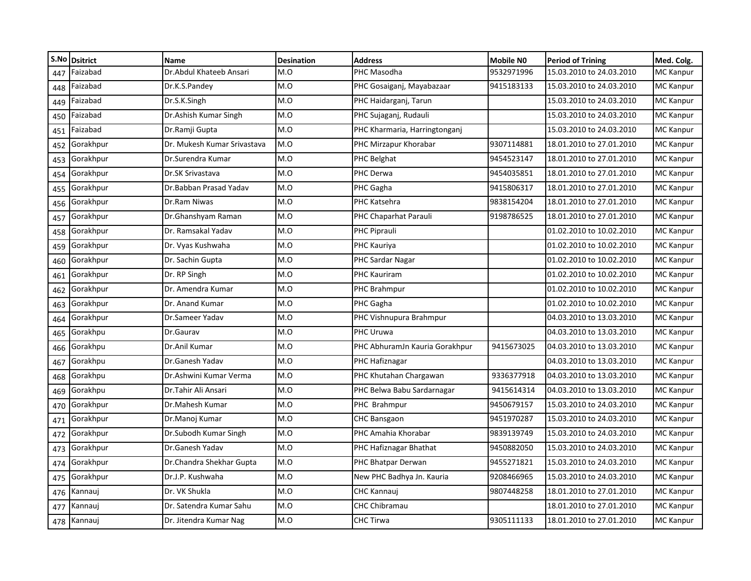| S.No | Dsitrict | Name | Desination | Address | Mobile N0 | Period of Trining | Med. Colg. |
|---|---|---|---|---|---|---|---|
| 447 | Faizabad | Dr.Abdul Khateeb Ansari | M.O | PHC Masodha | 9532971996 | 15.03.2010 to 24.03.2010 | MC Kanpur |
| 448 | Faizabad | Dr.K.S.Pandey | M.O | PHC Gosaiganj, Mayabazaar | 9415183133 | 15.03.2010 to 24.03.2010 | MC Kanpur |
| 449 | Faizabad | Dr.S.K.Singh | M.O | PHC Haidarganj, Tarun | | 15.03.2010 to 24.03.2010 | MC Kanpur |
| 450 | Faizabad | Dr.Ashish Kumar Singh | M.O | PHC Sujaganj, Rudauli | | 15.03.2010 to 24.03.2010 | MC Kanpur |
| 451 | Faizabad | Dr.Ramji Gupta | M.O | PHC Kharmaria, Harringtonganj | | 15.03.2010 to 24.03.2010 | MC Kanpur |
| 452 | Gorakhpur | Dr. Mukesh Kumar Srivastava | M.O | PHC Mirzapur Khorabar | 9307114881 | 18.01.2010 to 27.01.2010 | MC Kanpur |
| 453 | Gorakhpur | Dr.Surendra Kumar | M.O | PHC Belghat | 9454523147 | 18.01.2010 to 27.01.2010 | MC Kanpur |
| 454 | Gorakhpur | Dr.SK Srivastava | M.O | PHC Derwa | 9454035851 | 18.01.2010 to 27.01.2010 | MC Kanpur |
| 455 | Gorakhpur | Dr.Babban Prasad Yadav | M.O | PHC Gagha | 9415806317 | 18.01.2010 to 27.01.2010 | MC Kanpur |
| 456 | Gorakhpur | Dr.Ram Niwas | M.O | PHC Katsehra | 9838154204 | 18.01.2010 to 27.01.2010 | MC Kanpur |
| 457 | Gorakhpur | Dr.Ghanshyam Raman | M.O | PHC Chaparhat Parauli | 9198786525 | 18.01.2010 to 27.01.2010 | MC Kanpur |
| 458 | Gorakhpur | Dr. Ramsakal Yadav | M.O | PHC Piprauli | | 01.02.2010 to 10.02.2010 | MC Kanpur |
| 459 | Gorakhpur | Dr. Vyas Kushwaha | M.O | PHC Kauriya | | 01.02.2010 to 10.02.2010 | MC Kanpur |
| 460 | Gorakhpur | Dr. Sachin Gupta | M.O | PHC Sardar Nagar | | 01.02.2010 to 10.02.2010 | MC Kanpur |
| 461 | Gorakhpur | Dr. RP Singh | M.O | PHC Kauriram | | 01.02.2010 to 10.02.2010 | MC Kanpur |
| 462 | Gorakhpur | Dr. Amendra Kumar | M.O | PHC Brahmpur | | 01.02.2010 to 10.02.2010 | MC Kanpur |
| 463 | Gorakhpur | Dr. Anand Kumar | M.O | PHC Gagha | | 01.02.2010 to 10.02.2010 | MC Kanpur |
| 464 | Gorakhpur | Dr.Sameer Yadav | M.O | PHC Vishnupura Brahmpur | | 04.03.2010 to 13.03.2010 | MC Kanpur |
| 465 | Gorakhpu | Dr.Gaurav | M.O | PHC Uruwa | | 04.03.2010 to 13.03.2010 | MC Kanpur |
| 466 | Gorakhpu | Dr.Anil Kumar | M.O | PHC AbhuramJn Kauria Gorakhpur | 9415673025 | 04.03.2010 to 13.03.2010 | MC Kanpur |
| 467 | Gorakhpu | Dr.Ganesh Yadav | M.O | PHC Hafiznagar | | 04.03.2010 to 13.03.2010 | MC Kanpur |
| 468 | Gorakhpu | Dr.Ashwini Kumar Verma | M.O | PHC Khutahan Chargawan | 9336377918 | 04.03.2010 to 13.03.2010 | MC Kanpur |
| 469 | Gorakhpu | Dr.Tahir Ali Ansari | M.O | PHC Belwa Babu Sardarnagar | 9415614314 | 04.03.2010 to 13.03.2010 | MC Kanpur |
| 470 | Gorakhpur | Dr.Mahesh Kumar | M.O | PHC Brahmpur | 9450679157 | 15.03.2010 to 24.03.2010 | MC Kanpur |
| 471 | Gorakhpur | Dr.Manoj Kumar | M.O | CHC Bansgaon | 9451970287 | 15.03.2010 to 24.03.2010 | MC Kanpur |
| 472 | Gorakhpur | Dr.Subodh Kumar Singh | M.O | PHC Amahia Khorabar | 9839139749 | 15.03.2010 to 24.03.2010 | MC Kanpur |
| 473 | Gorakhpur | Dr.Ganesh Yadav | M.O | PHC Hafiznagar Bhathat | 9450882050 | 15.03.2010 to 24.03.2010 | MC Kanpur |
| 474 | Gorakhpur | Dr.Chandra Shekhar Gupta | M.O | PHC Bhatpar Derwan | 9455271821 | 15.03.2010 to 24.03.2010 | MC Kanpur |
| 475 | Gorakhpur | Dr.J.P. Kushwaha | M.O | New PHC Badhya Jn. Kauria | 9208466965 | 15.03.2010 to 24.03.2010 | MC Kanpur |
| 476 | Kannauj | Dr. VK Shukla | M.O | CHC Kannauj | 9807448258 | 18.01.2010 to 27.01.2010 | MC Kanpur |
| 477 | Kannauj | Dr. Satendra Kumar Sahu | M.O | CHC Chibramau | | 18.01.2010 to 27.01.2010 | MC Kanpur |
| 478 | Kannauj | Dr. Jitendra Kumar Nag | M.O | CHC Tirwa | 9305111133 | 18.01.2010 to 27.01.2010 | MC Kanpur |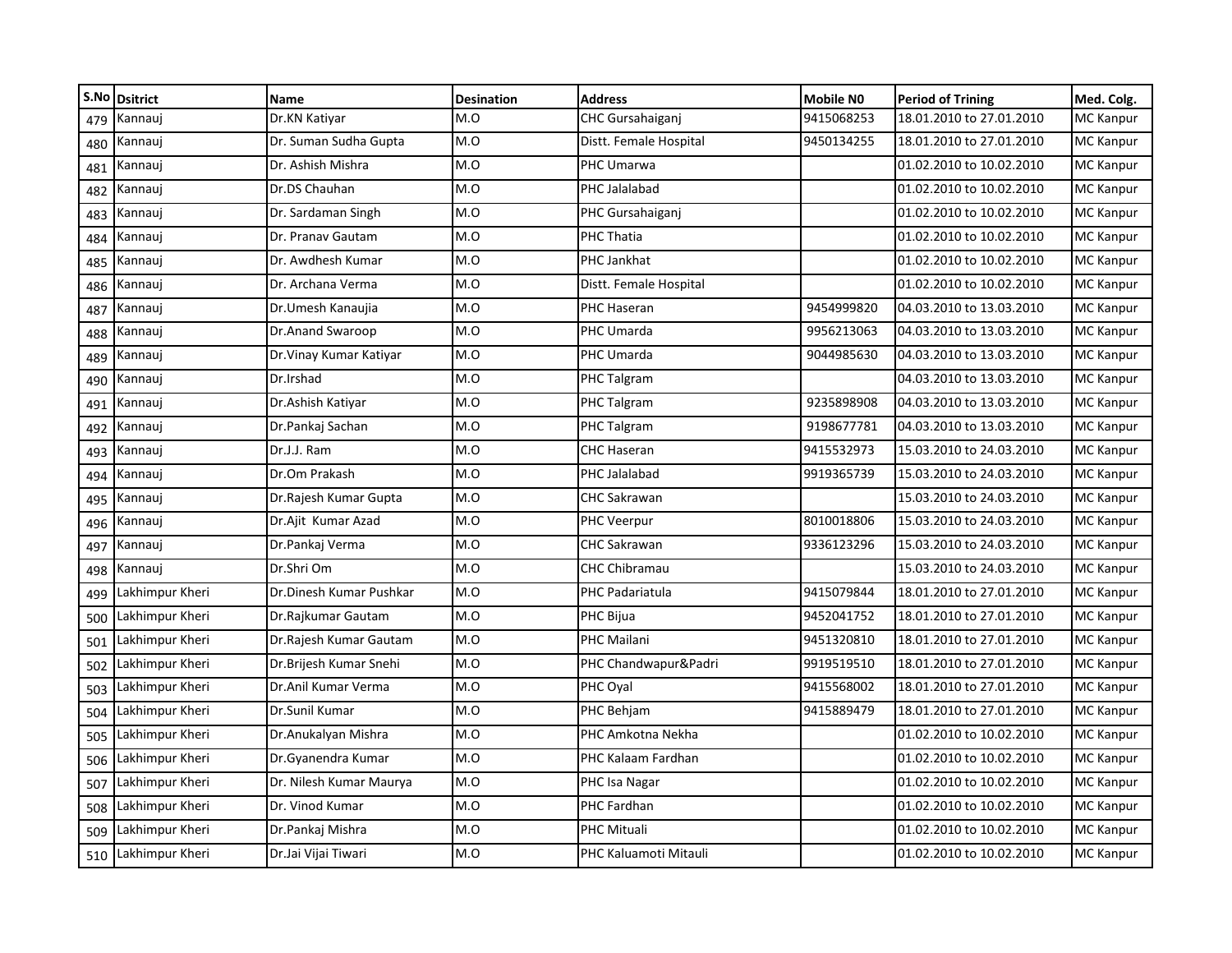| S.No | Dsitrict | Name | Desination | Address | Mobile N0 | Period of Trining | Med. Colg. |
|---|---|---|---|---|---|---|---|
| 479 | Kannauj | Dr.KN Katiyar | M.O | CHC Gursahaiganj | 9415068253 | 18.01.2010 to 27.01.2010 | MC Kanpur |
| 480 | Kannauj | Dr. Suman Sudha Gupta | M.O | Distt. Female Hospital | 9450134255 | 18.01.2010 to 27.01.2010 | MC Kanpur |
| 481 | Kannauj | Dr. Ashish Mishra | M.O | PHC Umarwa | | 01.02.2010 to 10.02.2010 | MC Kanpur |
| 482 | Kannauj | Dr.DS Chauhan | M.O | PHC Jalalabad | | 01.02.2010 to 10.02.2010 | MC Kanpur |
| 483 | Kannauj | Dr. Sardaman Singh | M.O | PHC Gursahaiganj | | 01.02.2010 to 10.02.2010 | MC Kanpur |
| 484 | Kannauj | Dr. Pranav Gautam | M.O | PHC Thatia | | 01.02.2010 to 10.02.2010 | MC Kanpur |
| 485 | Kannauj | Dr. Awdhesh Kumar | M.O | PHC Jankhat | | 01.02.2010 to 10.02.2010 | MC Kanpur |
| 486 | Kannauj | Dr. Archana Verma | M.O | Distt. Female Hospital | | 01.02.2010 to 10.02.2010 | MC Kanpur |
| 487 | Kannauj | Dr.Umesh Kanaujia | M.O | PHC Haseran | 9454999820 | 04.03.2010 to 13.03.2010 | MC Kanpur |
| 488 | Kannauj | Dr.Anand Swaroop | M.O | PHC Umarda | 9956213063 | 04.03.2010 to 13.03.2010 | MC Kanpur |
| 489 | Kannauj | Dr.Vinay Kumar Katiyar | M.O | PHC Umarda | 9044985630 | 04.03.2010 to 13.03.2010 | MC Kanpur |
| 490 | Kannauj | Dr.Irshad | M.O | PHC Talgram | | 04.03.2010 to 13.03.2010 | MC Kanpur |
| 491 | Kannauj | Dr.Ashish Katiyar | M.O | PHC Talgram | 9235898908 | 04.03.2010 to 13.03.2010 | MC Kanpur |
| 492 | Kannauj | Dr.Pankaj Sachan | M.O | PHC Talgram | 9198677781 | 04.03.2010 to 13.03.2010 | MC Kanpur |
| 493 | Kannauj | Dr.J.J. Ram | M.O | CHC Haseran | 9415532973 | 15.03.2010 to 24.03.2010 | MC Kanpur |
| 494 | Kannauj | Dr.Om Prakash | M.O | PHC Jalalabad | 9919365739 | 15.03.2010 to 24.03.2010 | MC Kanpur |
| 495 | Kannauj | Dr.Rajesh Kumar Gupta | M.O | CHC Sakrawan | | 15.03.2010 to 24.03.2010 | MC Kanpur |
| 496 | Kannauj | Dr.Ajit Kumar Azad | M.O | PHC Veerpur | 8010018806 | 15.03.2010 to 24.03.2010 | MC Kanpur |
| 497 | Kannauj | Dr.Pankaj Verma | M.O | CHC Sakrawan | 9336123296 | 15.03.2010 to 24.03.2010 | MC Kanpur |
| 498 | Kannauj | Dr.Shri Om | M.O | CHC Chibramau | | 15.03.2010 to 24.03.2010 | MC Kanpur |
| 499 | Lakhimpur Kheri | Dr.Dinesh Kumar Pushkar | M.O | PHC Padariatula | 9415079844 | 18.01.2010 to 27.01.2010 | MC Kanpur |
| 500 | Lakhimpur Kheri | Dr.Rajkumar Gautam | M.O | PHC Bijua | 9452041752 | 18.01.2010 to 27.01.2010 | MC Kanpur |
| 501 | Lakhimpur Kheri | Dr.Rajesh Kumar Gautam | M.O | PHC Mailani | 9451320810 | 18.01.2010 to 27.01.2010 | MC Kanpur |
| 502 | Lakhimpur Kheri | Dr.Brijesh Kumar Snehi | M.O | PHC Chandwapur&Padri | 9919519510 | 18.01.2010 to 27.01.2010 | MC Kanpur |
| 503 | Lakhimpur Kheri | Dr.Anil Kumar Verma | M.O | PHC Oyal | 9415568002 | 18.01.2010 to 27.01.2010 | MC Kanpur |
| 504 | Lakhimpur Kheri | Dr.Sunil Kumar | M.O | PHC Behjam | 9415889479 | 18.01.2010 to 27.01.2010 | MC Kanpur |
| 505 | Lakhimpur Kheri | Dr.Anukalyan Mishra | M.O | PHC Amkotna Nekha | | 01.02.2010 to 10.02.2010 | MC Kanpur |
| 506 | Lakhimpur Kheri | Dr.Gyanendra Kumar | M.O | PHC Kalaam Fardhan | | 01.02.2010 to 10.02.2010 | MC Kanpur |
| 507 | Lakhimpur Kheri | Dr. Nilesh Kumar Maurya | M.O | PHC Isa Nagar | | 01.02.2010 to 10.02.2010 | MC Kanpur |
| 508 | Lakhimpur Kheri | Dr. Vinod Kumar | M.O | PHC Fardhan | | 01.02.2010 to 10.02.2010 | MC Kanpur |
| 509 | Lakhimpur Kheri | Dr.Pankaj Mishra | M.O | PHC Mituali | | 01.02.2010 to 10.02.2010 | MC Kanpur |
| 510 | Lakhimpur Kheri | Dr.Jai Vijai Tiwari | M.O | PHC Kaluamoti Mitauli | | 01.02.2010 to 10.02.2010 | MC Kanpur |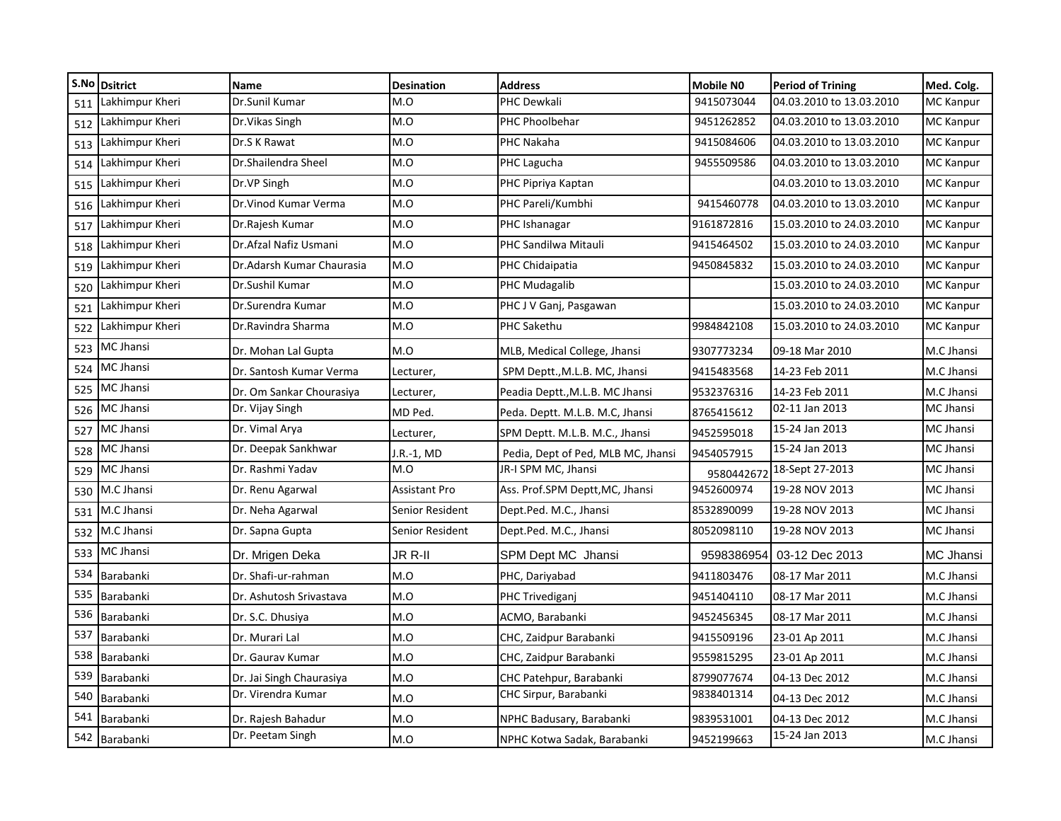| S.No | Dsitrict | Name | Desination | Address | Mobile N0 | Period of Trining | Med. Colg. |
|---|---|---|---|---|---|---|---|
| 511 | Lakhimpur Kheri | Dr.Sunil Kumar | M.O | PHC Dewkali | 9415073044 | 04.03.2010 to 13.03.2010 | MC Kanpur |
| 512 | Lakhimpur Kheri | Dr.Vikas Singh | M.O | PHC Phoolbehar | 9451262852 | 04.03.2010 to 13.03.2010 | MC Kanpur |
| 513 | Lakhimpur Kheri | Dr.S K Rawat | M.O | PHC Nakaha | 9415084606 | 04.03.2010 to 13.03.2010 | MC Kanpur |
| 514 | Lakhimpur Kheri | Dr.Shailendra Sheel | M.O | PHC Lagucha | 9455509586 | 04.03.2010 to 13.03.2010 | MC Kanpur |
| 515 | Lakhimpur Kheri | Dr.VP Singh | M.O | PHC Pipriya Kaptan | | 04.03.2010 to 13.03.2010 | MC Kanpur |
| 516 | Lakhimpur Kheri | Dr.Vinod Kumar Verma | M.O | PHC Pareli/Kumbhi | 9415460778 | 04.03.2010 to 13.03.2010 | MC Kanpur |
| 517 | Lakhimpur Kheri | Dr.Rajesh Kumar | M.O | PHC Ishanagar | 9161872816 | 15.03.2010 to 24.03.2010 | MC Kanpur |
| 518 | Lakhimpur Kheri | Dr.Afzal Nafiz Usmani | M.O | PHC Sandilwa Mitauli | 9415464502 | 15.03.2010 to 24.03.2010 | MC Kanpur |
| 519 | Lakhimpur Kheri | Dr.Adarsh Kumar Chaurasia | M.O | PHC Chidaipatia | 9450845832 | 15.03.2010 to 24.03.2010 | MC Kanpur |
| 520 | Lakhimpur Kheri | Dr.Sushil Kumar | M.O | PHC Mudagalib | | 15.03.2010 to 24.03.2010 | MC Kanpur |
| 521 | Lakhimpur Kheri | Dr.Surendra Kumar | M.O | PHC J V Ganj, Pasgawan | | 15.03.2010 to 24.03.2010 | MC Kanpur |
| 522 | Lakhimpur Kheri | Dr.Ravindra Sharma | M.O | PHC Sakethu | 9984842108 | 15.03.2010 to 24.03.2010 | MC Kanpur |
| 523 | MC Jhansi | Dr. Mohan Lal Gupta | M.O | MLB, Medical College, Jhansi | 9307773234 | 09-18 Mar 2010 | M.C Jhansi |
| 524 | MC Jhansi | Dr. Santosh Kumar Verma | Lecturer, | SPM Deptt.,M.L.B. MC, Jhansi | 9415483568 | 14-23 Feb 2011 | M.C Jhansi |
| 525 | MC Jhansi | Dr. Om Sankar Chourasiya | Lecturer, | Peadia Deptt.,M.L.B. MC Jhansi | 9532376316 | 14-23 Feb 2011 | M.C Jhansi |
| 526 | MC Jhansi | Dr. Vijay Singh | MD Ped. | Peda. Deptt. M.L.B. M.C, Jhansi | 8765415612 | 02-11 Jan 2013 | MC Jhansi |
| 527 | MC Jhansi | Dr. Vimal Arya | Lecturer, | SPM Deptt. M.L.B. M.C., Jhansi | 9452595018 | 15-24 Jan 2013 | MC Jhansi |
| 528 | MC Jhansi | Dr. Deepak Sankhwar | J.R.-1, MD | Pedia, Dept of Ped, MLB MC, Jhansi | 9454057915 | 15-24 Jan 2013 | MC Jhansi |
| 529 | MC Jhansi | Dr. Rashmi Yadav | M.O | JR-I SPM MC, Jhansi | 9580442672 | 18-Sept 27-2013 | MC Jhansi |
| 530 | M.C Jhansi | Dr. Renu Agarwal | Assistant Pro | Ass. Prof.SPM Deptt,MC, Jhansi | 9452600974 | 19-28 NOV 2013 | MC Jhansi |
| 531 | M.C Jhansi | Dr. Neha Agarwal | Senior Resident | Dept.Ped. M.C., Jhansi | 8532890099 | 19-28 NOV 2013 | MC Jhansi |
| 532 | M.C Jhansi | Dr. Sapna Gupta | Senior Resident | Dept.Ped. M.C., Jhansi | 8052098110 | 19-28 NOV 2013 | MC Jhansi |
| 533 | MC Jhansi | Dr. Mrigen Deka | JR R-II | SPM Dept MC Jhansi | 9598386954 | 03-12 Dec 2013 | MC Jhansi |
| 534 | Barabanki | Dr. Shafi-ur-rahman | M.O | PHC, Dariyabad | 9411803476 | 08-17 Mar 2011 | M.C Jhansi |
| 535 | Barabanki | Dr. Ashutosh Srivastava | M.O | PHC Trivediganj | 9451404110 | 08-17 Mar 2011 | M.C Jhansi |
| 536 | Barabanki | Dr. S.C. Dhusiya | M.O | ACMO, Barabanki | 9452456345 | 08-17 Mar 2011 | M.C Jhansi |
| 537 | Barabanki | Dr. Murari Lal | M.O | CHC, Zaidpur Barabanki | 9415509196 | 23-01 Ap 2011 | M.C Jhansi |
| 538 | Barabanki | Dr. Gaurav Kumar | M.O | CHC, Zaidpur Barabanki | 9559815295 | 23-01 Ap 2011 | M.C Jhansi |
| 539 | Barabanki | Dr. Jai Singh Chaurasiya | M.O | CHC Patehpur, Barabanki | 8799077674 | 04-13 Dec 2012 | M.C Jhansi |
| 540 | Barabanki | Dr. Virendra Kumar | M.O | CHC Sirpur, Barabanki | 9838401314 | 04-13 Dec 2012 | M.C Jhansi |
| 541 | Barabanki | Dr. Rajesh Bahadur | M.O | NPHC Badusary, Barabanki | 9839531001 | 04-13 Dec 2012 | M.C Jhansi |
| 542 | Barabanki | Dr. Peetam Singh | M.O | NPHC Kotwa Sadak, Barabanki | 9452199663 | 15-24 Jan 2013 | M.C Jhansi |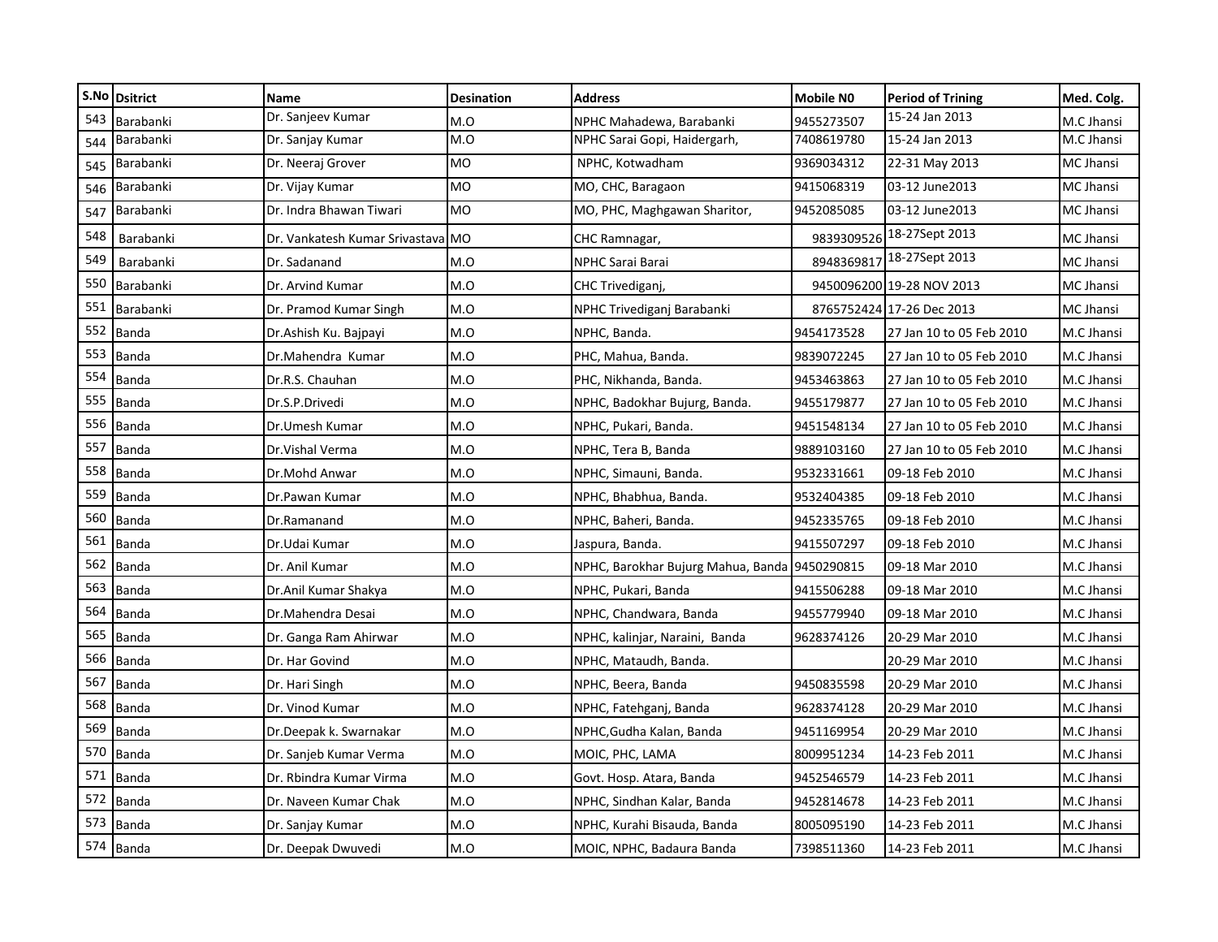| S.No | Dsitrict | Name | Desination | Address | Mobile N0 | Period of Trining | Med. Colg. |
|---|---|---|---|---|---|---|---|
| 543 | Barabanki | Dr. Sanjeev Kumar | M.O | NPHC Mahadewa, Barabanki | 9455273507 | 15-24 Jan 2013 | M.C Jhansi |
| 544 | Barabanki | Dr. Sanjay Kumar | M.O | NPHC Sarai Gopi, Haidergarh, | 7408619780 | 15-24 Jan 2013 | M.C Jhansi |
| 545 | Barabanki | Dr. Neeraj Grover | MO | NPHC, Kotwadham | 9369034312 | 22-31 May 2013 | MC Jhansi |
| 546 | Barabanki | Dr. Vijay Kumar | MO | MO, CHC, Baragaon | 9415068319 | 03-12 June2013 | MC Jhansi |
| 547 | Barabanki | Dr. Indra Bhawan Tiwari | MO | MO, PHC, Maghgawan Sharitor, | 9452085085 | 03-12 June2013 | MC Jhansi |
| 548 | Barabanki | Dr. Vankatesh Kumar Srivastava | MO | CHC Ramnagar, | 9839309526 | 18-27Sept 2013 | MC Jhansi |
| 549 | Barabanki | Dr. Sadanand | M.O | NPHC Sarai Barai | 8948369817 | 18-27Sept 2013 | MC Jhansi |
| 550 | Barabanki | Dr. Arvind Kumar | M.O | CHC Trivediganj, | 9450096200 | 19-28 NOV 2013 | MC Jhansi |
| 551 | Barabanki | Dr. Pramod Kumar Singh | M.O | NPHC Trivediganj Barabanki | 8765752424 | 17-26 Dec 2013 | MC Jhansi |
| 552 | Banda | Dr.Ashish Ku. Bajpayi | M.O | NPHC, Banda. | 9454173528 | 27 Jan 10 to 05 Feb 2010 | M.C Jhansi |
| 553 | Banda | Dr.Mahendra Kumar | M.O | PHC, Mahua, Banda. | 9839072245 | 27 Jan 10 to 05 Feb 2010 | M.C Jhansi |
| 554 | Banda | Dr.R.S. Chauhan | M.O | PHC, Nikhanda, Banda. | 9453463863 | 27 Jan 10 to 05 Feb 2010 | M.C Jhansi |
| 555 | Banda | Dr.S.P.Drivedi | M.O | NPHC, Badokhar Bujurg, Banda. | 9455179877 | 27 Jan 10 to 05 Feb 2010 | M.C Jhansi |
| 556 | Banda | Dr.Umesh Kumar | M.O | NPHC, Pukari, Banda. | 9451548134 | 27 Jan 10 to 05 Feb 2010 | M.C Jhansi |
| 557 | Banda | Dr.Vishal Verma | M.O | NPHC, Tera B, Banda | 9889103160 | 27 Jan 10 to 05 Feb 2010 | M.C Jhansi |
| 558 | Banda | Dr.Mohd Anwar | M.O | NPHC, Simauni, Banda. | 9532331661 | 09-18 Feb 2010 | M.C Jhansi |
| 559 | Banda | Dr.Pawan Kumar | M.O | NPHC, Bhabhua, Banda. | 9532404385 | 09-18 Feb 2010 | M.C Jhansi |
| 560 | Banda | Dr.Ramanand | M.O | NPHC, Baheri, Banda. | 9452335765 | 09-18 Feb 2010 | M.C Jhansi |
| 561 | Banda | Dr.Udai Kumar | M.O | Jaspura, Banda. | 9415507297 | 09-18 Feb 2010 | M.C Jhansi |
| 562 | Banda | Dr. Anil Kumar | M.O | NPHC, Barokhar Bujurg Mahua, Banda | 9450290815 | 09-18 Mar 2010 | M.C Jhansi |
| 563 | Banda | Dr.Anil Kumar Shakya | M.O | NPHC, Pukari, Banda | 9415506288 | 09-18 Mar 2010 | M.C Jhansi |
| 564 | Banda | Dr.Mahendra Desai | M.O | NPHC, Chandwara, Banda | 9455779940 | 09-18 Mar 2010 | M.C Jhansi |
| 565 | Banda | Dr. Ganga Ram Ahirwar | M.O | NPHC, kalinjar, Naraini, Banda | 9628374126 | 20-29 Mar 2010 | M.C Jhansi |
| 566 | Banda | Dr. Har Govind | M.O | NPHC, Mataudh, Banda. | | 20-29 Mar 2010 | M.C Jhansi |
| 567 | Banda | Dr. Hari Singh | M.O | NPHC, Beera, Banda | 9450835598 | 20-29 Mar 2010 | M.C Jhansi |
| 568 | Banda | Dr. Vinod Kumar | M.O | NPHC, Fatehganj, Banda | 9628374128 | 20-29 Mar 2010 | M.C Jhansi |
| 569 | Banda | Dr.Deepak k. Swarnakar | M.O | NPHC,Gudha Kalan, Banda | 9451169954 | 20-29 Mar 2010 | M.C Jhansi |
| 570 | Banda | Dr. Sanjeb Kumar Verma | M.O | MOIC, PHC, LAMA | 8009951234 | 14-23 Feb 2011 | M.C Jhansi |
| 571 | Banda | Dr. Rbindra Kumar Virma | M.O | Govt. Hosp. Atara, Banda | 9452546579 | 14-23 Feb 2011 | M.C Jhansi |
| 572 | Banda | Dr. Naveen Kumar Chak | M.O | NPHC, Sindhan Kalar, Banda | 9452814678 | 14-23 Feb 2011 | M.C Jhansi |
| 573 | Banda | Dr. Sanjay Kumar | M.O | NPHC, Kurahi Bisauda, Banda | 8005095190 | 14-23 Feb 2011 | M.C Jhansi |
| 574 | Banda | Dr. Deepak Dwuvedi | M.O | MOIC, NPHC, Badaura Banda | 7398511360 | 14-23 Feb 2011 | M.C Jhansi |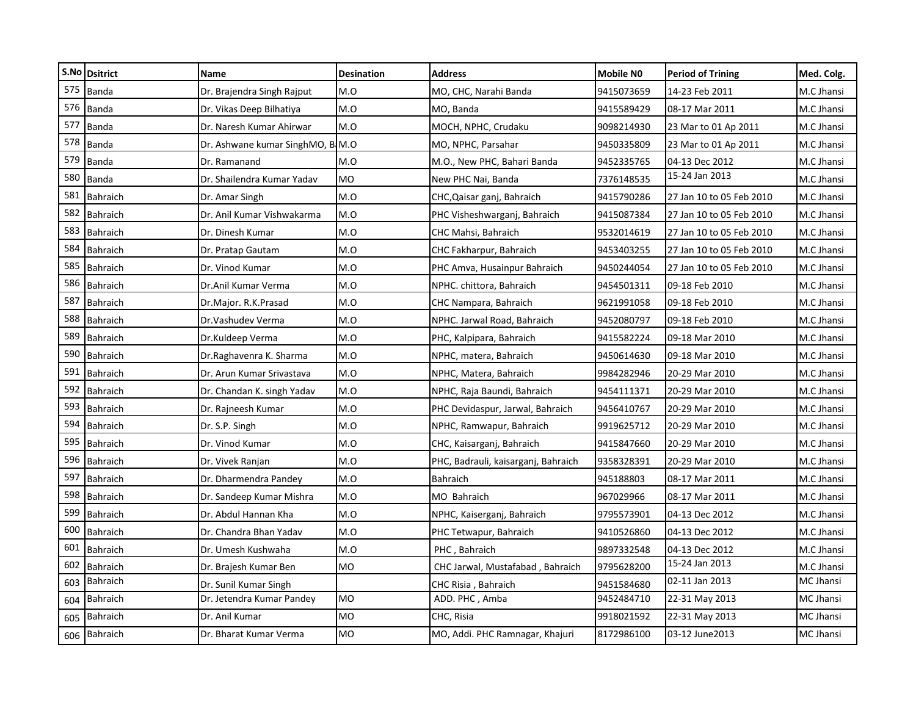| S.No | Dsitrict | Name | Desination | Address | Mobile N0 | Period of Trining | Med. Colg. |
|---|---|---|---|---|---|---|---|
| 575 | Banda | Dr. Brajendra Singh Rajput | M.O | MO, CHC, Narahi Banda | 9415073659 | 14-23 Feb 2011 | M.C Jhansi |
| 576 | Banda | Dr. Vikas Deep Bilhatiya | M.O | MO, Banda | 9415589429 | 08-17 Mar 2011 | M.C Jhansi |
| 577 | Banda | Dr. Naresh Kumar Ahirwar | M.O | MOCH, NPHC, Crudaku | 9098214930 | 23 Mar to 01 Ap 2011 | M.C Jhansi |
| 578 | Banda | Dr. Ashwane kumar SinghMO, B | M.O | MO, NPHC, Parsahar | 9450335809 | 23 Mar to 01 Ap 2011 | M.C Jhansi |
| 579 | Banda | Dr. Ramanand | M.O | M.O., New PHC, Bahari Banda | 9452335765 | 04-13 Dec 2012 | M.C Jhansi |
| 580 | Banda | Dr. Shailendra Kumar Yadav | MO | New PHC Nai, Banda | 7376148535 | 15-24 Jan 2013 | M.C Jhansi |
| 581 | Bahraich | Dr. Amar Singh | M.O | CHC,Qaisar ganj, Bahraich | 9415790286 | 27 Jan 10 to 05 Feb 2010 | M.C Jhansi |
| 582 | Bahraich | Dr. Anil Kumar Vishwakarma | M.O | PHC Visheshwarganj, Bahraich | 9415087384 | 27 Jan 10 to 05 Feb 2010 | M.C Jhansi |
| 583 | Bahraich | Dr. Dinesh Kumar | M.O | CHC Mahsi, Bahraich | 9532014619 | 27 Jan 10 to 05 Feb 2010 | M.C Jhansi |
| 584 | Bahraich | Dr. Pratap Gautam | M.O | CHC Fakharpur, Bahraich | 9453403255 | 27 Jan 10 to 05 Feb 2010 | M.C Jhansi |
| 585 | Bahraich | Dr. Vinod Kumar | M.O | PHC Amva, Husainpur Bahraich | 9450244054 | 27 Jan 10 to 05 Feb 2010 | M.C Jhansi |
| 586 | Bahraich | Dr.Anil Kumar Verma | M.O | NPHC. chittora, Bahraich | 9454501311 | 09-18 Feb 2010 | M.C Jhansi |
| 587 | Bahraich | Dr.Major. R.K.Prasad | M.O | CHC Nampara, Bahraich | 9621991058 | 09-18 Feb 2010 | M.C Jhansi |
| 588 | Bahraich | Dr.Vashudev Verma | M.O | NPHC. Jarwal Road, Bahraich | 9452080797 | 09-18 Feb 2010 | M.C Jhansi |
| 589 | Bahraich | Dr.Kuldeep Verma | M.O | PHC, Kalpipara, Bahraich | 9415582224 | 09-18 Mar 2010 | M.C Jhansi |
| 590 | Bahraich | Dr.Raghavenra K. Sharma | M.O | NPHC, matera, Bahraich | 9450614630 | 09-18 Mar 2010 | M.C Jhansi |
| 591 | Bahraich | Dr. Arun Kumar Srivastava | M.O | NPHC, Matera, Bahraich | 9984282946 | 20-29 Mar 2010 | M.C Jhansi |
| 592 | Bahraich | Dr. Chandan K. singh Yadav | M.O | NPHC, Raja Baundi, Bahraich | 9454111371 | 20-29 Mar 2010 | M.C Jhansi |
| 593 | Bahraich | Dr. Rajneesh Kumar | M.O | PHC Devidaspur, Jarwal, Bahraich | 9456410767 | 20-29 Mar 2010 | M.C Jhansi |
| 594 | Bahraich | Dr. S.P. Singh | M.O | NPHC, Ramwapur, Bahraich | 9919625712 | 20-29 Mar 2010 | M.C Jhansi |
| 595 | Bahraich | Dr. Vinod Kumar | M.O | CHC, Kaisarganj, Bahraich | 9415847660 | 20-29 Mar 2010 | M.C Jhansi |
| 596 | Bahraich | Dr. Vivek Ranjan | M.O | PHC, Badrauli, kaisarganj, Bahraich | 9358328391 | 20-29 Mar 2010 | M.C Jhansi |
| 597 | Bahraich | Dr. Dharmendra Pandey | M.O | Bahraich | 945188803 | 08-17 Mar 2011 | M.C Jhansi |
| 598 | Bahraich | Dr. Sandeep Kumar Mishra | M.O | MO Bahraich | 967029966 | 08-17 Mar 2011 | M.C Jhansi |
| 599 | Bahraich | Dr. Abdul Hannan Kha | M.O | NPHC, Kaiserganj, Bahraich | 9795573901 | 04-13 Dec 2012 | M.C Jhansi |
| 600 | Bahraich | Dr. Chandra Bhan Yadav | M.O | PHC Tetwapur, Bahraich | 9410526860 | 04-13 Dec 2012 | M.C Jhansi |
| 601 | Bahraich | Dr. Umesh Kushwaha | M.O | PHC , Bahraich | 9897332548 | 04-13 Dec 2012 | M.C Jhansi |
| 602 | Bahraich | Dr. Brajesh Kumar Ben | MO | CHC Jarwal, Mustafabad , Bahraich | 9795628200 | 15-24 Jan 2013 | M.C Jhansi |
| 603 | Bahraich | Dr. Sunil Kumar Singh | | CHC Risia , Bahraich | 9451584680 | 02-11 Jan 2013 | MC Jhansi |
| 604 | Bahraich | Dr. Jetendra Kumar Pandey | MO | ADD. PHC , Amba | 9452484710 | 22-31 May 2013 | MC Jhansi |
| 605 | Bahraich | Dr. Anil Kumar | MO | CHC, Risia | 9918021592 | 22-31 May 2013 | MC Jhansi |
| 606 | Bahraich | Dr. Bharat Kumar Verma | MO | MO, Addi. PHC Ramnagar, Khajuri | 8172986100 | 03-12 June2013 | MC Jhansi |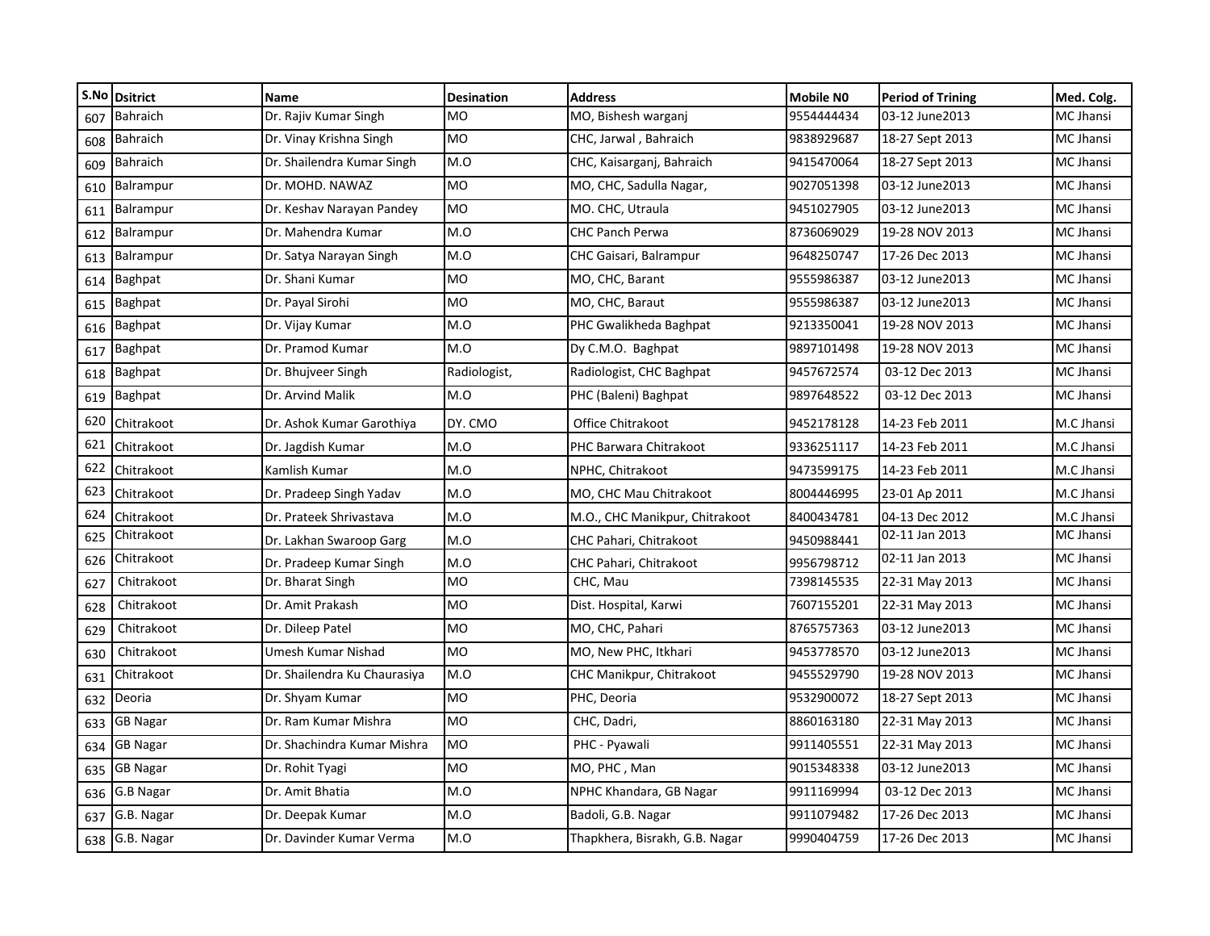| S.No | Dsitrict | Name | Desination | Address | Mobile N0 | Period of Trining | Med. Colg. |
|---|---|---|---|---|---|---|---|
| 607 | Bahraich | Dr. Rajiv Kumar Singh | MO | MO, Bishesh warganj | 9554444434 | 03-12 June2013 | MC Jhansi |
| 608 | Bahraich | Dr. Vinay Krishna Singh | MO | CHC, Jarwal , Bahraich | 9838929687 | 18-27 Sept 2013 | MC Jhansi |
| 609 | Bahraich | Dr. Shailendra Kumar Singh | M.O | CHC, Kaisarganj, Bahraich | 9415470064 | 18-27 Sept 2013 | MC Jhansi |
| 610 | Balrampur | Dr. MOHD. NAWAZ | MO | MO, CHC, Sadulla Nagar, | 9027051398 | 03-12 June2013 | MC Jhansi |
| 611 | Balrampur | Dr. Keshav Narayan Pandey | MO | MO. CHC, Utraula | 9451027905 | 03-12 June2013 | MC Jhansi |
| 612 | Balrampur | Dr. Mahendra Kumar | M.O | CHC Panch Perwa | 8736069029 | 19-28 NOV 2013 | MC Jhansi |
| 613 | Balrampur | Dr. Satya Narayan Singh | M.O | CHC Gaisari, Balrampur | 9648250747 | 17-26 Dec 2013 | MC Jhansi |
| 614 | Baghpat | Dr. Shani Kumar | MO | MO, CHC, Barant | 9555986387 | 03-12 June2013 | MC Jhansi |
| 615 | Baghpat | Dr. Payal Sirohi | MO | MO, CHC, Baraut | 9555986387 | 03-12 June2013 | MC Jhansi |
| 616 | Baghpat | Dr. Vijay Kumar | M.O | PHC Gwalikheda Baghpat | 9213350041 | 19-28 NOV 2013 | MC Jhansi |
| 617 | Baghpat | Dr. Pramod Kumar | M.O | Dy C.M.O. Baghpat | 9897101498 | 19-28 NOV 2013 | MC Jhansi |
| 618 | Baghpat | Dr. Bhujveer Singh | Radiologist, | Radiologist, CHC Baghpat | 9457672574 | 03-12 Dec 2013 | MC Jhansi |
| 619 | Baghpat | Dr. Arvind Malik | M.O | PHC (Baleni) Baghpat | 9897648522 | 03-12 Dec 2013 | MC Jhansi |
| 620 | Chitrakoot | Dr. Ashok Kumar Garothiya | DY. CMO | Office Chitrakoot | 9452178128 | 14-23 Feb 2011 | M.C Jhansi |
| 621 | Chitrakoot | Dr. Jagdish Kumar | M.O | PHC Barwara Chitrakoot | 9336251117 | 14-23 Feb 2011 | M.C Jhansi |
| 622 | Chitrakoot | Kamlish Kumar | M.O | NPHC, Chitrakoot | 9473599175 | 14-23 Feb 2011 | M.C Jhansi |
| 623 | Chitrakoot | Dr. Pradeep Singh Yadav | M.O | MO, CHC Mau Chitrakoot | 8004446995 | 23-01 Ap 2011 | M.C Jhansi |
| 624 | Chitrakoot | Dr. Prateek Shrivastava | M.O | M.O., CHC Manikpur, Chitrakoot | 8400434781 | 04-13 Dec 2012 | M.C Jhansi |
| 625 | Chitrakoot | Dr. Lakhan Swaroop Garg | M.O | CHC Pahari, Chitrakoot | 9450988441 | 02-11 Jan 2013 | MC Jhansi |
| 626 | Chitrakoot | Dr. Pradeep Kumar Singh | M.O | CHC Pahari, Chitrakoot | 9956798712 | 02-11 Jan 2013 | MC Jhansi |
| 627 | Chitrakoot | Dr. Bharat Singh | MO | CHC, Mau | 7398145535 | 22-31 May 2013 | MC Jhansi |
| 628 | Chitrakoot | Dr. Amit Prakash | MO | Dist. Hospital, Karwi | 7607155201 | 22-31 May 2013 | MC Jhansi |
| 629 | Chitrakoot | Dr. Dileep Patel | MO | MO, CHC, Pahari | 8765757363 | 03-12 June2013 | MC Jhansi |
| 630 | Chitrakoot | Umesh Kumar Nishad | MO | MO, New PHC, Itkhari | 9453778570 | 03-12 June2013 | MC Jhansi |
| 631 | Chitrakoot | Dr. Shailendra Ku Chaurasiya | M.O | CHC Manikpur, Chitrakoot | 9455529790 | 19-28 NOV 2013 | MC Jhansi |
| 632 | Deoria | Dr. Shyam Kumar | MO | PHC, Deoria | 9532900072 | 18-27 Sept 2013 | MC Jhansi |
| 633 | GB Nagar | Dr. Ram Kumar Mishra | MO | CHC, Dadri, | 8860163180 | 22-31 May 2013 | MC Jhansi |
| 634 | GB Nagar | Dr. Shachindra Kumar Mishra | MO | PHC - Pyawali | 9911405551 | 22-31 May 2013 | MC Jhansi |
| 635 | GB Nagar | Dr. Rohit Tyagi | MO | MO, PHC , Man | 9015348338 | 03-12 June2013 | MC Jhansi |
| 636 | G.B Nagar | Dr. Amit Bhatia | M.O | NPHC Khandara, GB Nagar | 9911169994 | 03-12 Dec 2013 | MC Jhansi |
| 637 | G.B. Nagar | Dr. Deepak Kumar | M.O | Badoli, G.B. Nagar | 9911079482 | 17-26 Dec 2013 | MC Jhansi |
| 638 | G.B. Nagar | Dr. Davinder Kumar Verma | M.O | Thapkhera, Bisrakh, G.B. Nagar | 9990404759 | 17-26 Dec 2013 | MC Jhansi |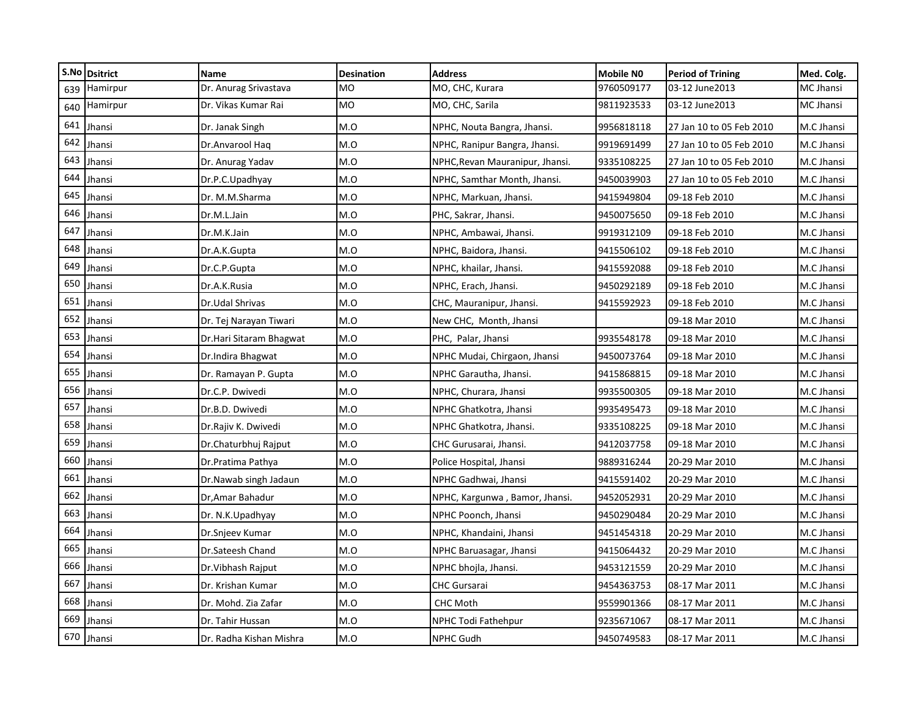| S.No | Dsitrict | Name | Desination | Address | Mobile N0 | Period of Trining | Med. Colg. |
|---|---|---|---|---|---|---|---|
| 639 | Hamirpur | Dr. Anurag Srivastava | MO | MO, CHC, Kurara | 9760509177 | 03-12 June2013 | MC Jhansi |
| 640 | Hamirpur | Dr. Vikas Kumar Rai | MO | MO, CHC, Sarila | 9811923533 | 03-12 June2013 | MC Jhansi |
| 641 | Jhansi | Dr. Janak Singh | M.O | NPHC, Nouta Bangra, Jhansi. | 9956818118 | 27 Jan 10 to 05 Feb 2010 | M.C Jhansi |
| 642 | Jhansi | Dr.Anvarool Haq | M.O | NPHC, Ranipur Bangra, Jhansi. | 9919691499 | 27 Jan 10 to 05 Feb 2010 | M.C Jhansi |
| 643 | Jhansi | Dr. Anurag Yadav | M.O | NPHC,Revan Mauranipur, Jhansi. | 9335108225 | 27 Jan 10 to 05 Feb 2010 | M.C Jhansi |
| 644 | Jhansi | Dr.P.C.Upadhyay | M.O | NPHC, Samthar Month, Jhansi. | 9450039903 | 27 Jan 10 to 05 Feb 2010 | M.C Jhansi |
| 645 | Jhansi | Dr. M.M.Sharma | M.O | NPHC, Markuan, Jhansi. | 9415949804 | 09-18 Feb 2010 | M.C Jhansi |
| 646 | Jhansi | Dr.M.L.Jain | M.O | PHC, Sakrar, Jhansi. | 9450075650 | 09-18 Feb 2010 | M.C Jhansi |
| 647 | Jhansi | Dr.M.K.Jain | M.O | NPHC, Ambawai, Jhansi. | 9919312109 | 09-18 Feb 2010 | M.C Jhansi |
| 648 | Jhansi | Dr.A.K.Gupta | M.O | NPHC, Baidora, Jhansi. | 9415506102 | 09-18 Feb 2010 | M.C Jhansi |
| 649 | Jhansi | Dr.C.P.Gupta | M.O | NPHC, khailar, Jhansi. | 9415592088 | 09-18 Feb 2010 | M.C Jhansi |
| 650 | Jhansi | Dr.A.K.Rusia | M.O | NPHC, Erach, Jhansi. | 9450292189 | 09-18 Feb 2010 | M.C Jhansi |
| 651 | Jhansi | Dr.Udal Shrivas | M.O | CHC, Mauranipur, Jhansi. | 9415592923 | 09-18 Feb 2010 | M.C Jhansi |
| 652 | Jhansi | Dr. Tej Narayan Tiwari | M.O | New CHC, Month, Jhansi | | 09-18 Mar 2010 | M.C Jhansi |
| 653 | Jhansi | Dr.Hari Sitaram Bhagwat | M.O | PHC, Palar, Jhansi | 9935548178 | 09-18 Mar 2010 | M.C Jhansi |
| 654 | Jhansi | Dr.Indira Bhagwat | M.O | NPHC Mudai, Chirgaon, Jhansi | 9450073764 | 09-18 Mar 2010 | M.C Jhansi |
| 655 | Jhansi | Dr. Ramayan P. Gupta | M.O | NPHC Garautha, Jhansi. | 9415868815 | 09-18 Mar 2010 | M.C Jhansi |
| 656 | Jhansi | Dr.C.P. Dwivedi | M.O | NPHC, Churara, Jhansi | 9935500305 | 09-18 Mar 2010 | M.C Jhansi |
| 657 | Jhansi | Dr.B.D. Dwivedi | M.O | NPHC Ghatkotra, Jhansi | 9935495473 | 09-18 Mar 2010 | M.C Jhansi |
| 658 | Jhansi | Dr.Rajiv K. Dwivedi | M.O | NPHC Ghatkotra, Jhansi. | 9335108225 | 09-18 Mar 2010 | M.C Jhansi |
| 659 | Jhansi | Dr.Chaturbhuj Rajput | M.O | CHC Gurusarai, Jhansi. | 9412037758 | 09-18 Mar 2010 | M.C Jhansi |
| 660 | Jhansi | Dr.Pratima Pathya | M.O | Police Hospital, Jhansi | 9889316244 | 20-29 Mar 2010 | M.C Jhansi |
| 661 | Jhansi | Dr.Nawab singh Jadaun | M.O | NPHC Gadhwai, Jhansi | 9415591402 | 20-29 Mar 2010 | M.C Jhansi |
| 662 | Jhansi | Dr,Amar Bahadur | M.O | NPHC, Kargunwa , Bamor, Jhansi. | 9452052931 | 20-29 Mar 2010 | M.C Jhansi |
| 663 | Jhansi | Dr. N.K.Upadhyay | M.O | NPHC Poonch, Jhansi | 9450290484 | 20-29 Mar 2010 | M.C Jhansi |
| 664 | Jhansi | Dr.Snjeev Kumar | M.O | NPHC, Khandaini, Jhansi | 9451454318 | 20-29 Mar 2010 | M.C Jhansi |
| 665 | Jhansi | Dr.Sateesh Chand | M.O | NPHC Baruasagar, Jhansi | 9415064432 | 20-29 Mar 2010 | M.C Jhansi |
| 666 | Jhansi | Dr.Vibhash Rajput | M.O | NPHC bhojla, Jhansi. | 9453121559 | 20-29 Mar 2010 | M.C Jhansi |
| 667 | Jhansi | Dr. Krishan Kumar | M.O | CHC Gursarai | 9454363753 | 08-17 Mar 2011 | M.C Jhansi |
| 668 | Jhansi | Dr. Mohd. Zia Zafar | M.O | CHC Moth | 9559901366 | 08-17 Mar 2011 | M.C Jhansi |
| 669 | Jhansi | Dr. Tahir Hussan | M.O | NPHC Todi Fathehpur | 9235671067 | 08-17 Mar 2011 | M.C Jhansi |
| 670 | Jhansi | Dr. Radha Kishan Mishra | M.O | NPHC Gudh | 9450749583 | 08-17 Mar 2011 | M.C Jhansi |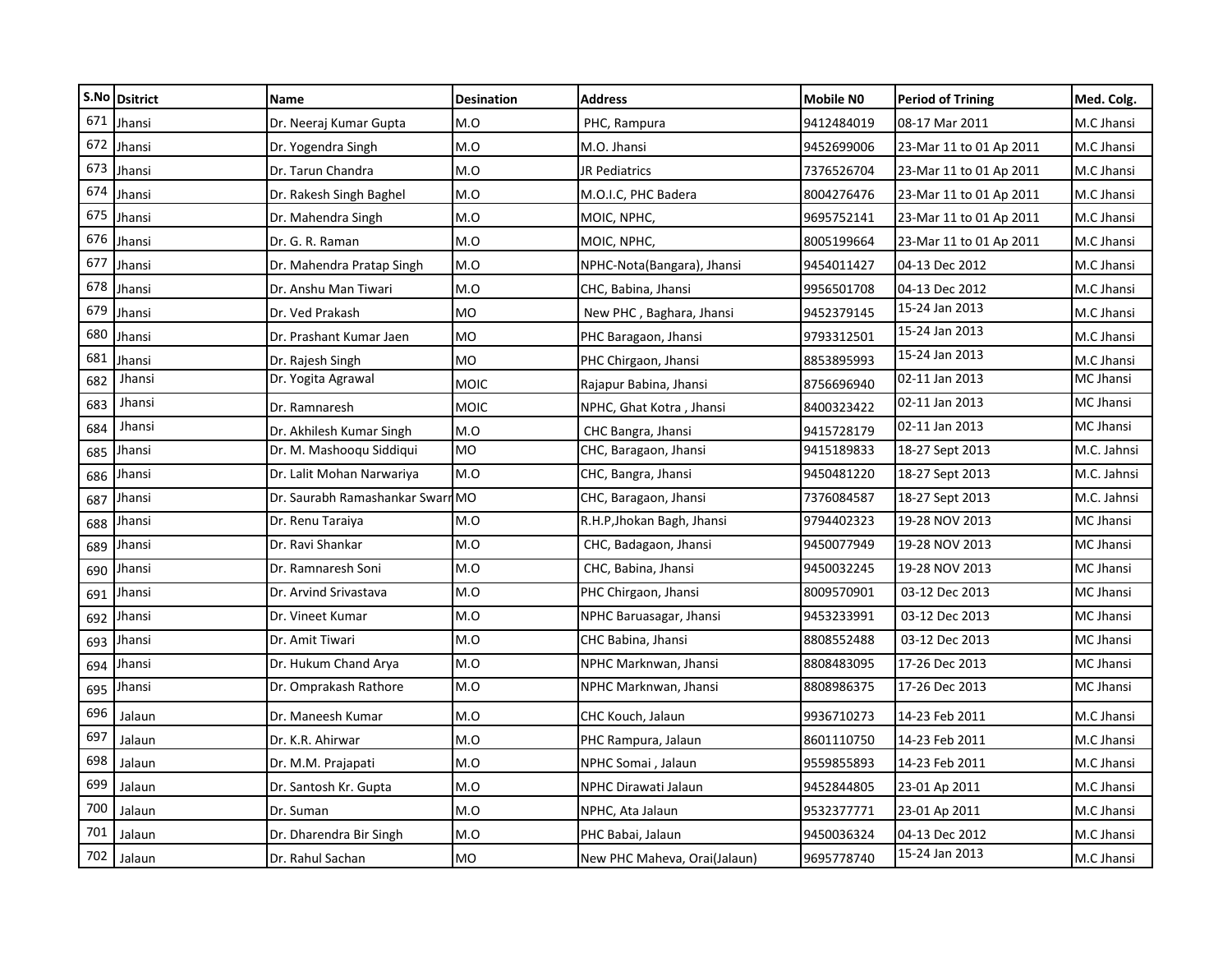| S.No | Dsitrict | Name | Desination | Address | Mobile N0 | Period of Trining | Med. Colg. |
|---|---|---|---|---|---|---|---|
| 671 | Jhansi | Dr. Neeraj Kumar Gupta | M.O | PHC, Rampura | 9412484019 | 08-17 Mar 2011 | M.C Jhansi |
| 672 | Jhansi | Dr. Yogendra Singh | M.O | M.O. Jhansi | 9452699006 | 23-Mar 11 to 01 Ap 2011 | M.C Jhansi |
| 673 | Jhansi | Dr. Tarun Chandra | M.O | JR Pediatrics | 7376526704 | 23-Mar 11 to 01 Ap 2011 | M.C Jhansi |
| 674 | Jhansi | Dr. Rakesh Singh Baghel | M.O | M.O.I.C, PHC Badera | 8004276476 | 23-Mar 11 to 01 Ap 2011 | M.C Jhansi |
| 675 | Jhansi | Dr. Mahendra Singh | M.O | MOIC, NPHC, | 9695752141 | 23-Mar 11 to 01 Ap 2011 | M.C Jhansi |
| 676 | Jhansi | Dr. G. R. Raman | M.O | MOIC, NPHC, | 8005199664 | 23-Mar 11 to 01 Ap 2011 | M.C Jhansi |
| 677 | Jhansi | Dr. Mahendra Pratap Singh | M.O | NPHC-Nota(Bangara), Jhansi | 9454011427 | 04-13 Dec 2012 | M.C Jhansi |
| 678 | Jhansi | Dr. Anshu Man Tiwari | M.O | CHC, Babina, Jhansi | 9956501708 | 04-13 Dec 2012 | M.C Jhansi |
| 679 | Jhansi | Dr. Ved Prakash | MO | New PHC , Baghara, Jhansi | 9452379145 | 15-24 Jan 2013 | M.C Jhansi |
| 680 | Jhansi | Dr. Prashant Kumar Jaen | MO | PHC Baragaon, Jhansi | 9793312501 | 15-24 Jan 2013 | M.C Jhansi |
| 681 | Jhansi | Dr. Rajesh Singh | MO | PHC Chirgaon, Jhansi | 8853895993 | 15-24 Jan 2013 | M.C Jhansi |
| 682 | Jhansi | Dr. Yogita Agrawal | MOIC | Rajapur Babina, Jhansi | 8756696940 | 02-11 Jan 2013 | MC Jhansi |
| 683 | Jhansi | Dr. Ramnaresh | MOIC | NPHC, Ghat Kotra , Jhansi | 8400323422 | 02-11 Jan 2013 | MC Jhansi |
| 684 | Jhansi | Dr. Akhilesh Kumar Singh | M.O | CHC Bangra, Jhansi | 9415728179 | 02-11 Jan 2013 | MC Jhansi |
| 685 | Jhansi | Dr. M. Mashooqu Siddiqui | MO | CHC, Baragaon, Jhansi | 9415189833 | 18-27 Sept 2013 | M.C. Jahnsi |
| 686 | Jhansi | Dr. Lalit Mohan Narwariya | M.O | CHC, Bangra, Jhansi | 9450481220 | 18-27 Sept 2013 | M.C. Jahnsi |
| 687 | Jhansi | Dr. Saurabh Ramashankar Swarn | MO | CHC, Baragaon, Jhansi | 7376084587 | 18-27 Sept 2013 | M.C. Jahnsi |
| 688 | Jhansi | Dr. Renu Taraiya | M.O | R.H.P,Jhokan Bagh, Jhansi | 9794402323 | 19-28 NOV 2013 | MC Jhansi |
| 689 | Jhansi | Dr. Ravi Shankar | M.O | CHC, Badagaon, Jhansi | 9450077949 | 19-28 NOV 2013 | MC Jhansi |
| 690 | Jhansi | Dr. Ramnaresh Soni | M.O | CHC, Babina, Jhansi | 9450032245 | 19-28 NOV 2013 | MC Jhansi |
| 691 | Jhansi | Dr. Arvind Srivastava | M.O | PHC Chirgaon, Jhansi | 8009570901 | 03-12 Dec 2013 | MC Jhansi |
| 692 | Jhansi | Dr. Vineet Kumar | M.O | NPHC Baruasagar, Jhansi | 9453233991 | 03-12 Dec 2013 | MC Jhansi |
| 693 | Jhansi | Dr. Amit Tiwari | M.O | CHC Babina, Jhansi | 8808552488 | 03-12 Dec 2013 | MC Jhansi |
| 694 | Jhansi | Dr. Hukum Chand Arya | M.O | NPHC Marknwan, Jhansi | 8808483095 | 17-26 Dec 2013 | MC Jhansi |
| 695 | Jhansi | Dr. Omprakash Rathore | M.O | NPHC Marknwan, Jhansi | 8808986375 | 17-26 Dec 2013 | MC Jhansi |
| 696 | Jalaun | Dr. Maneesh Kumar | M.O | CHC Kouch, Jalaun | 9936710273 | 14-23 Feb 2011 | M.C Jhansi |
| 697 | Jalaun | Dr. K.R. Ahirwar | M.O | PHC Rampura, Jalaun | 8601110750 | 14-23 Feb 2011 | M.C Jhansi |
| 698 | Jalaun | Dr. M.M. Prajapati | M.O | NPHC Somai , Jalaun | 9559855893 | 14-23 Feb 2011 | M.C Jhansi |
| 699 | Jalaun | Dr. Santosh Kr. Gupta | M.O | NPHC Dirawati Jalaun | 9452844805 | 23-01 Ap 2011 | M.C Jhansi |
| 700 | Jalaun | Dr. Suman | M.O | NPHC, Ata Jalaun | 9532377771 | 23-01 Ap 2011 | M.C Jhansi |
| 701 | Jalaun | Dr. Dharendra Bir Singh | M.O | PHC Babai, Jalaun | 9450036324 | 04-13 Dec 2012 | M.C Jhansi |
| 702 | Jalaun | Dr. Rahul Sachan | MO | New PHC Maheva, Orai(Jalaun) | 9695778740 | 15-24 Jan 2013 | M.C Jhansi |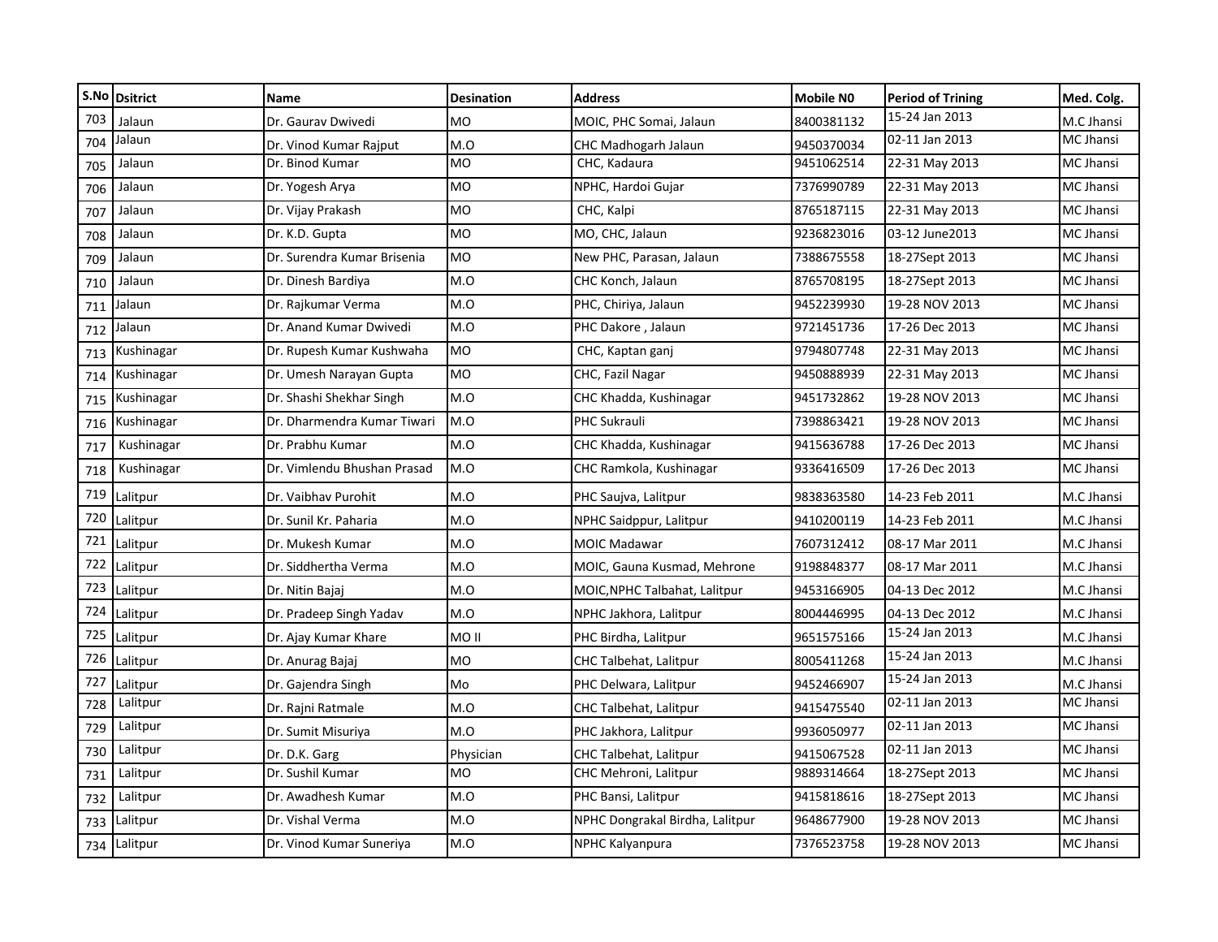| S.No | Dsitrict | Name | Desination | Address | Mobile N0 | Period of Trining | Med. Colg. |
|---|---|---|---|---|---|---|---|
| 703 | Jalaun | Dr. Gaurav Dwivedi | MO | MOIC, PHC Somai, Jalaun | 8400381132 | 15-24 Jan 2013 | M.C Jhansi |
| 704 | Jalaun | Dr. Vinod Kumar Rajput | M.O | CHC Madhogarh Jalaun | 9450370034 | 02-11 Jan 2013 | MC Jhansi |
| 705 | Jalaun | Dr. Binod Kumar | MO | CHC, Kadaura | 9451062514 | 22-31 May 2013 | MC Jhansi |
| 706 | Jalaun | Dr. Yogesh Arya | MO | NPHC, Hardoi Gujar | 7376990789 | 22-31 May 2013 | MC Jhansi |
| 707 | Jalaun | Dr. Vijay Prakash | MO | CHC, Kalpi | 8765187115 | 22-31 May 2013 | MC Jhansi |
| 708 | Jalaun | Dr. K.D. Gupta | MO | MO, CHC, Jalaun | 9236823016 | 03-12 June2013 | MC Jhansi |
| 709 | Jalaun | Dr. Surendra Kumar Brisenia | MO | New PHC, Parasan, Jalaun | 7388675558 | 18-27Sept 2013 | MC Jhansi |
| 710 | Jalaun | Dr. Dinesh Bardiya | M.O | CHC Konch, Jalaun | 8765708195 | 18-27Sept 2013 | MC Jhansi |
| 711 | Jalaun | Dr. Rajkumar Verma | M.O | PHC, Chiriya, Jalaun | 9452239930 | 19-28 NOV 2013 | MC Jhansi |
| 712 | Jalaun | Dr. Anand Kumar Dwivedi | M.O | PHC Dakore , Jalaun | 9721451736 | 17-26 Dec 2013 | MC Jhansi |
| 713 | Kushinagar | Dr. Rupesh Kumar Kushwaha | MO | CHC, Kaptan ganj | 9794807748 | 22-31 May 2013 | MC Jhansi |
| 714 | Kushinagar | Dr. Umesh Narayan Gupta | MO | CHC, Fazil Nagar | 9450888939 | 22-31 May 2013 | MC Jhansi |
| 715 | Kushinagar | Dr. Shashi Shekhar Singh | M.O | CHC Khadda, Kushinagar | 9451732862 | 19-28 NOV 2013 | MC Jhansi |
| 716 | Kushinagar | Dr. Dharmendra Kumar Tiwari | M.O | PHC Sukrauli | 7398863421 | 19-28 NOV 2013 | MC Jhansi |
| 717 | Kushinagar | Dr. Prabhu Kumar | M.O | CHC Khadda, Kushinagar | 9415636788 | 17-26 Dec 2013 | MC Jhansi |
| 718 | Kushinagar | Dr. Vimlendu Bhushan Prasad | M.O | CHC Ramkola, Kushinagar | 9336416509 | 17-26 Dec 2013 | MC Jhansi |
| 719 | Lalitpur | Dr. Vaibhav Purohit | M.O | PHC Saujva, Lalitpur | 9838363580 | 14-23 Feb 2011 | M.C Jhansi |
| 720 | Lalitpur | Dr. Sunil Kr. Paharia | M.O | NPHC Saidppur, Lalitpur | 9410200119 | 14-23 Feb 2011 | M.C Jhansi |
| 721 | Lalitpur | Dr. Mukesh Kumar | M.O | MOIC Madawar | 7607312412 | 08-17 Mar 2011 | M.C Jhansi |
| 722 | Lalitpur | Dr. Siddhertha Verma | M.O | MOIC, Gauna Kusmad, Mehrone | 9198848377 | 08-17 Mar 2011 | M.C Jhansi |
| 723 | Lalitpur | Dr. Nitin Bajaj | M.O | MOIC,NPHC Talbahat, Lalitpur | 9453166905 | 04-13 Dec 2012 | M.C Jhansi |
| 724 | Lalitpur | Dr. Pradeep Singh Yadav | M.O | NPHC Jakhora, Lalitpur | 8004446995 | 04-13 Dec 2012 | M.C Jhansi |
| 725 | Lalitpur | Dr. Ajay Kumar Khare | MO II | PHC Birdha, Lalitpur | 9651575166 | 15-24 Jan 2013 | M.C Jhansi |
| 726 | Lalitpur | Dr. Anurag Bajaj | MO | CHC Talbehat, Lalitpur | 8005411268 | 15-24 Jan 2013 | M.C Jhansi |
| 727 | Lalitpur | Dr. Gajendra Singh | Mo | PHC Delwara, Lalitpur | 9452466907 | 15-24 Jan 2013 | M.C Jhansi |
| 728 | Lalitpur | Dr. Rajni Ratmale | M.O | CHC Talbehat, Lalitpur | 9415475540 | 02-11 Jan 2013 | MC Jhansi |
| 729 | Lalitpur | Dr. Sumit Misuriya | M.O | PHC Jakhora, Lalitpur | 9936050977 | 02-11 Jan 2013 | MC Jhansi |
| 730 | Lalitpur | Dr. D.K. Garg | Physician | CHC Talbehat, Lalitpur | 9415067528 | 02-11 Jan 2013 | MC Jhansi |
| 731 | Lalitpur | Dr. Sushil Kumar | MO | CHC Mehroni, Lalitpur | 9889314664 | 18-27Sept 2013 | MC Jhansi |
| 732 | Lalitpur | Dr. Awadhesh Kumar | M.O | PHC Bansi, Lalitpur | 9415818616 | 18-27Sept 2013 | MC Jhansi |
| 733 | Lalitpur | Dr. Vishal Verma | M.O | NPHC Dongrakal Birdha, Lalitpur | 9648677900 | 19-28 NOV 2013 | MC Jhansi |
| 734 | Lalitpur | Dr. Vinod Kumar Suneriya | M.O | NPHC Kalyanpura | 7376523758 | 19-28 NOV 2013 | MC Jhansi |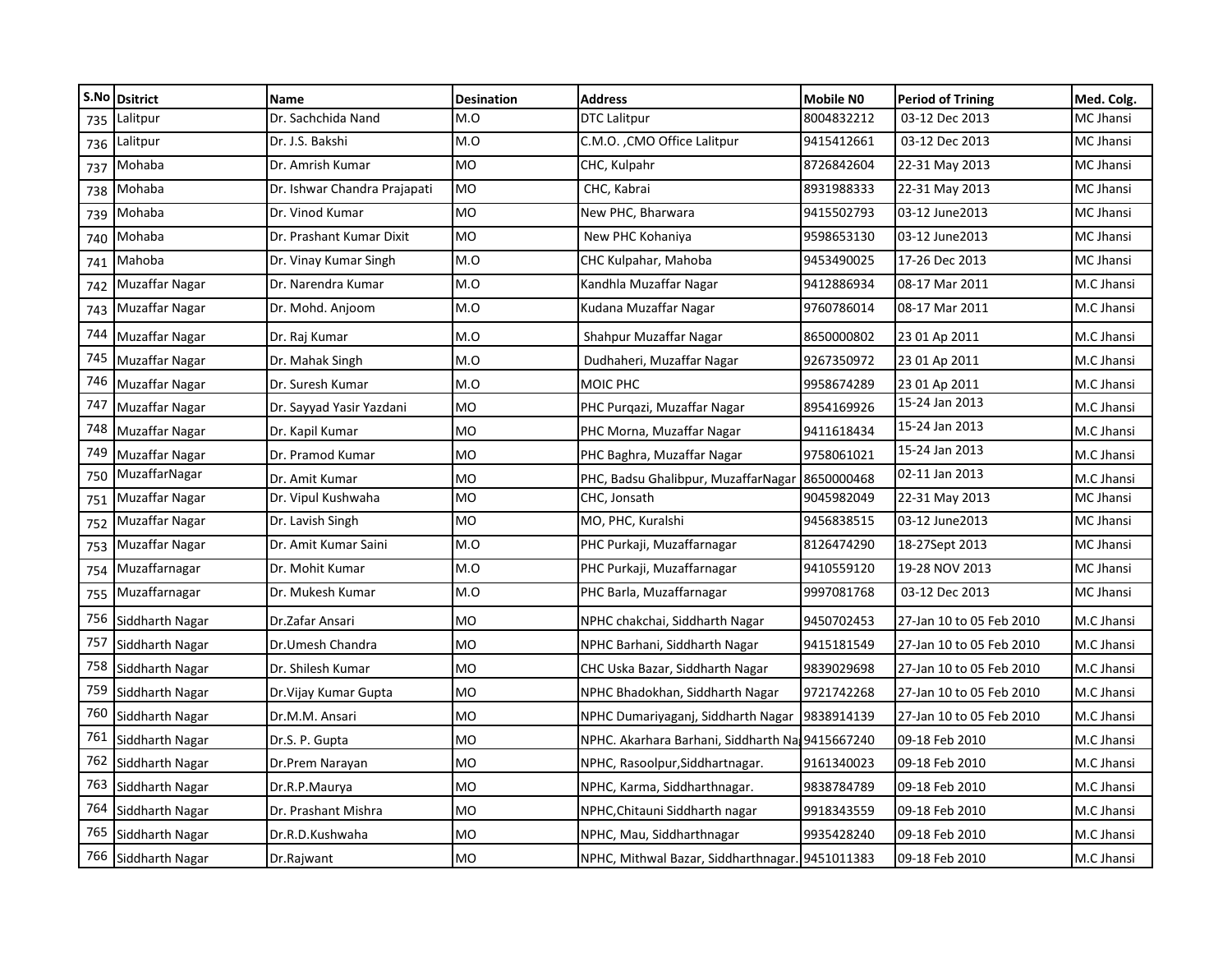| S.No | Dsitrict | Name | Desination | Address | Mobile N0 | Period of Trining | Med. Colg. |
|---|---|---|---|---|---|---|---|
| 735 | Lalitpur | Dr. Sachchida Nand | M.O | DTC Lalitpur | 8004832212 | 03-12 Dec 2013 | MC Jhansi |
| 736 | Lalitpur | Dr. J.S. Bakshi | M.O | C.M.O. ,CMO Office Lalitpur | 9415412661 | 03-12 Dec 2013 | MC Jhansi |
| 737 | Mohaba | Dr. Amrish Kumar | MO | CHC, Kulpahr | 8726842604 | 22-31 May 2013 | MC Jhansi |
| 738 | Mohaba | Dr. Ishwar Chandra Prajapati | MO | CHC, Kabrai | 8931988333 | 22-31 May 2013 | MC Jhansi |
| 739 | Mohaba | Dr. Vinod Kumar | MO | New PHC, Bharwara | 9415502793 | 03-12 June2013 | MC Jhansi |
| 740 | Mohaba | Dr. Prashant Kumar Dixit | MO | New PHC Kohaniya | 9598653130 | 03-12 June2013 | MC Jhansi |
| 741 | Mahoba | Dr. Vinay Kumar Singh | M.O | CHC Kulpahar, Mahoba | 9453490025 | 17-26 Dec 2013 | MC Jhansi |
| 742 | Muzaffar Nagar | Dr. Narendra Kumar | M.O | Kandhla Muzaffar Nagar | 9412886934 | 08-17 Mar 2011 | M.C Jhansi |
| 743 | Muzaffar Nagar | Dr. Mohd. Anjoom | M.O | Kudana Muzaffar Nagar | 9760786014 | 08-17 Mar 2011 | M.C Jhansi |
| 744 | Muzaffar Nagar | Dr. Raj Kumar | M.O | Shahpur Muzaffar Nagar | 8650000802 | 23 01 Ap 2011 | M.C Jhansi |
| 745 | Muzaffar Nagar | Dr. Mahak Singh | M.O | Dudhaheri, Muzaffar Nagar | 9267350972 | 23 01 Ap 2011 | M.C Jhansi |
| 746 | Muzaffar Nagar | Dr. Suresh Kumar | M.O | MOIC PHC | 9958674289 | 23 01 Ap 2011 | M.C Jhansi |
| 747 | Muzaffar Nagar | Dr. Sayyad Yasir Yazdani | MO | PHC Purqazi, Muzaffar Nagar | 8954169926 | 15-24 Jan 2013 | M.C Jhansi |
| 748 | Muzaffar Nagar | Dr. Kapil Kumar | MO | PHC Morna, Muzaffar Nagar | 9411618434 | 15-24 Jan 2013 | M.C Jhansi |
| 749 | Muzaffar Nagar | Dr. Pramod Kumar | MO | PHC Baghra, Muzaffar Nagar | 9758061021 | 15-24 Jan 2013 | M.C Jhansi |
| 750 | MuzaffarNagar | Dr. Amit Kumar | MO | PHC, Badsu Ghalibpur, MuzaffarNagar | 8650000468 | 02-11 Jan 2013 | M.C Jhansi |
| 751 | Muzaffar Nagar | Dr. Vipul Kushwaha | MO | CHC, Jonsath | 9045982049 | 22-31 May 2013 | MC Jhansi |
| 752 | Muzaffar Nagar | Dr. Lavish Singh | MO | MO, PHC, Kuralshi | 9456838515 | 03-12 June2013 | MC Jhansi |
| 753 | Muzaffar Nagar | Dr. Amit Kumar Saini | M.O | PHC Purkaji, Muzaffarnagar | 8126474290 | 18-27Sept 2013 | MC Jhansi |
| 754 | Muzaffarnagar | Dr. Mohit Kumar | M.O | PHC Purkaji, Muzaffarnagar | 9410559120 | 19-28 NOV 2013 | MC Jhansi |
| 755 | Muzaffarnagar | Dr. Mukesh Kumar | M.O | PHC Barla, Muzaffarnagar | 9997081768 | 03-12 Dec 2013 | MC Jhansi |
| 756 | Siddharth Nagar | Dr.Zafar Ansari | MO | NPHC chakchai, Siddharth Nagar | 9450702453 | 27-Jan 10 to 05 Feb 2010 | M.C Jhansi |
| 757 | Siddharth Nagar | Dr.Umesh Chandra | MO | NPHC Barhani, Siddharth Nagar | 9415181549 | 27-Jan 10 to 05 Feb 2010 | M.C Jhansi |
| 758 | Siddharth Nagar | Dr. Shilesh Kumar | MO | CHC Uska Bazar, Siddharth Nagar | 9839029698 | 27-Jan 10 to 05 Feb 2010 | M.C Jhansi |
| 759 | Siddharth Nagar | Dr.Vijay Kumar Gupta | MO | NPHC Bhadokhan, Siddharth Nagar | 9721742268 | 27-Jan 10 to 05 Feb 2010 | M.C Jhansi |
| 760 | Siddharth Nagar | Dr.M.M. Ansari | MO | NPHC Dumariyaganj, Siddharth Nagar | 9838914139 | 27-Jan 10 to 05 Feb 2010 | M.C Jhansi |
| 761 | Siddharth Nagar | Dr.S. P. Gupta | MO | NPHC. Akarhara Barhani, Siddharth Na | 9415667240 | 09-18 Feb 2010 | M.C Jhansi |
| 762 | Siddharth Nagar | Dr.Prem Narayan | MO | NPHC, Rasoolpur,Siddhartnagar. | 9161340023 | 09-18 Feb 2010 | M.C Jhansi |
| 763 | Siddharth Nagar | Dr.R.P.Maurya | MO | NPHC, Karma, Siddharthnagar. | 9838784789 | 09-18 Feb 2010 | M.C Jhansi |
| 764 | Siddharth Nagar | Dr. Prashant Mishra | MO | NPHC,Chitauni Siddharth nagar | 9918343559 | 09-18 Feb 2010 | M.C Jhansi |
| 765 | Siddharth Nagar | Dr.R.D.Kushwaha | MO | NPHC, Mau, Siddharthnagar | 9935428240 | 09-18 Feb 2010 | M.C Jhansi |
| 766 | Siddharth Nagar | Dr.Rajwant | MO | NPHC, Mithwal Bazar, Siddharthnagar. | 9451011383 | 09-18 Feb 2010 | M.C Jhansi |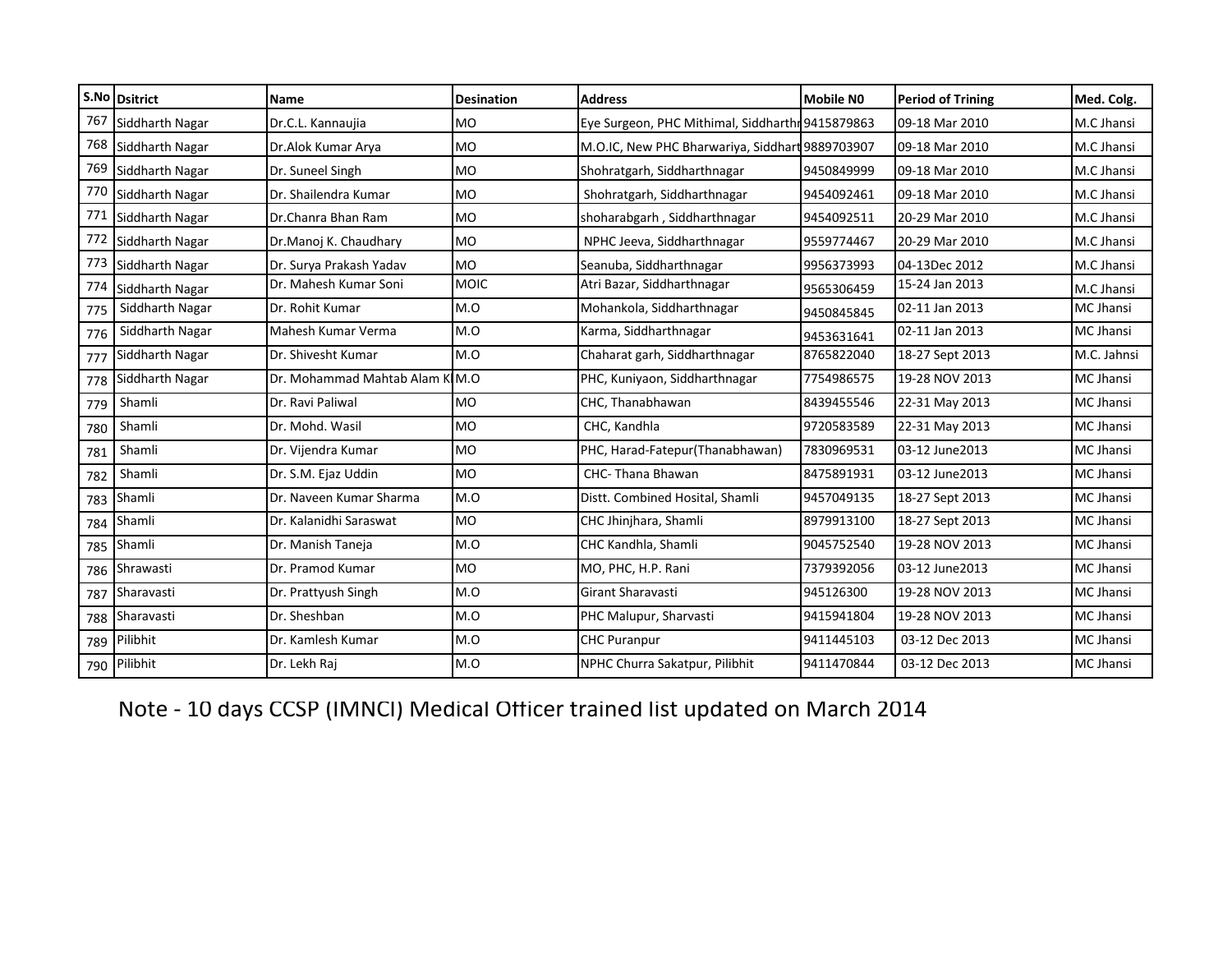| S.No | Dsitrict | Name | Desination | Address | Mobile N0 | Period of Trining | Med. Colg. |
|---|---|---|---|---|---|---|---|
| 767 | Siddharth Nagar | Dr.C.L. Kannaujia | MO | Eye Surgeon, PHC Mithimal, Siddharthn | 9415879863 | 09-18 Mar 2010 | M.C Jhansi |
| 768 | Siddharth Nagar | Dr.Alok Kumar Arya | MO | M.O.IC, New PHC Bharwariya, Siddhart | 9889703907 | 09-18 Mar 2010 | M.C Jhansi |
| 769 | Siddharth Nagar | Dr. Suneel Singh | MO | Shohratgarh, Siddharthnagar | 9450849999 | 09-18 Mar 2010 | M.C Jhansi |
| 770 | Siddharth Nagar | Dr. Shailendra Kumar | MO | Shohratgarh, Siddharthnagar | 9454092461 | 09-18 Mar 2010 | M.C Jhansi |
| 771 | Siddharth Nagar | Dr.Chanra Bhan Ram | MO | shoharabgarh , Siddharthnagar | 9454092511 | 20-29 Mar 2010 | M.C Jhansi |
| 772 | Siddharth Nagar | Dr.Manoj K. Chaudhary | MO | NPHC Jeeva, Siddharthnagar | 9559774467 | 20-29 Mar 2010 | M.C Jhansi |
| 773 | Siddharth Nagar | Dr. Surya Prakash Yadav | MO | Seanuba, Siddharthnagar | 9956373993 | 04-13Dec 2012 | M.C Jhansi |
| 774 | Siddharth Nagar | Dr. Mahesh Kumar Soni | MOIC | Atri Bazar, Siddharthnagar | 9565306459 | 15-24 Jan 2013 | M.C Jhansi |
| 775 | Siddharth Nagar | Dr. Rohit Kumar | M.O | Mohankola, Siddharthnagar | 9450845845 | 02-11 Jan 2013 | MC Jhansi |
| 776 | Siddharth Nagar | Mahesh Kumar Verma | M.O | Karma, Siddharthnagar | 9453631641 | 02-11 Jan 2013 | MC Jhansi |
| 777 | Siddharth Nagar | Dr. Shivesht Kumar | M.O | Chaharat garh, Siddharthnagar | 8765822040 | 18-27 Sept 2013 | M.C. Jahnsi |
| 778 | Siddharth Nagar | Dr. Mohammad Mahtab Alam K | M.O | PHC, Kuniyaon, Siddharthnagar | 7754986575 | 19-28 NOV 2013 | MC Jhansi |
| 779 | Shamli | Dr. Ravi Paliwal | MO | CHC, Thanabhawan | 8439455546 | 22-31 May 2013 | MC Jhansi |
| 780 | Shamli | Dr. Mohd. Wasil | MO | CHC, Kandhla | 9720583589 | 22-31 May 2013 | MC Jhansi |
| 781 | Shamli | Dr. Vijendra Kumar | MO | PHC, Harad-Fatepur(Thanabhawan) | 7830969531 | 03-12 June2013 | MC Jhansi |
| 782 | Shamli | Dr. S.M. Ejaz Uddin | MO | CHC- Thana Bhawan | 8475891931 | 03-12 June2013 | MC Jhansi |
| 783 | Shamli | Dr. Naveen Kumar Sharma | M.O | Distt. Combined Hosital, Shamli | 9457049135 | 18-27 Sept 2013 | MC Jhansi |
| 784 | Shamli | Dr. Kalanidhi Saraswat | MO | CHC Jhinjhara, Shamli | 8979913100 | 18-27 Sept 2013 | MC Jhansi |
| 785 | Shamli | Dr. Manish Taneja | M.O | CHC Kandhla, Shamli | 9045752540 | 19-28 NOV 2013 | MC Jhansi |
| 786 | Shrawasti | Dr. Pramod Kumar | MO | MO, PHC, H.P. Rani | 7379392056 | 03-12 June2013 | MC Jhansi |
| 787 | Sharavasti | Dr. Prattyush Singh | M.O | Girant Sharavasti | 945126300 | 19-28 NOV 2013 | MC Jhansi |
| 788 | Sharavasti | Dr. Sheshban | M.O | PHC Malupur, Sharvasti | 9415941804 | 19-28 NOV 2013 | MC Jhansi |
| 789 | Pilibhit | Dr. Kamlesh Kumar | M.O | CHC Puranpur | 9411445103 | 03-12 Dec 2013 | MC Jhansi |
| 790 | Pilibhit | Dr. Lekh Raj | M.O | NPHC Churra Sakatpur, Pilibhit | 9411470844 | 03-12 Dec 2013 | MC Jhansi |

Note - 10 days CCSP (IMNCI) Medical Officer trained list updated on March 2014